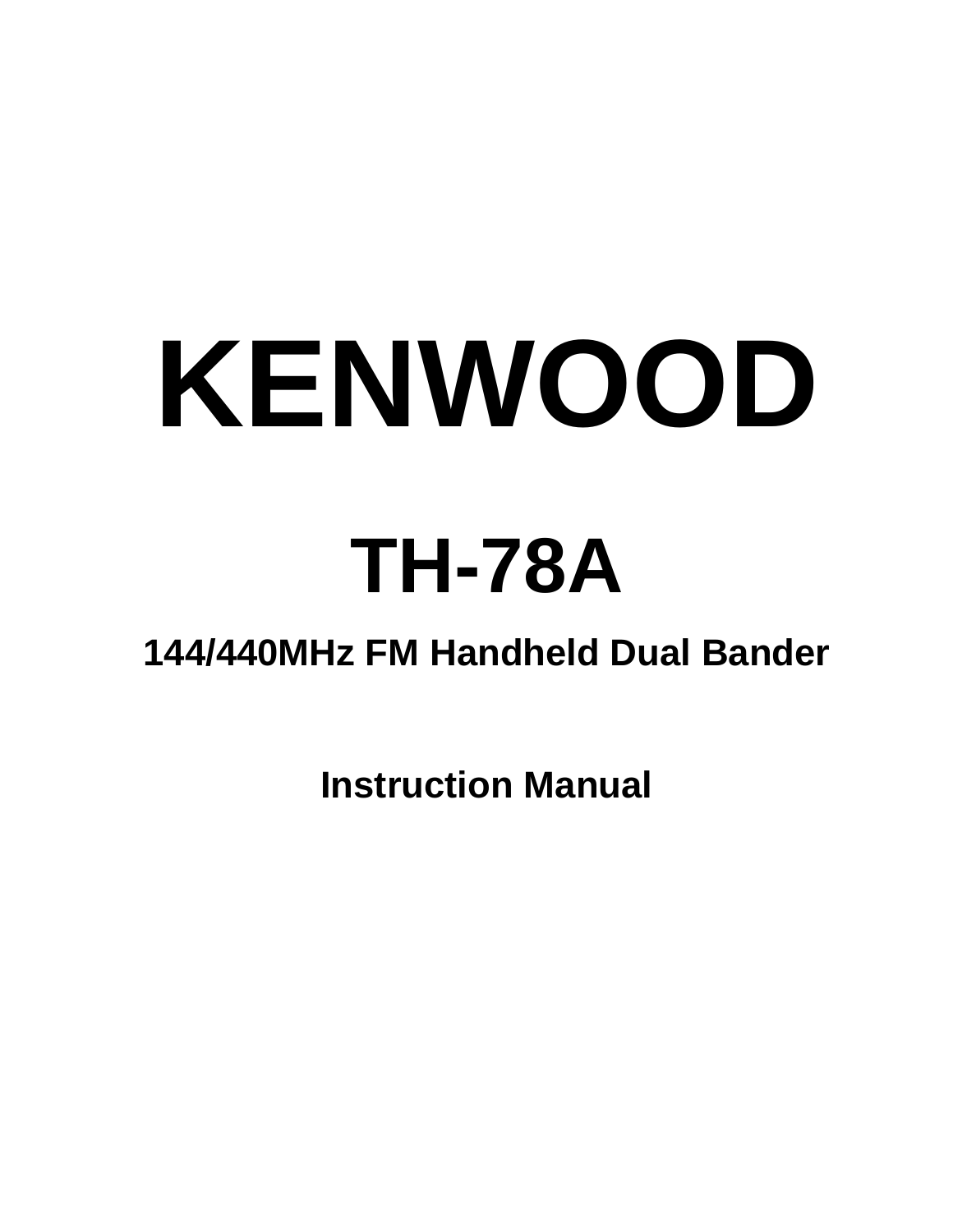# KENWOOD

# TH-78A

## 144/440MHz FM Handheld Dual Bander

### Instruction Manual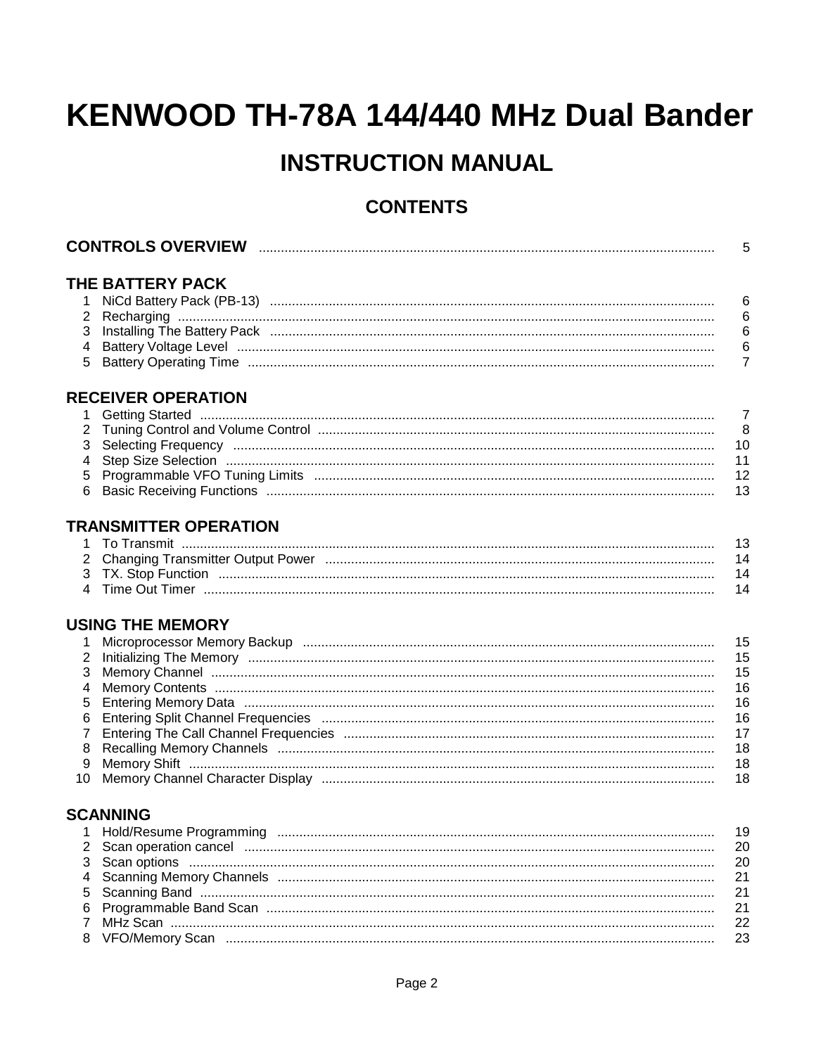# KENWOOD TH-78A 144/440 MHz Dual Bander

## INSTRUCTION MANUAL

### CONTENTS

| | | |
|---|---|---|
| **CONTROLS OVERVIEW** | | 5 |
| **THE BATTERY PACK** | | |
| 1 | NiCd Battery Pack (PB-13) | 6 |
| 2 | Recharging | 6 |
| 3 | Installing The Battery Pack | 6 |
| 4 | Battery Voltage Level | 6 |
| 5 | Battery Operating Time | 7 |
| **RECEIVER OPERATION** | | |
| 1 | Getting Started | 7 |
| 2 | Tuning Control and Volume Control | 8 |
| 3 | Selecting Frequency | 10 |
| 4 | Step Size Selection | 11 |
| 5 | Programmable VFO Tuning Limits | 12 |
| 6 | Basic Receiving Functions | 13 |
| **TRANSMITTER OPERATION** | | |
| 1 | To Transmit | 13 |
| 2 | Changing Transmitter Output Power | 14 |
| 3 | TX. Stop Function | 14 |
| 4 | Time Out Timer | 14 |
| **USING THE MEMORY** | | |
| 1 | Microprocessor Memory Backup | 15 |
| 2 | Initializing The Memory | 15 |
| 3 | Memory Channel | 15 |
| 4 | Memory Contents | 16 |
| 5 | Entering Memory Data | 16 |
| 6 | Entering Split Channel Frequencies | 16 |
| 7 | Entering The Call Channel Frequencies | 17 |
| 8 | Recalling Memory Channels | 18 |
| 9 | Memory Shift | 18 |
| 10 | Memory Channel Character Display | 18 |
| **SCANNING** | | |
| 1 | Hold/Resume Programming | 19 |
| 2 | Scan operation cancel | 20 |
| 3 | Scan options | 20 |
| 4 | Scanning Memory Channels | 21 |
| 5 | Scanning Band | 21 |
| 6 | Programmable Band Scan | 21 |
| 7 | MHz Scan | 22 |
| 8 | VFO/Memory Scan | 23 |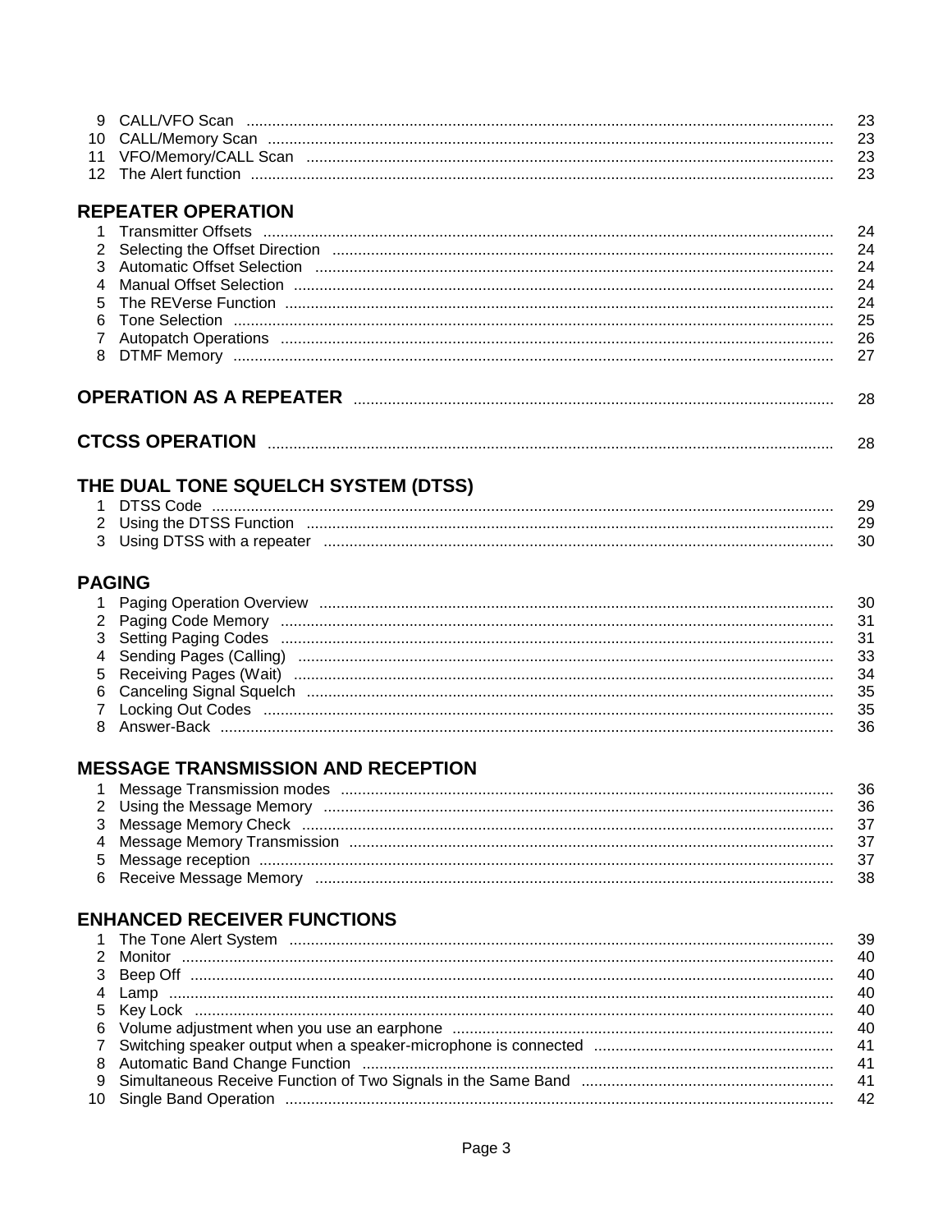| | | |
|---|---|---|
| 9 | CALL/VFO Scan | 23 |
| 10 | CALL/Memory Scan | 23 |
| 11 | VFO/Memory/CALL Scan | 23 |
| 12 | The Alert function | 23 |

## REPEATER OPERATION

| | | |
|---|---|---|
| 1 | Transmitter Offsets | 24 |
| 2 | Selecting the Offset Direction | 24 |
| 3 | Automatic Offset Selection | 24 |
| 4 | Manual Offset Selection | 24 |
| 5 | The REVerse Function | 24 |
| 6 | Tone Selection | 25 |
| 7 | Autopatch Operations | 26 |
| 8 | DTMF Memory | 27 |

## OPERATION AS A REPEATER ........ 28

## CTCSS OPERATION ........ 28

## THE DUAL TONE SQUELCH SYSTEM (DTSS)

| | | |
|---|---|---|
| 1 | DTSS Code | 29 |
| 2 | Using the DTSS Function | 29 |
| 3 | Using DTSS with a repeater | 30 |

## PAGING

| | | |
|---|---|---|
| 1 | Paging Operation Overview | 30 |
| 2 | Paging Code Memory | 31 |
| 3 | Setting Paging Codes | 31 |
| 4 | Sending Pages (Calling) | 33 |
| 5 | Receiving Pages (Wait) | 34 |
| 6 | Canceling Signal Squelch | 35 |
| 7 | Locking Out Codes | 35 |
| 8 | Answer-Back | 36 |

## MESSAGE TRANSMISSION AND RECEPTION

| | | |
|---|---|---|
| 1 | Message Transmission modes | 36 |
| 2 | Using the Message Memory | 36 |
| 3 | Message Memory Check | 37 |
| 4 | Message Memory Transmission | 37 |
| 5 | Message reception | 37 |
| 6 | Receive Message Memory | 38 |

## ENHANCED RECEIVER FUNCTIONS

| | | |
|---|---|---|
| 1 | The Tone Alert System | 39 |
| 2 | Monitor | 40 |
| 3 | Beep Off | 40 |
| 4 | Lamp | 40 |
| 5 | Key Lock | 40 |
| 6 | Volume adjustment when you use an earphone | 40 |
| 7 | Switching speaker output when a speaker-microphone is connected | 41 |
| 8 | Automatic Band Change Function | 41 |
| 9 | Simultaneous Receive Function of Two Signals in the Same Band | 41 |
| 10 | Single Band Operation | 42 |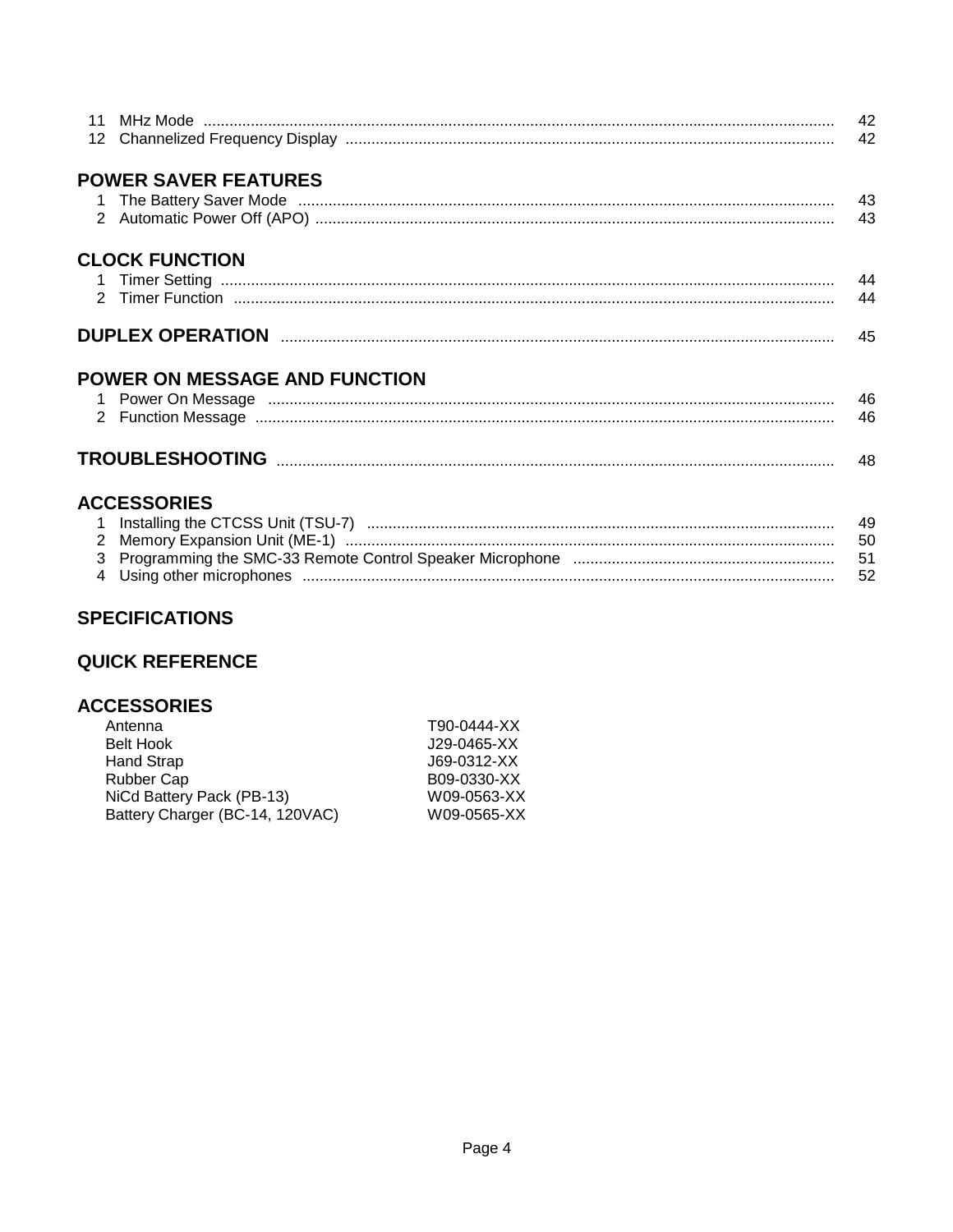11 MHz Mode ........ 42
12 Channelized Frequency Display ........ 42

## POWER SAVER FEATURES

1 The Battery Saver Mode ........ 43
2 Automatic Power Off (APO) ........ 43

## CLOCK FUNCTION

1 Timer Setting ........ 44
2 Timer Function ........ 44

## DUPLEX OPERATION ........ 45

## POWER ON MESSAGE AND FUNCTION

1 Power On Message ........ 46
2 Function Message ........ 46

## TROUBLESHOOTING ........ 48

## ACCESSORIES

1 Installing the CTCSS Unit (TSU-7) ........ 49
2 Memory Expansion Unit (ME-1) ........ 50
3 Programming the SMC-33 Remote Control Speaker Microphone ........ 51
4 Using other microphones ........ 52

## SPECIFICATIONS

## QUICK REFERENCE

## ACCESSORIES

| | |
|---|---|
| Antenna | T90-0444-XX |
| Belt Hook | J29-0465-XX |
| Hand Strap | J69-0312-XX |
| Rubber Cap | B09-0330-XX |
| NiCd Battery Pack (PB-13) | W09-0563-XX |
| Battery Charger (BC-14, 120VAC) | W09-0565-XX |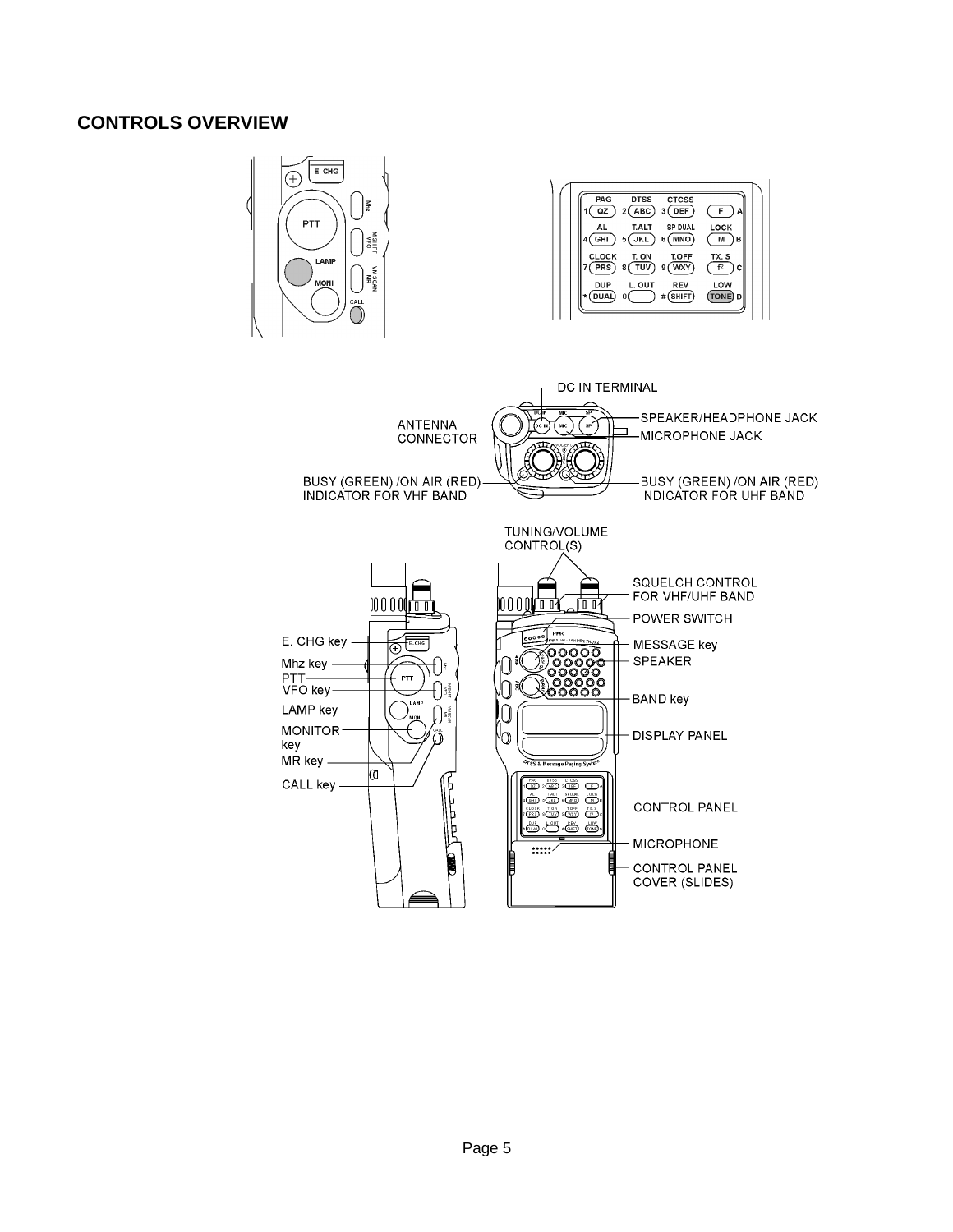## CONTROLS OVERVIEW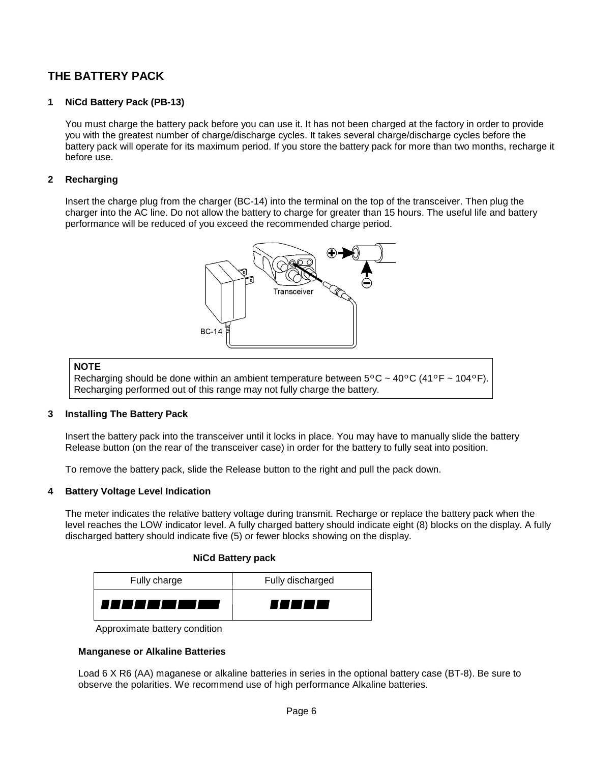# THE BATTERY PACK

### 1 NiCd Battery Pack (PB-13)

You must charge the battery pack before you can use it. It has not been charged at the factory in order to provide you with the greatest number of charge/discharge cycles. It takes several charge/discharge cycles before the battery pack will operate for its maximum period. If you store the battery pack for more than two months, recharge it before use.

### 2 Recharging

Insert the charge plug from the charger (BC-14) into the terminal on the top of the transceiver. Then plug the charger into the AC line. Do not allow the battery to charge for greater than 15 hours. The useful life and battery performance will be reduced of you exceed the recommended charge period.

Transceiver

BC-14

**NOTE**
Recharging should be done within an ambient temperature between 5°C ~ 40°C (41°F ~ 104°F). Recharging performed out of this range may not fully charge the battery.

### 3 Installing The Battery Pack

Insert the battery pack into the transceiver until it locks in place. You may have to manually slide the battery Release button (on the rear of the transceiver case) in order for the battery to fully seat into position.

To remove the battery pack, slide the Release button to the right and pull the pack down.

### 4 Battery Voltage Level Indication

The meter indicates the relative battery voltage during transmit. Recharge or replace the battery pack when the level reaches the LOW indicator level. A fully charged battery should indicate eight (8) blocks on the display. A fully discharged battery should indicate five (5) or fewer blocks showing on the display.

**NiCd Battery pack**

| Fully charge | Fully discharged |
|---|---|
| ■■■■■■■■ | ■■■■■ |

Approximate battery condition

**Manganese or Alkaline Batteries**

Load 6 X R6 (AA) maganese or alkaline batteries in series in the optional battery case (BT-8). Be sure to observe the polarities. We recommend use of high performance Alkaline batteries.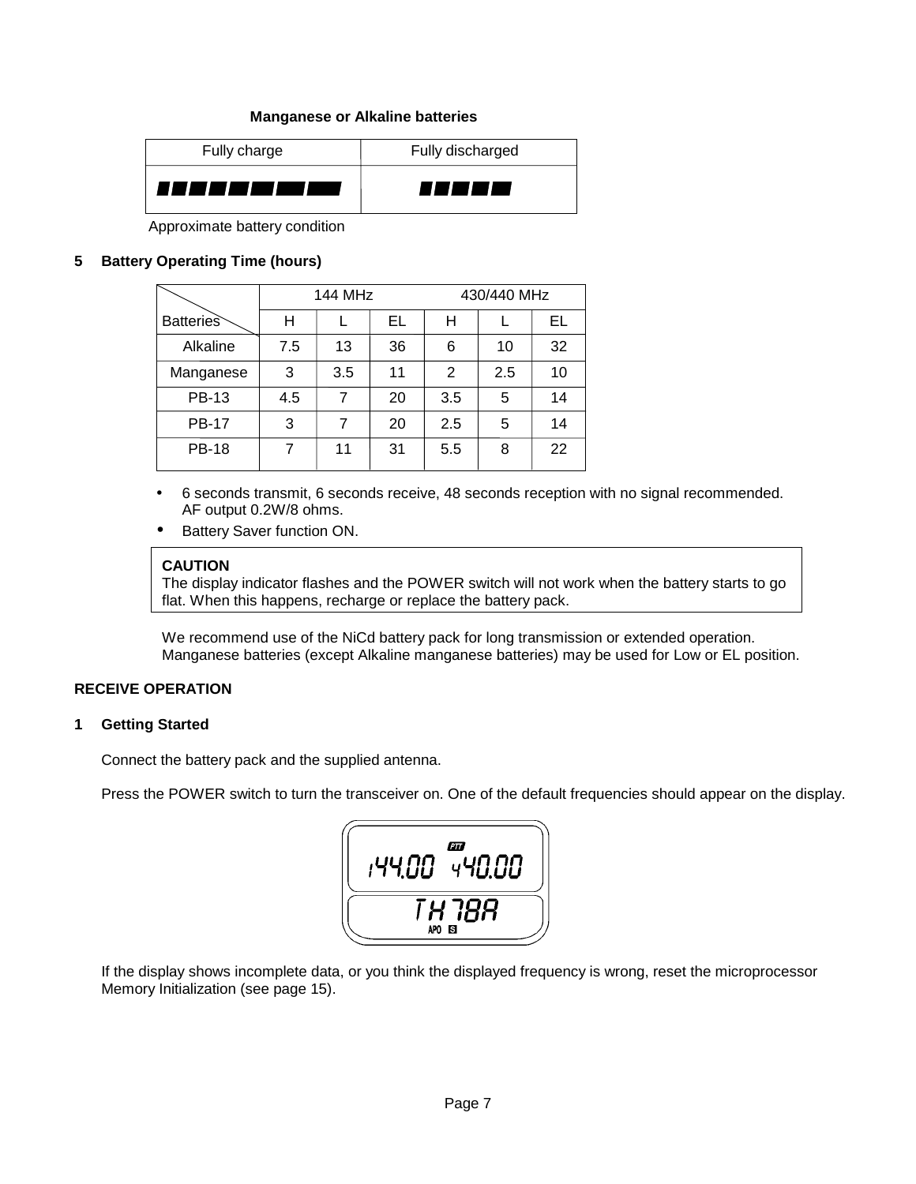**Manganese or Alkaline batteries**

| Fully charge | Fully discharged |
| --- | --- |
| ▮▮▮▮▮▮▮▮ | ▮▮▮▮▮ |

Approximate battery condition

## 5 Battery Operating Time (hours)

| Batteries | 144 MHz | | | 430/440 MHz | | |
| --- | --- | --- | --- | --- | --- | --- |
| | H | L | EL | H | L | EL |
| Alkaline | 7.5 | 13 | 36 | 6 | 10 | 32 |
| Manganese | 3 | 3.5 | 11 | 2 | 2.5 | 10 |
| PB-13 | 4.5 | 7 | 20 | 3.5 | 5 | 14 |
| PB-17 | 3 | 7 | 20 | 2.5 | 5 | 14 |
| PB-18 | 7 | 11 | 31 | 5.5 | 8 | 22 |

- 6 seconds transmit, 6 seconds receive, 48 seconds reception with no signal recommended. AF output 0.2W/8 ohms.
- Battery Saver function ON.

> **CAUTION**
> The display indicator flashes and the POWER switch will not work when the battery starts to go flat. When this happens, recharge or replace the battery pack.

We recommend use of the NiCd battery pack for long transmission or extended operation. Manganese batteries (except Alkaline manganese batteries) may be used for Low or EL position.

## RECEIVE OPERATION

### 1 Getting Started

Connect the battery pack and the supplied antenna.

Press the POWER switch to turn the transceiver on. One of the default frequencies should appear on the display.

```
        PTT
144.00  440.00
     TH 78A
    APO S
```

If the display shows incomplete data, or you think the displayed frequency is wrong, reset the microprocessor Memory Initialization (see page 15).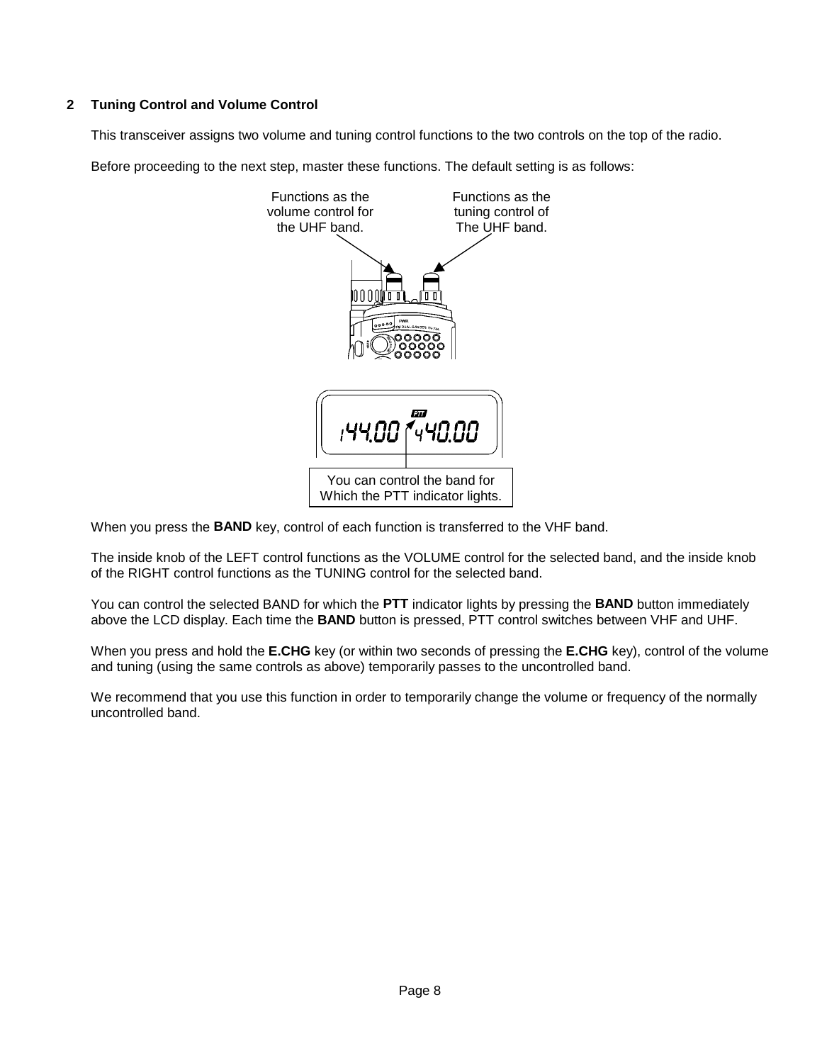## 2 Tuning Control and Volume Control

This transceiver assigns two volume and tuning control functions to the two controls on the top of the radio.

Before proceeding to the next step, master these functions. The default setting is as follows:

Functions as the volume control for the UHF band.

Functions as the tuning control of The UHF band.

You can control the band for Which the PTT indicator lights.

When you press the **BAND** key, control of each function is transferred to the VHF band.

The inside knob of the LEFT control functions as the VOLUME control for the selected band, and the inside knob of the RIGHT control functions as the TUNING control for the selected band.

You can control the selected BAND for which the **PTT** indicator lights by pressing the **BAND** button immediately above the LCD display. Each time the **BAND** button is pressed, PTT control switches between VHF and UHF.

When you press and hold the **E.CHG** key (or within two seconds of pressing the **E.CHG** key), control of the volume and tuning (using the same controls as above) temporarily passes to the uncontrolled band.

We recommend that you use this function in order to temporarily change the volume or frequency of the normally uncontrolled band.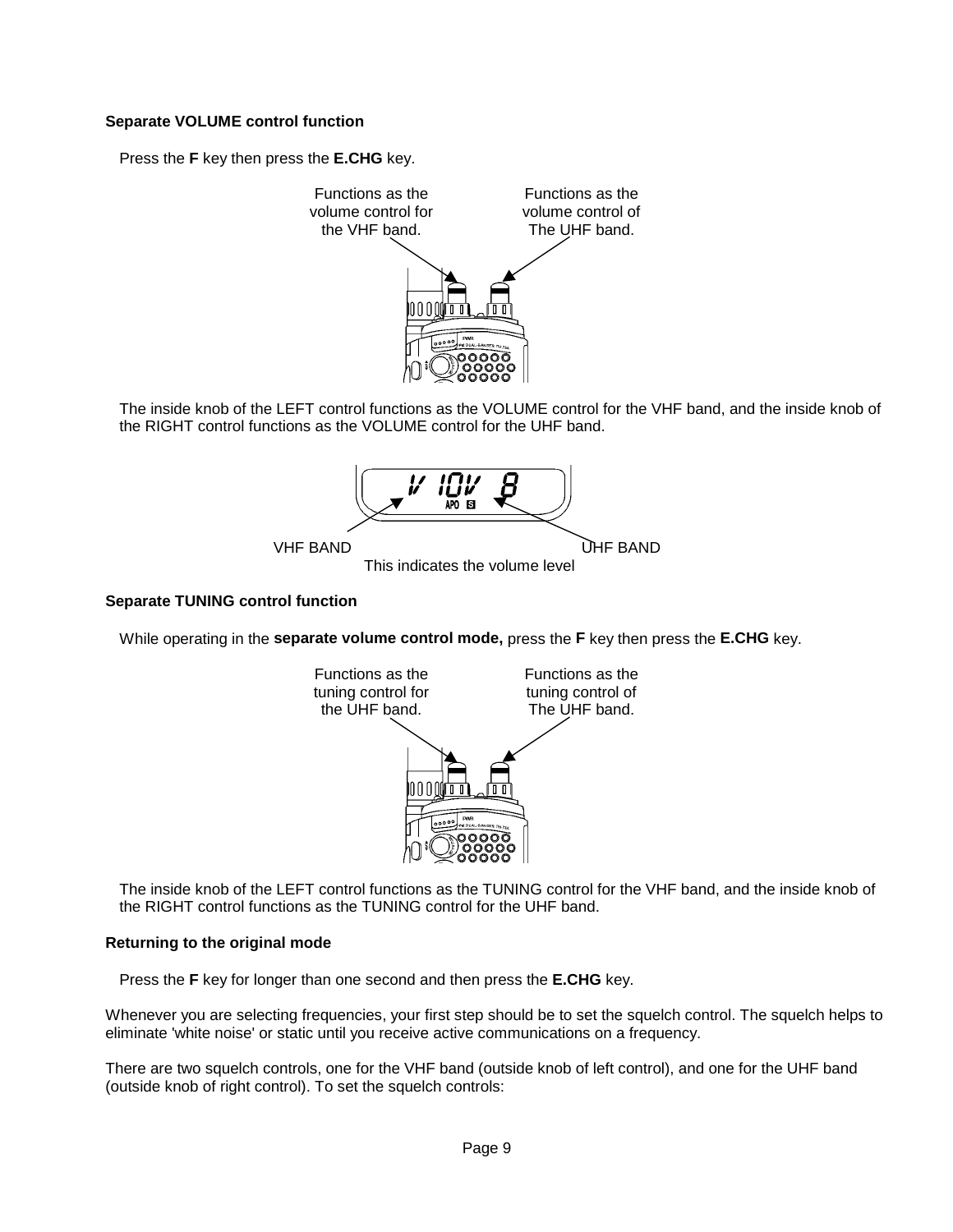**Separate VOLUME control function**

Press the **F** key then press the **E.CHG** key.

Functions as the volume control for the VHF band.

Functions as the volume control of The UHF band.

The inside knob of the LEFT control functions as the VOLUME control for the VHF band, and the inside knob of the RIGHT control functions as the VOLUME control for the UHF band.

VHF BAND

UHF BAND

This indicates the volume level

**Separate TUNING control function**

While operating in the **separate volume control mode,** press the **F** key then press the **E.CHG** key.

Functions as the tuning control for the UHF band.

Functions as the tuning control of The UHF band.

The inside knob of the LEFT control functions as the TUNING control for the VHF band, and the inside knob of the RIGHT control functions as the TUNING control for the UHF band.

**Returning to the original mode**

Press the **F** key for longer than one second and then press the **E.CHG** key.

Whenever you are selecting frequencies, your first step should be to set the squelch control. The squelch helps to eliminate 'white noise' or static until you receive active communications on a frequency.

There are two squelch controls, one for the VHF band (outside knob of left control), and one for the UHF band (outside knob of right control). To set the squelch controls: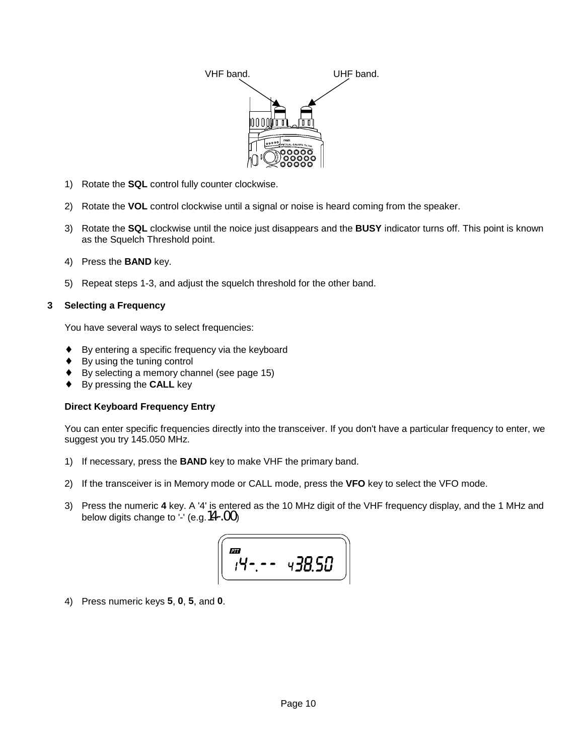VHF band. UHF band.

1) Rotate the **SQL** control fully counter clockwise.

2) Rotate the **VOL** control clockwise until a signal or noise is heard coming from the speaker.

3) Rotate the **SQL** clockwise until the noice just disappears and the **BUSY** indicator turns off. This point is known as the Squelch Threshold point.

4) Press the **BAND** key.

5) Repeat steps 1-3, and adjust the squelch threshold for the other band.

## 3 Selecting a Frequency

You have several ways to select frequencies:

- By entering a specific frequency via the keyboard
- By using the tuning control
- By selecting a memory channel (see page 15)
- By pressing the **CALL** key

### Direct Keyboard Frequency Entry

You can enter specific frequencies directly into the transceiver. If you don't have a particular frequency to enter, we suggest you try 145.050 MHz.

1) If necessary, press the **BAND** key to make VHF the primary band.

2) If the transceiver is in Memory mode or CALL mode, press the **VFO** key to select the VFO mode.

3) Press the numeric **4** key. A '4' is entered as the 10 MHz digit of the VHF frequency display, and the 1 MHz and below digits change to '-' (e.g. 14-.00)

PTT 14-.-- 438.50

4) Press numeric keys **5**, **0**, **5**, and **0**.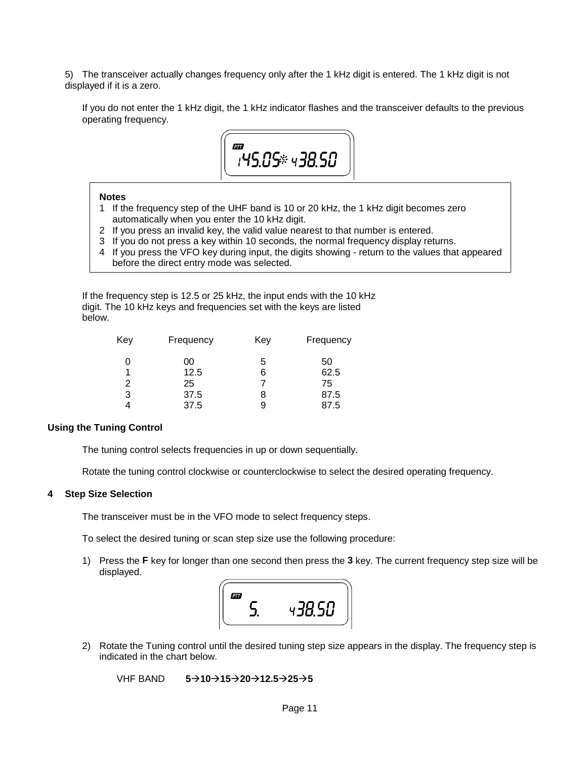5) The transceiver actually changes frequency only after the 1 kHz digit is entered. The 1 kHz digit is not displayed if it is a zero.

If you do not enter the 1 kHz digit, the 1 kHz indicator flashes and the transceiver defaults to the previous operating frequency.

PTT 145.05 438.50

**Notes**

1 If the frequency step of the UHF band is 10 or 20 kHz, the 1 kHz digit becomes zero automatically when you enter the 10 kHz digit.
2 If you press an invalid key, the valid value nearest to that number is entered.
3 If you do not press a key within 10 seconds, the normal frequency display returns.
4 If you press the VFO key during input, the digits showing - return to the values that appeared before the direct entry mode was selected.

If the frequency step is 12.5 or 25 kHz, the input ends with the 10 kHz digit. The 10 kHz keys and frequencies set with the keys are listed below.

| Key | Frequency | Key | Frequency |
|---|---|---|---|
| 0 | 00 | 5 | 50 |
| 1 | 12.5 | 6 | 62.5 |
| 2 | 25 | 7 | 75 |
| 3 | 37.5 | 8 | 87.5 |
| 4 | 37.5 | 9 | 87.5 |

**Using the Tuning Control**

The tuning control selects frequencies in up or down sequentially.

Rotate the tuning control clockwise or counterclockwise to select the desired operating frequency.

**4 Step Size Selection**

The transceiver must be in the VFO mode to select frequency steps.

To select the desired tuning or scan step size use the following procedure:

1) Press the **F** key for longer than one second then press the **3** key. The current frequency step size will be displayed.

PTT 5. 438.50

2) Rotate the Tuning control until the desired tuning step size appears in the display. The frequency step is indicated in the chart below.

VHF BAND **5→10→15→20→12.5→25→5**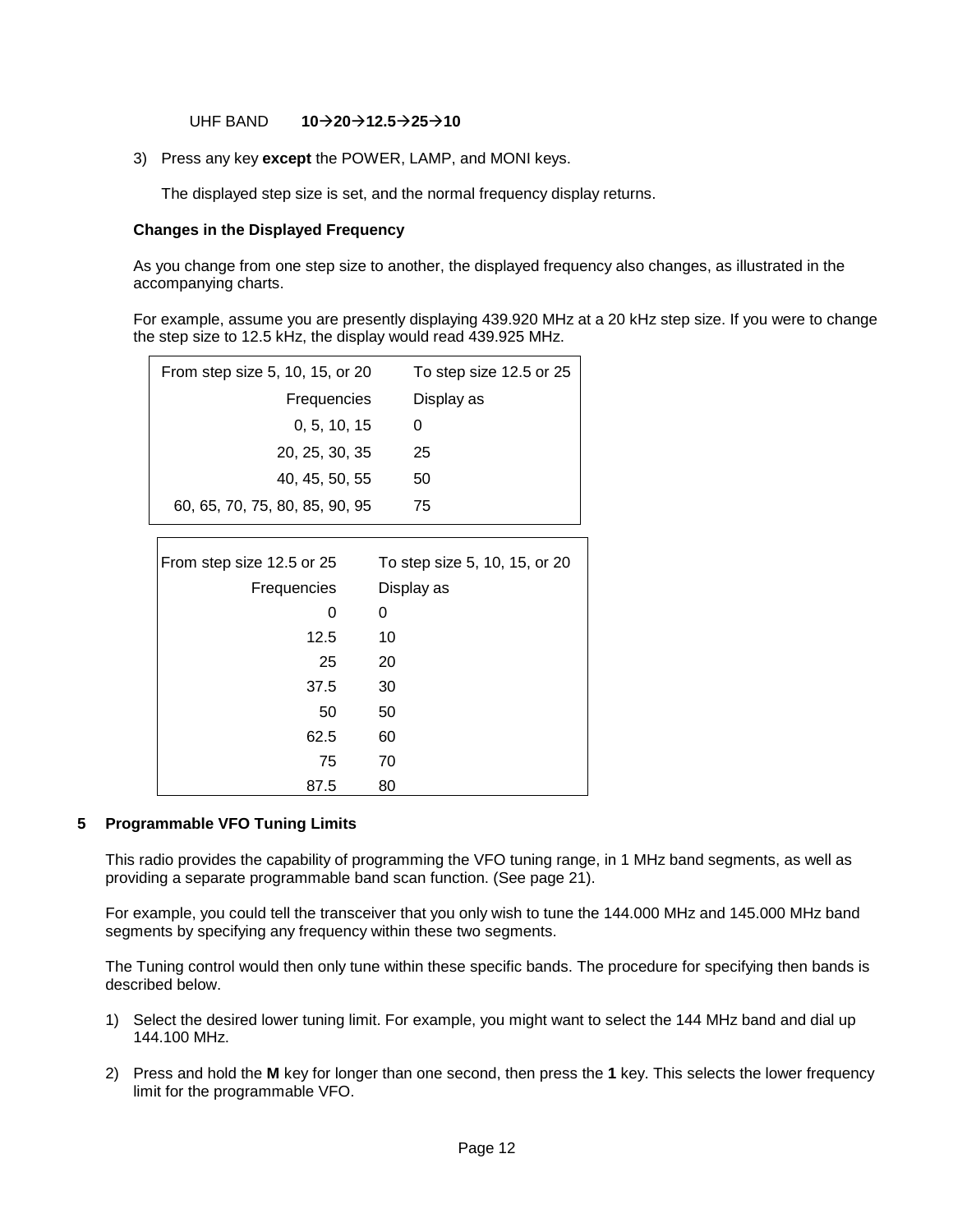UHF BAND **10→20→12.5→25→10**

3) Press any key **except** the POWER, LAMP, and MONI keys.

   The displayed step size is set, and the normal frequency display returns.

**Changes in the Displayed Frequency**

As you change from one step size to another, the displayed frequency also changes, as illustrated in the accompanying charts.

For example, assume you are presently displaying 439.920 MHz at a 20 kHz step size. If you were to change the step size to 12.5 kHz, the display would read 439.925 MHz.

| From step size 5, 10, 15, or 20 | To step size 12.5 or 25 |
|---|---|
| Frequencies | Display as |
| 0, 5, 10, 15 | 0 |
| 20, 25, 30, 35 | 25 |
| 40, 45, 50, 55 | 50 |
| 60, 65, 70, 75, 80, 85, 90, 95 | 75 |

| From step size 12.5 or 25 | To step size 5, 10, 15, or 20 |
|---|---|
| Frequencies | Display as |
| 0 | 0 |
| 12.5 | 10 |
| 25 | 20 |
| 37.5 | 30 |
| 50 | 50 |
| 62.5 | 60 |
| 75 | 70 |
| 87.5 | 80 |

## 5 Programmable VFO Tuning Limits

This radio provides the capability of programming the VFO tuning range, in 1 MHz band segments, as well as providing a separate programmable band scan function. (See page 21).

For example, you could tell the transceiver that you only wish to tune the 144.000 MHz and 145.000 MHz band segments by specifying any frequency within these two segments.

The Tuning control would then only tune within these specific bands. The procedure for specifying then bands is described below.

1) Select the desired lower tuning limit. For example, you might want to select the 144 MHz band and dial up 144.100 MHz.

2) Press and hold the **M** key for longer than one second, then press the **1** key. This selects the lower frequency limit for the programmable VFO.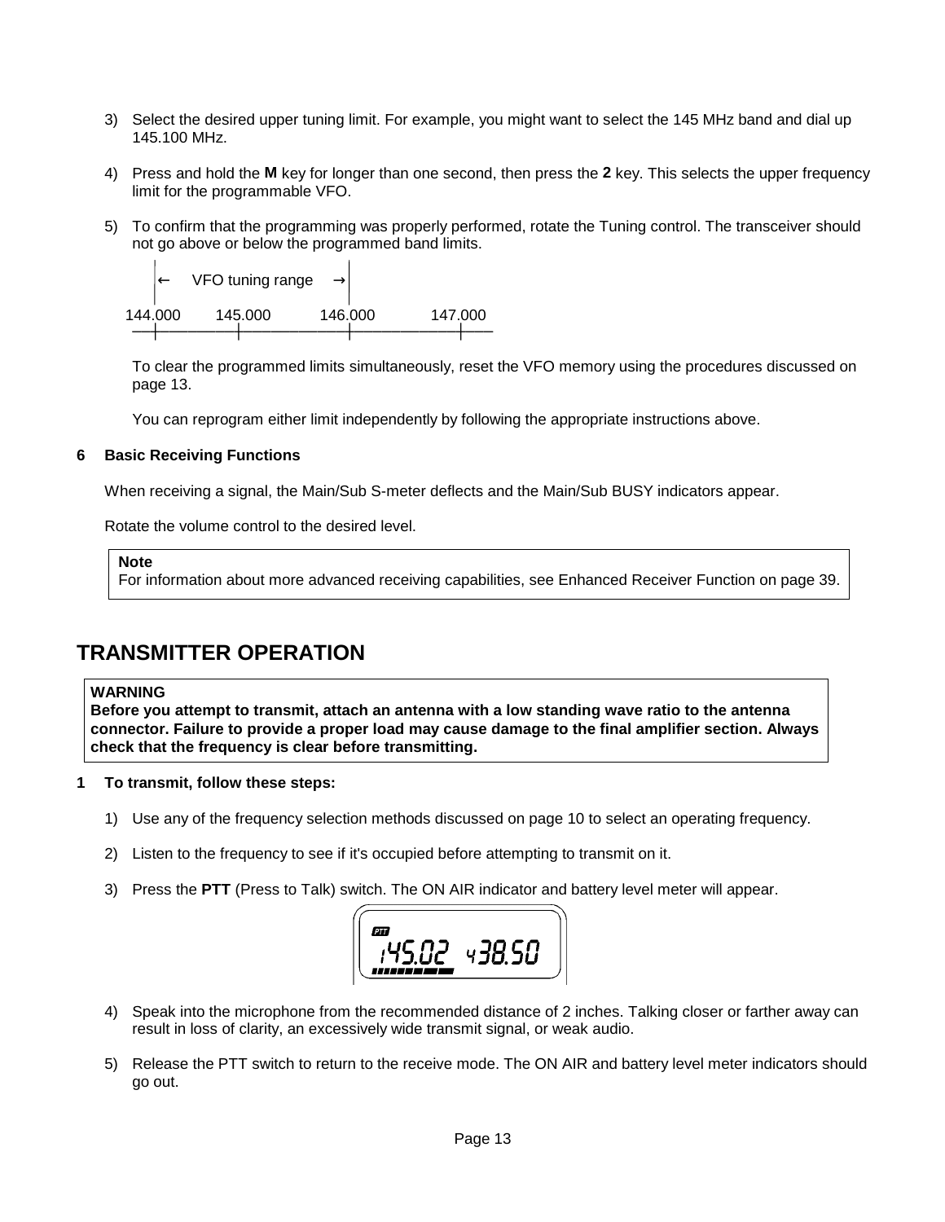3) Select the desired upper tuning limit. For example, you might want to select the 145 MHz band and dial up 145.100 MHz.

4) Press and hold the **M** key for longer than one second, then press the **2** key. This selects the upper frequency limit for the programmable VFO.

5) To confirm that the programming was properly performed, rotate the Tuning control. The transceiver should not go above or below the programmed band limits.

```
   |←   VFO tuning range   →|
144.000    145.000      146.000      147.000
```

To clear the programmed limits simultaneously, reset the VFO memory using the procedures discussed on page 13.

You can reprogram either limit independently by following the appropriate instructions above.

**6 Basic Receiving Functions**

When receiving a signal, the Main/Sub S-meter deflects and the Main/Sub BUSY indicators appear.

Rotate the volume control to the desired level.

> **Note**
> For information about more advanced receiving capabilities, see Enhanced Receiver Function on page 39.

## TRANSMITTER OPERATION

> **WARNING**
> **Before you attempt to transmit, attach an antenna with a low standing wave ratio to the antenna connector. Failure to provide a proper load may cause damage to the final amplifier section. Always check that the frequency is clear before transmitting.**

**1 To transmit, follow these steps:**

1) Use any of the frequency selection methods discussed on page 10 to select an operating frequency.

2) Listen to the frequency to see if it's occupied before attempting to transmit on it.

3) Press the **PTT** (Press to Talk) switch. The ON AIR indicator and battery level meter will appear.

4) Speak into the microphone from the recommended distance of 2 inches. Talking closer or farther away can result in loss of clarity, an excessively wide transmit signal, or weak audio.

5) Release the PTT switch to return to the receive mode. The ON AIR and battery level meter indicators should go out.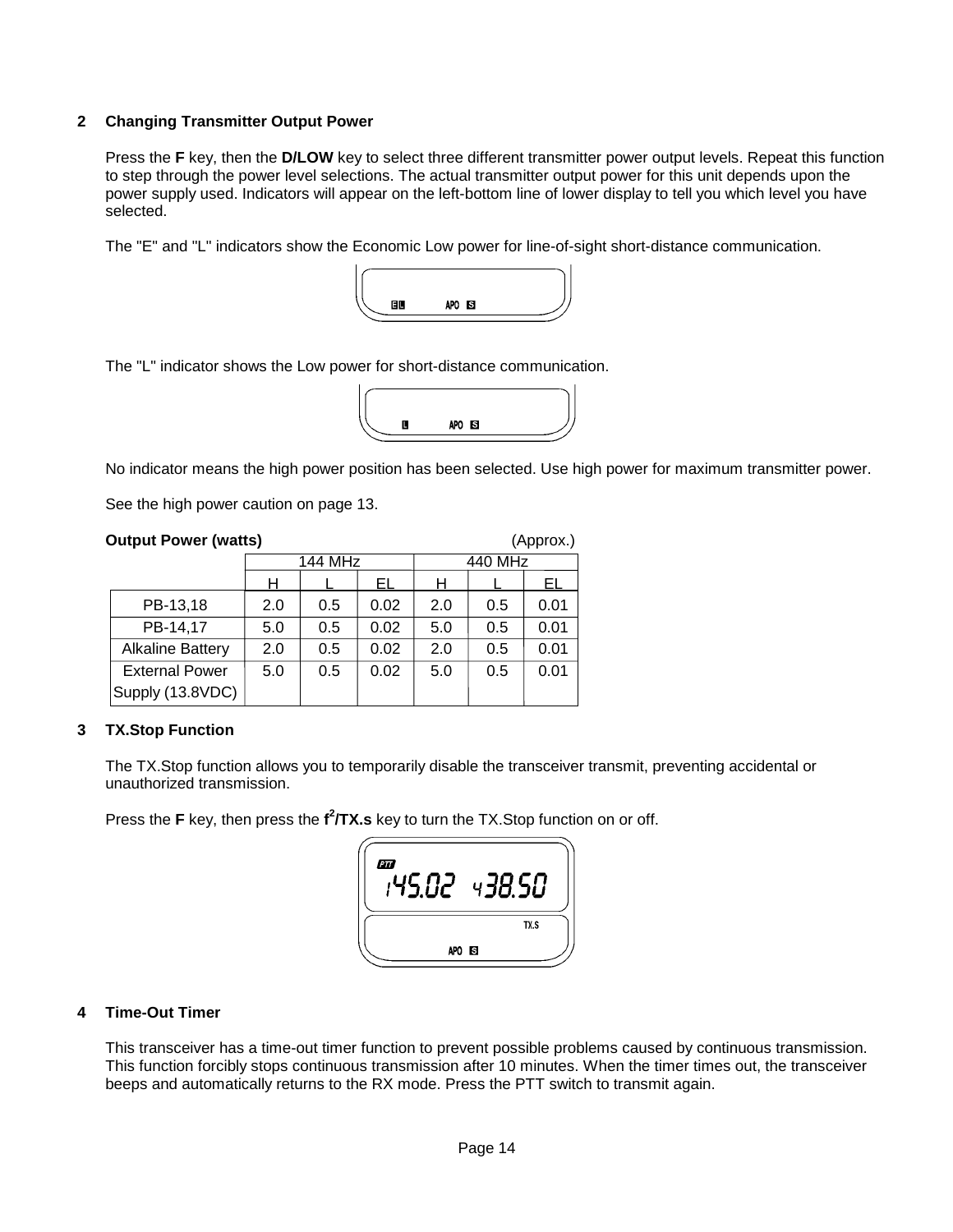## 2 Changing Transmitter Output Power

Press the **F** key, then the **D/LOW** key to select three different transmitter power output levels. Repeat this function to step through the power level selections. The actual transmitter output power for this unit depends upon the power supply used. Indicators will appear on the left-bottom line of lower display to tell you which level you have selected.

The "E" and "L" indicators show the Economic Low power for line-of-sight short-distance communication.

The "L" indicator shows the Low power for short-distance communication.

No indicator means the high power position has been selected. Use high power for maximum transmitter power.

See the high power caution on page 13.

**Output Power (watts)** (Approx.)

| | 144 MHz | | | 440 MHz | | |
|---|---|---|---|---|---|---|
| | H | L | EL | H | L | EL |
| PB-13,18 | 2.0 | 0.5 | 0.02 | 2.0 | 0.5 | 0.01 |
| PB-14,17 | 5.0 | 0.5 | 0.02 | 5.0 | 0.5 | 0.01 |
| Alkaline Battery | 2.0 | 0.5 | 0.02 | 2.0 | 0.5 | 0.01 |
| External Power Supply (13.8VDC) | 5.0 | 0.5 | 0.02 | 5.0 | 0.5 | 0.01 |

## 3 TX.Stop Function

The TX.Stop function allows you to temporarily disable the transceiver transmit, preventing accidental or unauthorized transmission.

Press the **F** key, then press the **f²/TX.s** key to turn the TX.Stop function on or off.

## 4 Time-Out Timer

This transceiver has a time-out timer function to prevent possible problems caused by continuous transmission. This function forcibly stops continuous transmission after 10 minutes. When the timer times out, the transceiver beeps and automatically returns to the RX mode. Press the PTT switch to transmit again.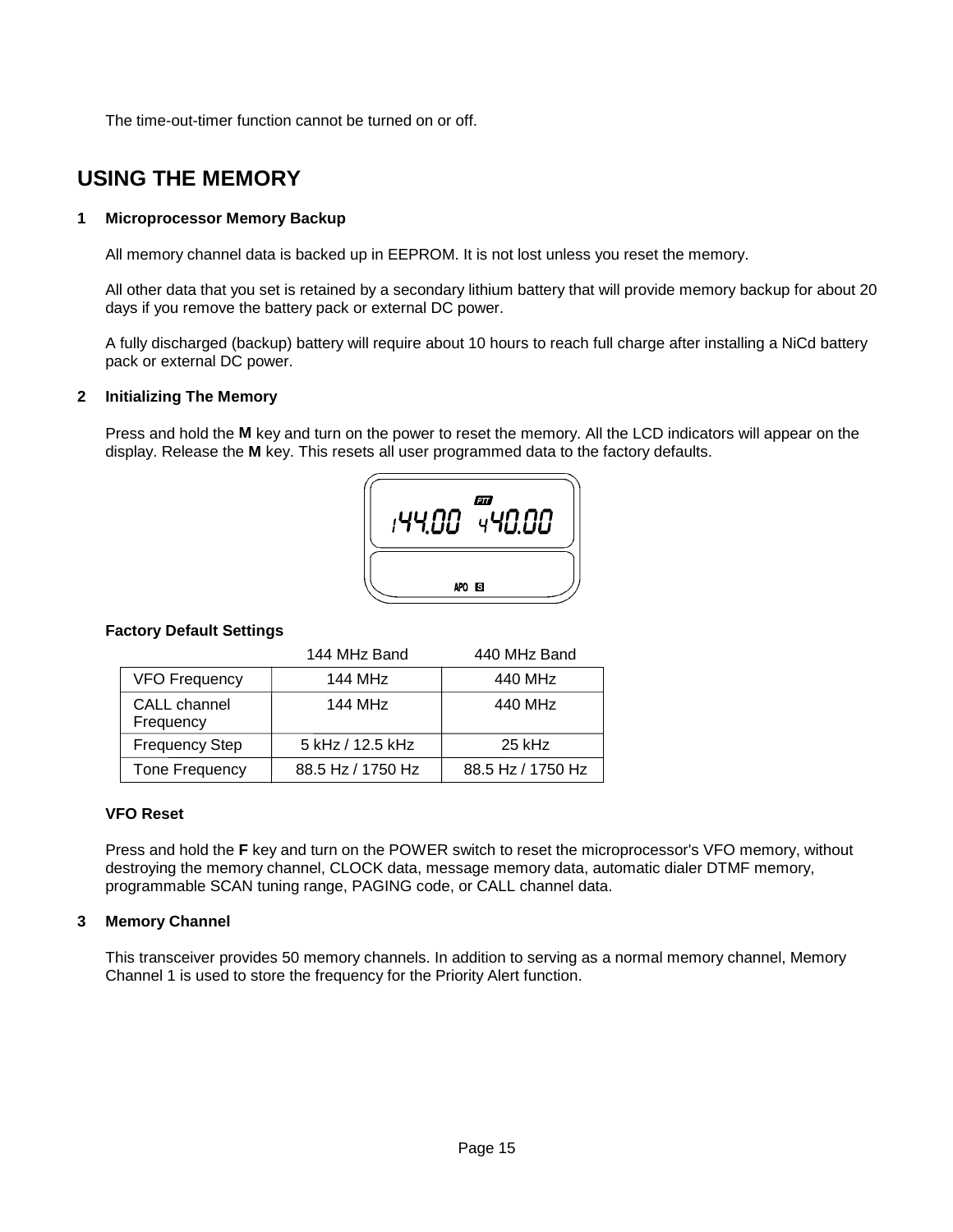The time-out-timer function cannot be turned on or off.

# USING THE MEMORY

### 1 Microprocessor Memory Backup

All memory channel data is backed up in EEPROM. It is not lost unless you reset the memory.

All other data that you set is retained by a secondary lithium battery that will provide memory backup for about 20 days if you remove the battery pack or external DC power.

A fully discharged (backup) battery will require about 10 hours to reach full charge after installing a NiCd battery pack or external DC power.

### 2 Initializing The Memory

Press and hold the **M** key and turn on the power to reset the memory. All the LCD indicators will appear on the display. Release the **M** key. This resets all user programmed data to the factory defaults.

**Factory Default Settings**

| | 144 MHz Band | 440 MHz Band |
|---|---|---|
| VFO Frequency | 144 MHz | 440 MHz |
| CALL channel Frequency | 144 MHz | 440 MHz |
| Frequency Step | 5 kHz / 12.5 kHz | 25 kHz |
| Tone Frequency | 88.5 Hz / 1750 Hz | 88.5 Hz / 1750 Hz |

**VFO Reset**

Press and hold the **F** key and turn on the POWER switch to reset the microprocessor's VFO memory, without destroying the memory channel, CLOCK data, message memory data, automatic dialer DTMF memory, programmable SCAN tuning range, PAGING code, or CALL channel data.

### 3 Memory Channel

This transceiver provides 50 memory channels. In addition to serving as a normal memory channel, Memory Channel 1 is used to store the frequency for the Priority Alert function.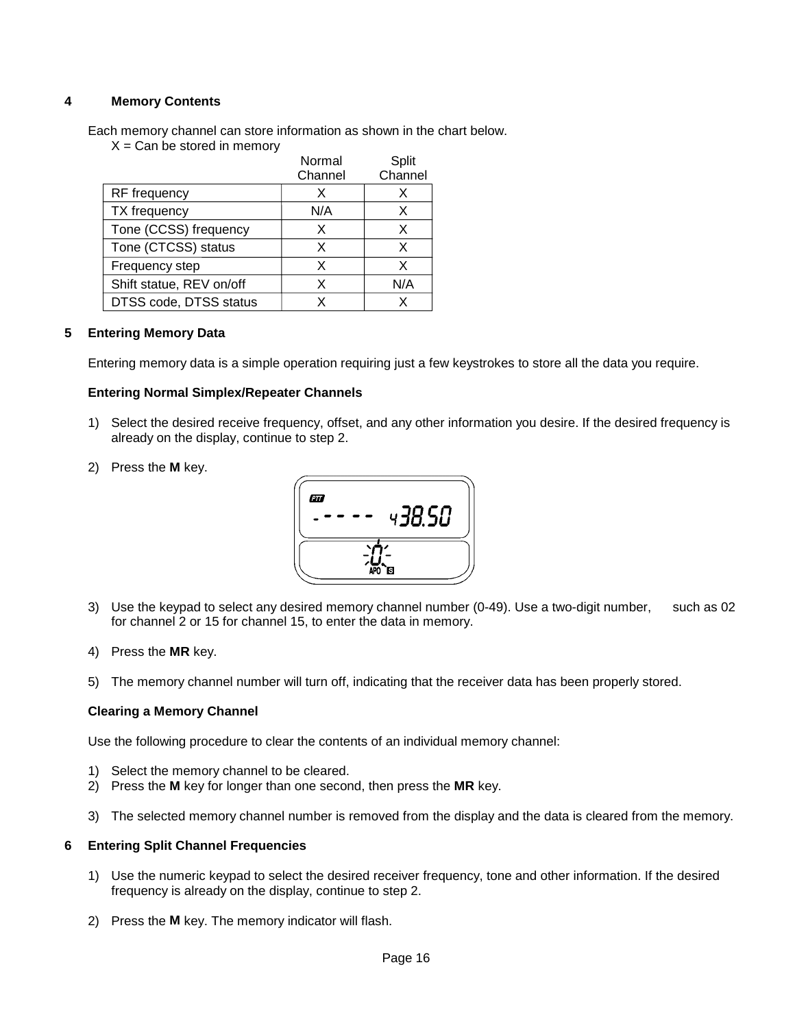## 4 Memory Contents

Each memory channel can store information as shown in the chart below.
X = Can be stored in memory

| | Normal Channel | Split Channel |
|---|---|---|
| RF frequency | X | X |
| TX frequency | N/A | X |
| Tone (CCSS) frequency | X | X |
| Tone (CTCSS) status | X | X |
| Frequency step | X | X |
| Shift statue, REV on/off | X | N/A |
| DTSS code, DTSS status | X | X |

## 5 Entering Memory Data

Entering memory data is a simple operation requiring just a few keystrokes to store all the data you require.

### Entering Normal Simplex/Repeater Channels

1) Select the desired receive frequency, offset, and any other information you desire. If the desired frequency is already on the display, continue to step 2.

2) Press the **M** key.

3) Use the keypad to select any desired memory channel number (0-49). Use a two-digit number, such as 02 for channel 2 or 15 for channel 15, to enter the data in memory.

4) Press the **MR** key.

5) The memory channel number will turn off, indicating that the receiver data has been properly stored.

### Clearing a Memory Channel

Use the following procedure to clear the contents of an individual memory channel:

1) Select the memory channel to be cleared.
2) Press the **M** key for longer than one second, then press the **MR** key.
3) The selected memory channel number is removed from the display and the data is cleared from the memory.

## 6 Entering Split Channel Frequencies

1) Use the numeric keypad to select the desired receiver frequency, tone and other information. If the desired frequency is already on the display, continue to step 2.

2) Press the **M** key. The memory indicator will flash.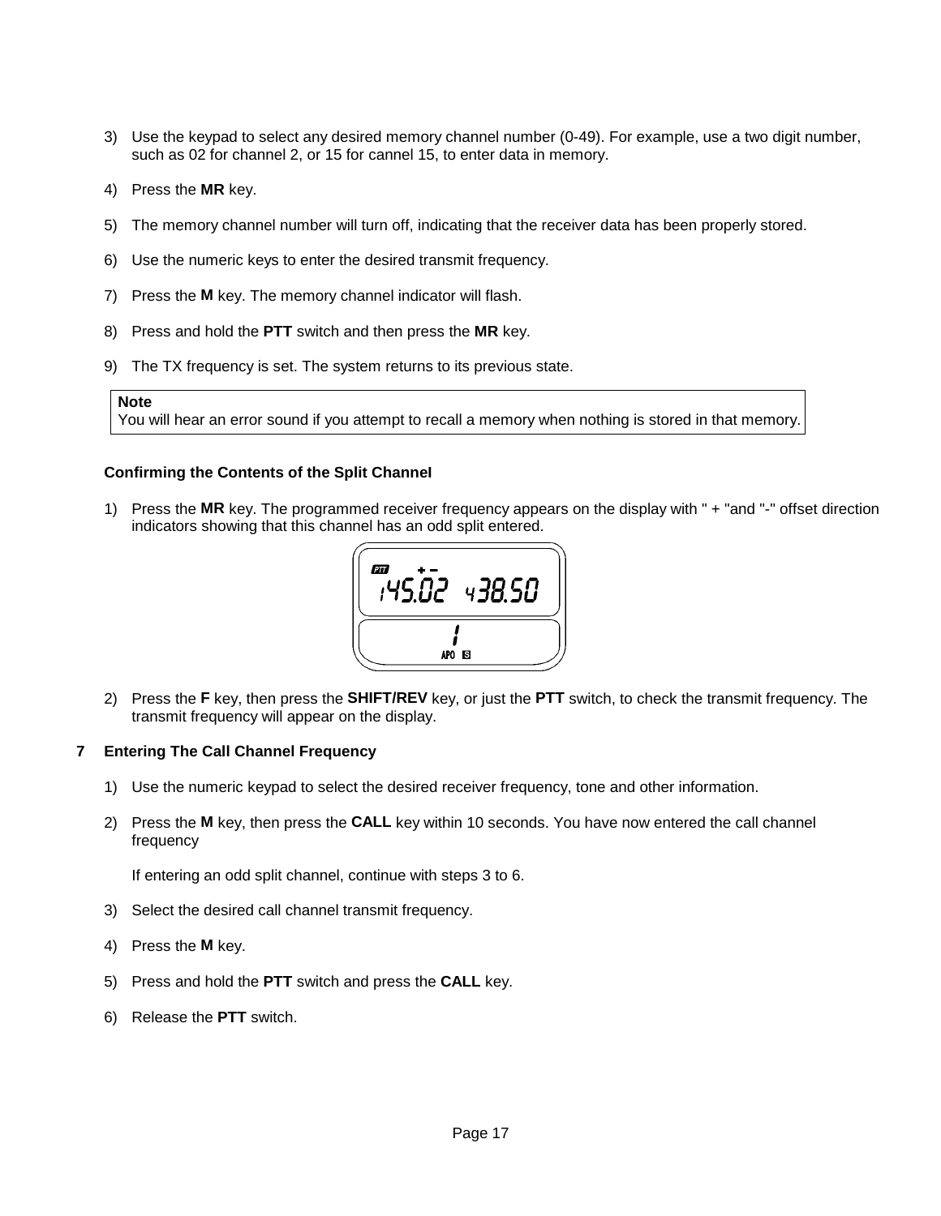3) Use the keypad to select any desired memory channel number (0-49). For example, use a two digit number, such as 02 for channel 2, or 15 for cannel 15, to enter data in memory.

4) Press the **MR** key.

5) The memory channel number will turn off, indicating that the receiver data has been properly stored.

6) Use the numeric keys to enter the desired transmit frequency.

7) Press the **M** key. The memory channel indicator will flash.

8) Press and hold the **PTT** switch and then press the **MR** key.

9) The TX frequency is set. The system returns to its previous state.

> **Note**
> You will hear an error sound if you attempt to recall a memory when nothing is stored in that memory.

**Confirming the Contents of the Split Channel**

1) Press the **MR** key. The programmed receiver frequency appears on the display with " + "and "-" offset direction indicators showing that this channel has an odd split entered.

2) Press the **F** key, then press the **SHIFT/REV** key, or just the **PTT** switch, to check the transmit frequency. The transmit frequency will appear on the display.

## 7 Entering The Call Channel Frequency

1) Use the numeric keypad to select the desired receiver frequency, tone and other information.

2) Press the **M** key, then press the **CALL** key within 10 seconds. You have now entered the call channel frequency

   If entering an odd split channel, continue with steps 3 to 6.

3) Select the desired call channel transmit frequency.

4) Press the **M** key.

5) Press and hold the **PTT** switch and press the **CALL** key.

6) Release the **PTT** switch.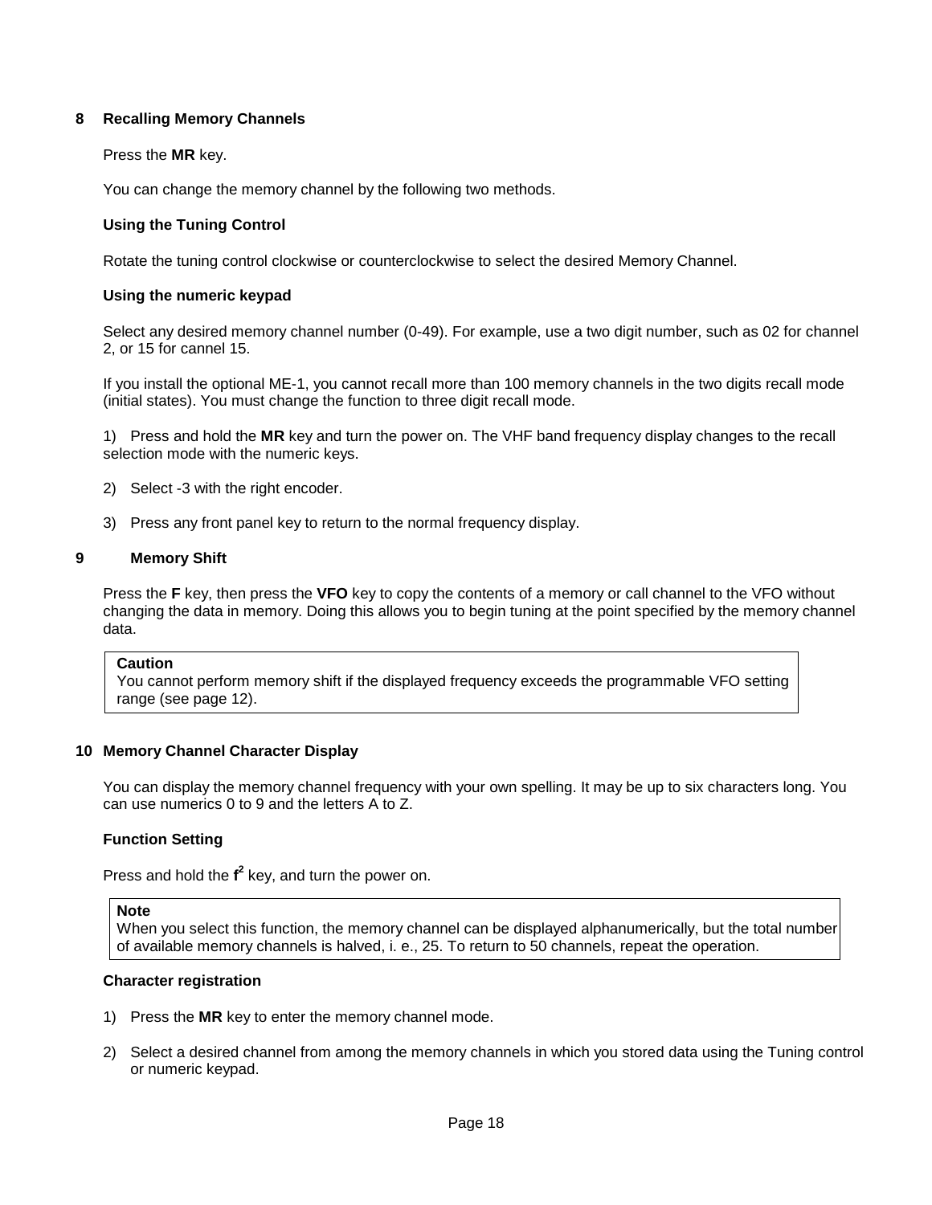## 8 Recalling Memory Channels

Press the **MR** key.

You can change the memory channel by the following two methods.

### Using the Tuning Control

Rotate the tuning control clockwise or counterclockwise to select the desired Memory Channel.

### Using the numeric keypad

Select any desired memory channel number (0-49). For example, use a two digit number, such as 02 for channel 2, or 15 for cannel 15.

If you install the optional ME-1, you cannot recall more than 100 memory channels in the two digits recall mode (initial states). You must change the function to three digit recall mode.

1) Press and hold the **MR** key and turn the power on. The VHF band frequency display changes to the recall selection mode with the numeric keys.

2) Select -3 with the right encoder.

3) Press any front panel key to return to the normal frequency display.

## 9 Memory Shift

Press the **F** key, then press the **VFO** key to copy the contents of a memory or call channel to the VFO without changing the data in memory. Doing this allows you to begin tuning at the point specified by the memory channel data.

> **Caution**
> You cannot perform memory shift if the displayed frequency exceeds the programmable VFO setting range (see page 12).

## 10 Memory Channel Character Display

You can display the memory channel frequency with your own spelling. It may be up to six characters long. You can use numerics 0 to 9 and the letters A to Z.

### Function Setting

Press and hold the **f²** key, and turn the power on.

> **Note**
> When you select this function, the memory channel can be displayed alphanumerically, but the total number of available memory channels is halved, i. e., 25. To return to 50 channels, repeat the operation.

### Character registration

1) Press the **MR** key to enter the memory channel mode.

2) Select a desired channel from among the memory channels in which you stored data using the Tuning control or numeric keypad.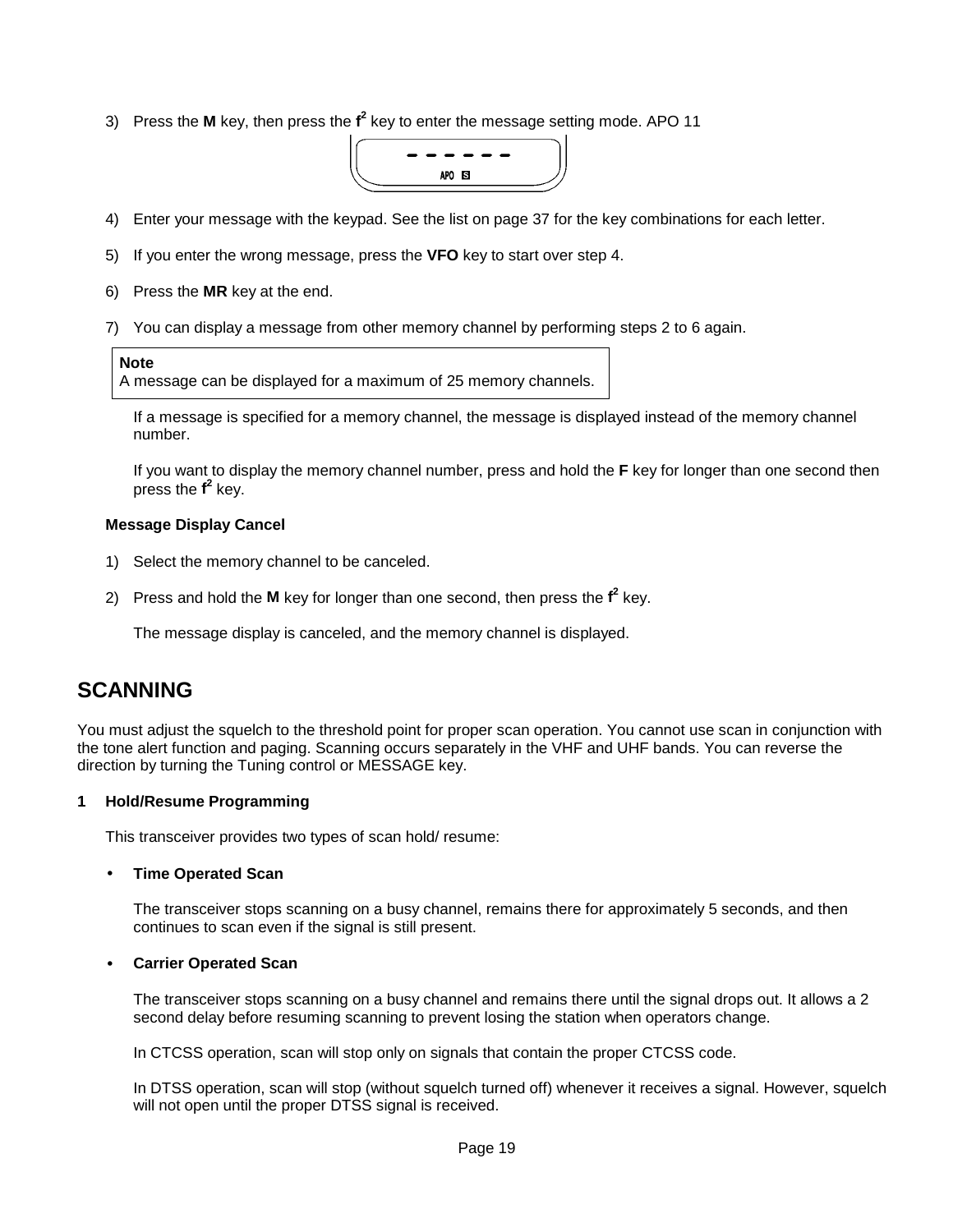3) Press the **M** key, then press the **f²** key to enter the message setting mode. APO 11

```
- - - - - -
APO S
```

4) Enter your message with the keypad. See the list on page 37 for the key combinations for each letter.

5) If you enter the wrong message, press the **VFO** key to start over step 4.

6) Press the **MR** key at the end.

7) You can display a message from other memory channel by performing steps 2 to 6 again.

> **Note**
> A message can be displayed for a maximum of 25 memory channels.

If a message is specified for a memory channel, the message is displayed instead of the memory channel number.

If you want to display the memory channel number, press and hold the **F** key for longer than one second then press the **f²** key.

**Message Display Cancel**

1) Select the memory channel to be canceled.

2) Press and hold the **M** key for longer than one second, then press the **f²** key.

The message display is canceled, and the memory channel is displayed.

## SCANNING

You must adjust the squelch to the threshold point for proper scan operation. You cannot use scan in conjunction with the tone alert function and paging. Scanning occurs separately in the VHF and UHF bands. You can reverse the direction by turning the Tuning control or MESSAGE key.

**1 Hold/Resume Programming**

This transceiver provides two types of scan hold/ resume:

- **Time Operated Scan**

  The transceiver stops scanning on a busy channel, remains there for approximately 5 seconds, and then continues to scan even if the signal is still present.

- **Carrier Operated Scan**

  The transceiver stops scanning on a busy channel and remains there until the signal drops out. It allows a 2 second delay before resuming scanning to prevent losing the station when operators change.

  In CTCSS operation, scan will stop only on signals that contain the proper CTCSS code.

  In DTSS operation, scan will stop (without squelch turned off) whenever it receives a signal. However, squelch will not open until the proper DTSS signal is received.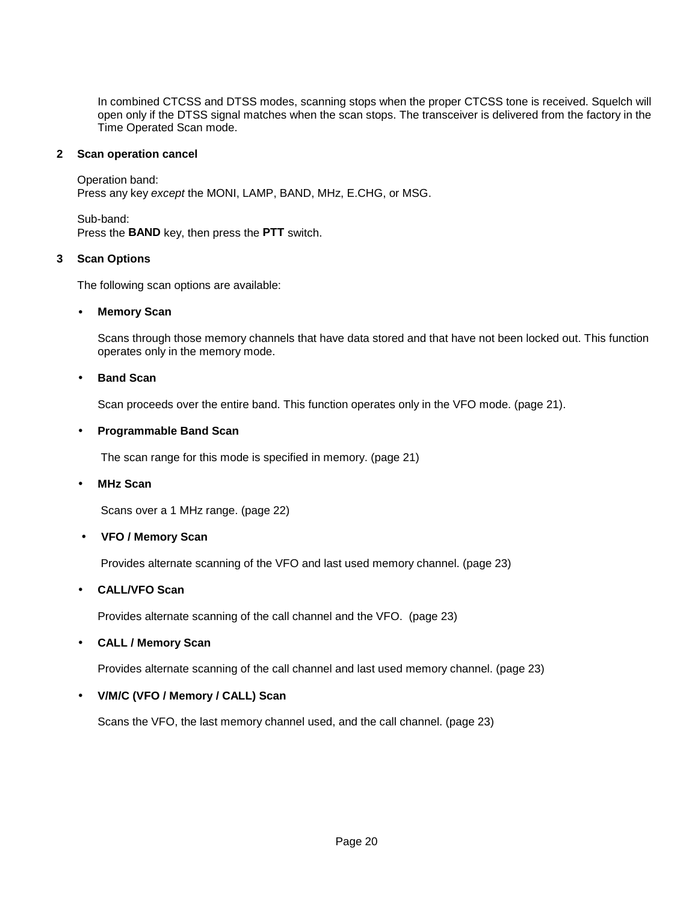In combined CTCSS and DTSS modes, scanning stops when the proper CTCSS tone is received. Squelch will open only if the DTSS signal matches when the scan stops. The transceiver is delivered from the factory in the Time Operated Scan mode.

## 2 Scan operation cancel

Operation band:
Press any key *except* the MONI, LAMP, BAND, MHz, E.CHG, or MSG.

Sub-band:
Press the **BAND** key, then press the **PTT** switch.

## 3 Scan Options

The following scan options are available:

- **Memory Scan**

  Scans through those memory channels that have data stored and that have not been locked out. This function operates only in the memory mode.

- **Band Scan**

  Scan proceeds over the entire band. This function operates only in the VFO mode. (page 21).

- **Programmable Band Scan**

  The scan range for this mode is specified in memory. (page 21)

- **MHz Scan**

  Scans over a 1 MHz range. (page 22)

- **VFO / Memory Scan**

  Provides alternate scanning of the VFO and last used memory channel. (page 23)

- **CALL/VFO Scan**

  Provides alternate scanning of the call channel and the VFO. (page 23)

- **CALL / Memory Scan**

  Provides alternate scanning of the call channel and last used memory channel. (page 23)

- **V/M/C (VFO / Memory / CALL) Scan**

  Scans the VFO, the last memory channel used, and the call channel. (page 23)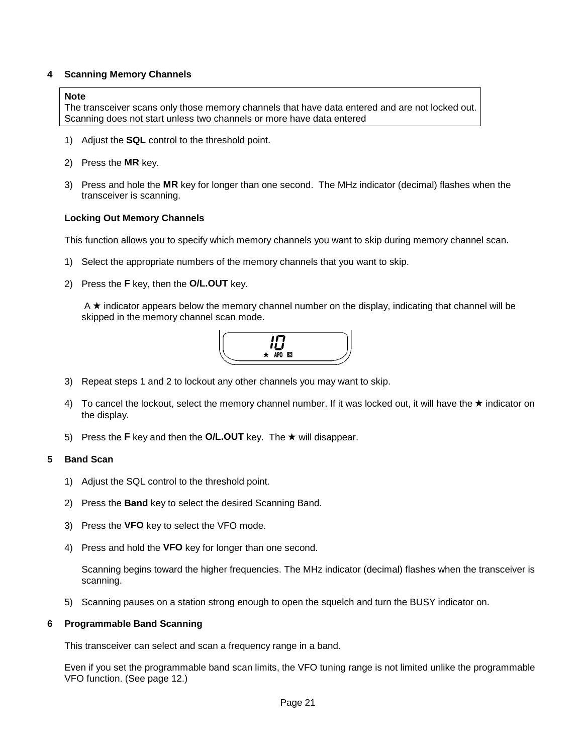## 4 Scanning Memory Channels

> **Note**
> The transceiver scans only those memory channels that have data entered and are not locked out. Scanning does not start unless two channels or more have data entered

1) Adjust the **SQL** control to the threshold point.

2) Press the **MR** key.

3) Press and hole the **MR** key for longer than one second. The MHz indicator (decimal) flashes when the transceiver is scanning.

### Locking Out Memory Channels

This function allows you to specify which memory channels you want to skip during memory channel scan.

1) Select the appropriate numbers of the memory channels that you want to skip.

2) Press the **F** key, then the **O/L.OUT** key.

   A ★ indicator appears below the memory channel number on the display, indicating that channel will be skipped in the memory channel scan mode.

3) Repeat steps 1 and 2 to lockout any other channels you may want to skip.

4) To cancel the lockout, select the memory channel number. If it was locked out, it will have the ★ indicator on the display.

5) Press the **F** key and then the **O/L.OUT** key. The ★ will disappear.

## 5 Band Scan

1) Adjust the SQL control to the threshold point.

2) Press the **Band** key to select the desired Scanning Band.

3) Press the **VFO** key to select the VFO mode.

4) Press and hold the **VFO** key for longer than one second.

   Scanning begins toward the higher frequencies. The MHz indicator (decimal) flashes when the transceiver is scanning.

5) Scanning pauses on a station strong enough to open the squelch and turn the BUSY indicator on.

## 6 Programmable Band Scanning

This transceiver can select and scan a frequency range in a band.

Even if you set the programmable band scan limits, the VFO tuning range is not limited unlike the programmable VFO function. (See page 12.)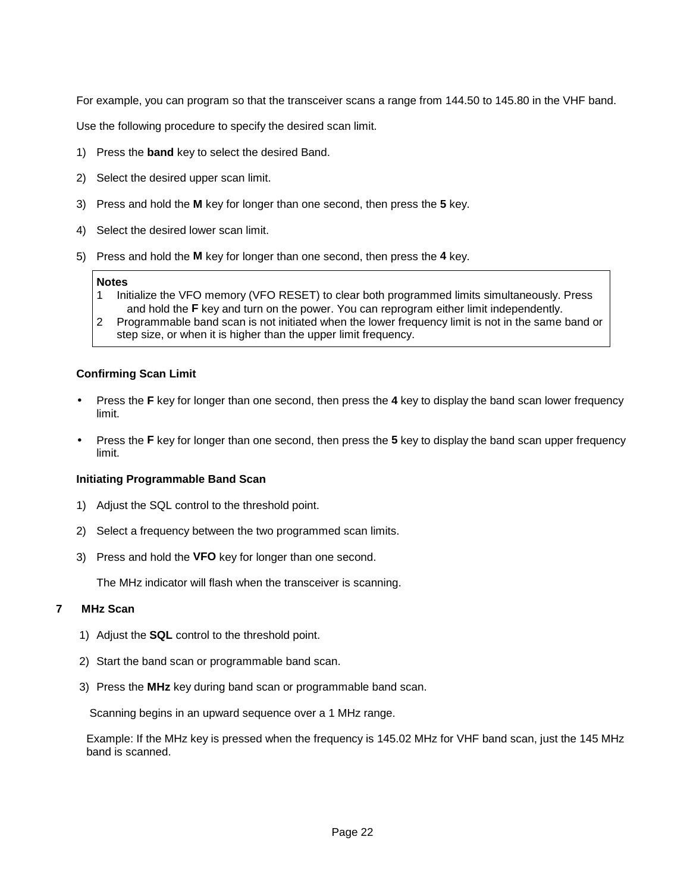For example, you can program so that the transceiver scans a range from 144.50 to 145.80 in the VHF band.

Use the following procedure to specify the desired scan limit.

1) Press the **band** key to select the desired Band.
2) Select the desired upper scan limit.
3) Press and hold the **M** key for longer than one second, then press the **5** key.
4) Select the desired lower scan limit.
5) Press and hold the **M** key for longer than one second, then press the **4** key.

> **Notes**
> 1 Initialize the VFO memory (VFO RESET) to clear both programmed limits simultaneously. Press and hold the **F** key and turn on the power. You can reprogram either limit independently.
> 2 Programmable band scan is not initiated when the lower frequency limit is not in the same band or step size, or when it is higher than the upper limit frequency.

### Confirming Scan Limit

- Press the **F** key for longer than one second, then press the **4** key to display the band scan lower frequency limit.
- Press the **F** key for longer than one second, then press the **5** key to display the band scan upper frequency limit.

### Initiating Programmable Band Scan

1) Adjust the SQL control to the threshold point.
2) Select a frequency between the two programmed scan limits.
3) Press and hold the **VFO** key for longer than one second.

   The MHz indicator will flash when the transceiver is scanning.

## 7 MHz Scan

1) Adjust the **SQL** control to the threshold point.
2) Start the band scan or programmable band scan.
3) Press the **MHz** key during band scan or programmable band scan.

   Scanning begins in an upward sequence over a 1 MHz range.

   Example: If the MHz key is pressed when the frequency is 145.02 MHz for VHF band scan, just the 145 MHz band is scanned.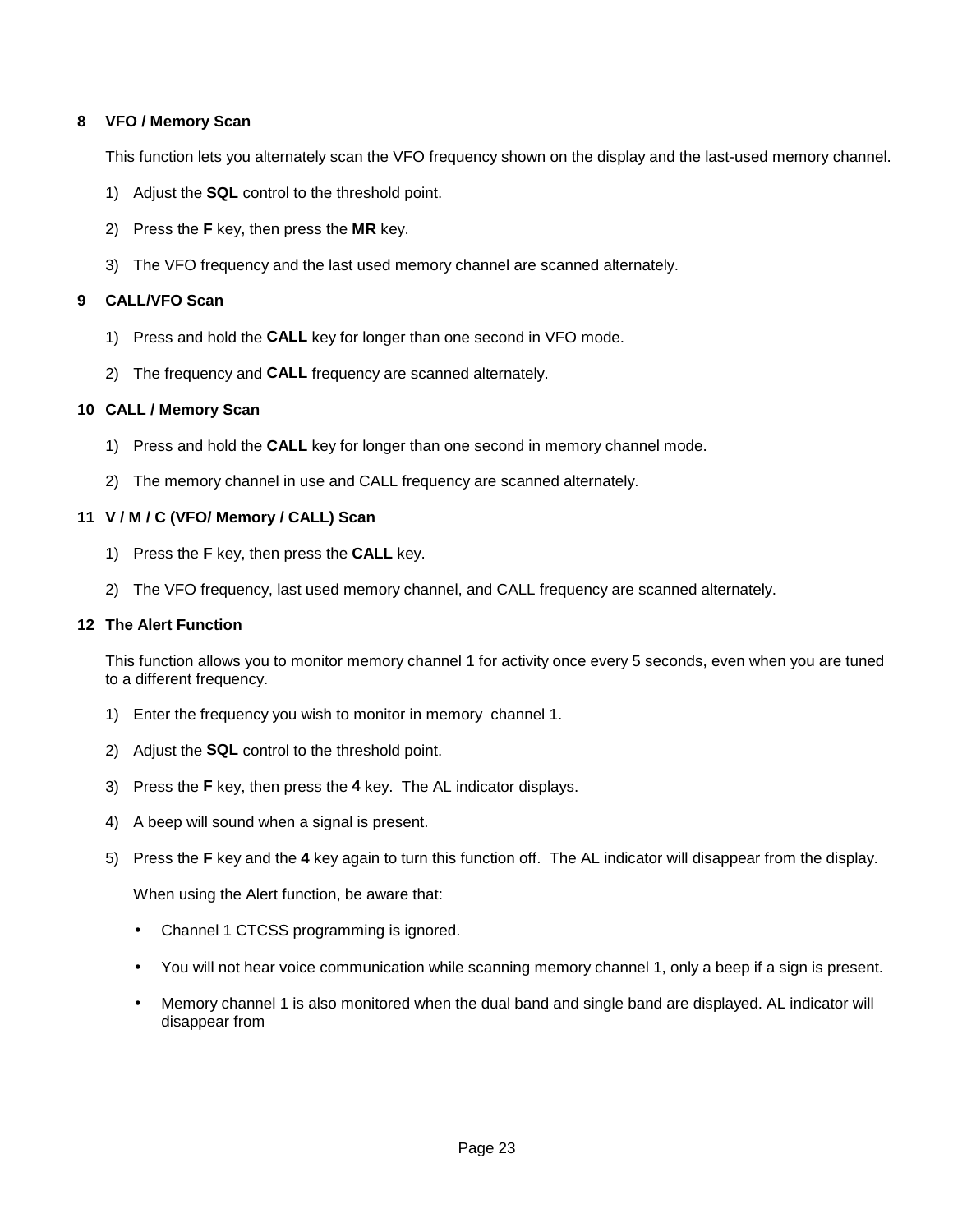### 8 VFO / Memory Scan

This function lets you alternately scan the VFO frequency shown on the display and the last-used memory channel.

1) Adjust the **SQL** control to the threshold point.

2) Press the **F** key, then press the **MR** key.

3) The VFO frequency and the last used memory channel are scanned alternately.

### 9 CALL/VFO Scan

1) Press and hold the **CALL** key for longer than one second in VFO mode.

2) The frequency and **CALL** frequency are scanned alternately.

### 10 CALL / Memory Scan

1) Press and hold the **CALL** key for longer than one second in memory channel mode.

2) The memory channel in use and CALL frequency are scanned alternately.

### 11 V / M / C (VFO/ Memory / CALL) Scan

1) Press the **F** key, then press the **CALL** key.

2) The VFO frequency, last used memory channel, and CALL frequency are scanned alternately.

### 12 The Alert Function

This function allows you to monitor memory channel 1 for activity once every 5 seconds, even when you are tuned to a different frequency.

1) Enter the frequency you wish to monitor in memory channel 1.

2) Adjust the **SQL** control to the threshold point.

3) Press the **F** key, then press the **4** key. The AL indicator displays.

4) A beep will sound when a signal is present.

5) Press the **F** key and the **4** key again to turn this function off. The AL indicator will disappear from the display.

   When using the Alert function, be aware that:

   - Channel 1 CTCSS programming is ignored.
   - You will not hear voice communication while scanning memory channel 1, only a beep if a sign is present.
   - Memory channel 1 is also monitored when the dual band and single band are displayed. AL indicator will disappear from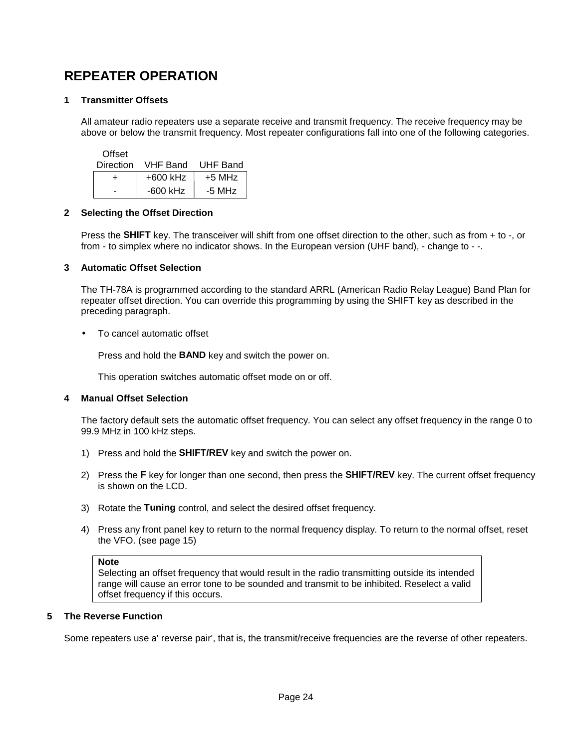# REPEATER OPERATION

## 1 Transmitter Offsets

All amateur radio repeaters use a separate receive and transmit frequency. The receive frequency may be above or below the transmit frequency. Most repeater configurations fall into one of the following categories.

| Offset Direction | VHF Band | UHF Band |
|---|---|---|
| + | +600 kHz | +5 MHz |
| - | -600 kHz | -5 MHz |

## 2 Selecting the Offset Direction

Press the **SHIFT** key. The transceiver will shift from one offset direction to the other, such as from + to -, or from - to simplex where no indicator shows. In the European version (UHF band), - change to - -.

## 3 Automatic Offset Selection

The TH-78A is programmed according to the standard ARRL (American Radio Relay League) Band Plan for repeater offset direction. You can override this programming by using the SHIFT key as described in the preceding paragraph.

- To cancel automatic offset

  Press and hold the **BAND** key and switch the power on.

  This operation switches automatic offset mode on or off.

## 4 Manual Offset Selection

The factory default sets the automatic offset frequency. You can select any offset frequency in the range 0 to 99.9 MHz in 100 kHz steps.

1) Press and hold the **SHIFT/REV** key and switch the power on.
2) Press the **F** key for longer than one second, then press the **SHIFT/REV** key. The current offset frequency is shown on the LCD.
3) Rotate the **Tuning** control, and select the desired offset frequency.
4) Press any front panel key to return to the normal frequency display. To return to the normal offset, reset the VFO. (see page 15)

> **Note**
> Selecting an offset frequency that would result in the radio transmitting outside its intended range will cause an error tone to be sounded and transmit to be inhibited. Reselect a valid offset frequency if this occurs.

## 5 The Reverse Function

Some repeaters use a' reverse pair', that is, the transmit/receive frequencies are the reverse of other repeaters.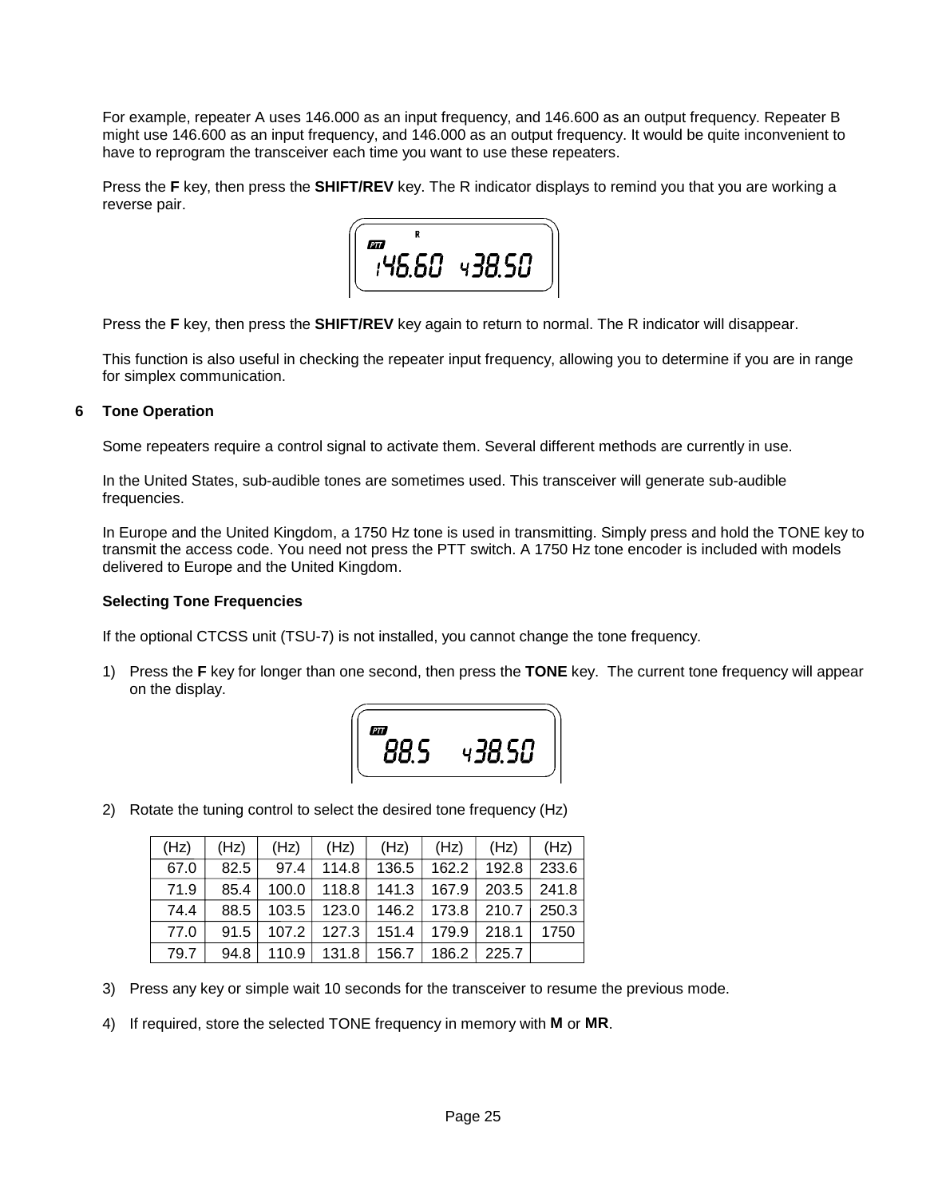For example, repeater A uses 146.000 as an input frequency, and 146.600 as an output frequency. Repeater B might use 146.600 as an input frequency, and 146.000 as an output frequency. It would be quite inconvenient to have to reprogram the transceiver each time you want to use these repeaters.

Press the **F** key, then press the **SHIFT/REV** key. The R indicator displays to remind you that you are working a reverse pair.

Press the **F** key, then press the **SHIFT/REV** key again to return to normal. The R indicator will disappear.

This function is also useful in checking the repeater input frequency, allowing you to determine if you are in range for simplex communication.

## 6 Tone Operation

Some repeaters require a control signal to activate them. Several different methods are currently in use.

In the United States, sub-audible tones are sometimes used. This transceiver will generate sub-audible frequencies.

In Europe and the United Kingdom, a 1750 Hz tone is used in transmitting. Simply press and hold the TONE key to transmit the access code. You need not press the PTT switch. A 1750 Hz tone encoder is included with models delivered to Europe and the United Kingdom.

### Selecting Tone Frequencies

If the optional CTCSS unit (TSU-7) is not installed, you cannot change the tone frequency.

1) Press the **F** key for longer than one second, then press the **TONE** key. The current tone frequency will appear on the display.

2) Rotate the tuning control to select the desired tone frequency (Hz)

| (Hz) | (Hz) | (Hz) | (Hz) | (Hz) | (Hz) | (Hz) | (Hz) |
|---|---|---|---|---|---|---|---|
| 67.0 | 82.5 | 97.4 | 114.8 | 136.5 | 162.2 | 192.8 | 233.6 |
| 71.9 | 85.4 | 100.0 | 118.8 | 141.3 | 167.9 | 203.5 | 241.8 |
| 74.4 | 88.5 | 103.5 | 123.0 | 146.2 | 173.8 | 210.7 | 250.3 |
| 77.0 | 91.5 | 107.2 | 127.3 | 151.4 | 179.9 | 218.1 | 1750 |
| 79.7 | 94.8 | 110.9 | 131.8 | 156.7 | 186.2 | 225.7 | |

3) Press any key or simple wait 10 seconds for the transceiver to resume the previous mode.

4) If required, store the selected TONE frequency in memory with **M** or **MR**.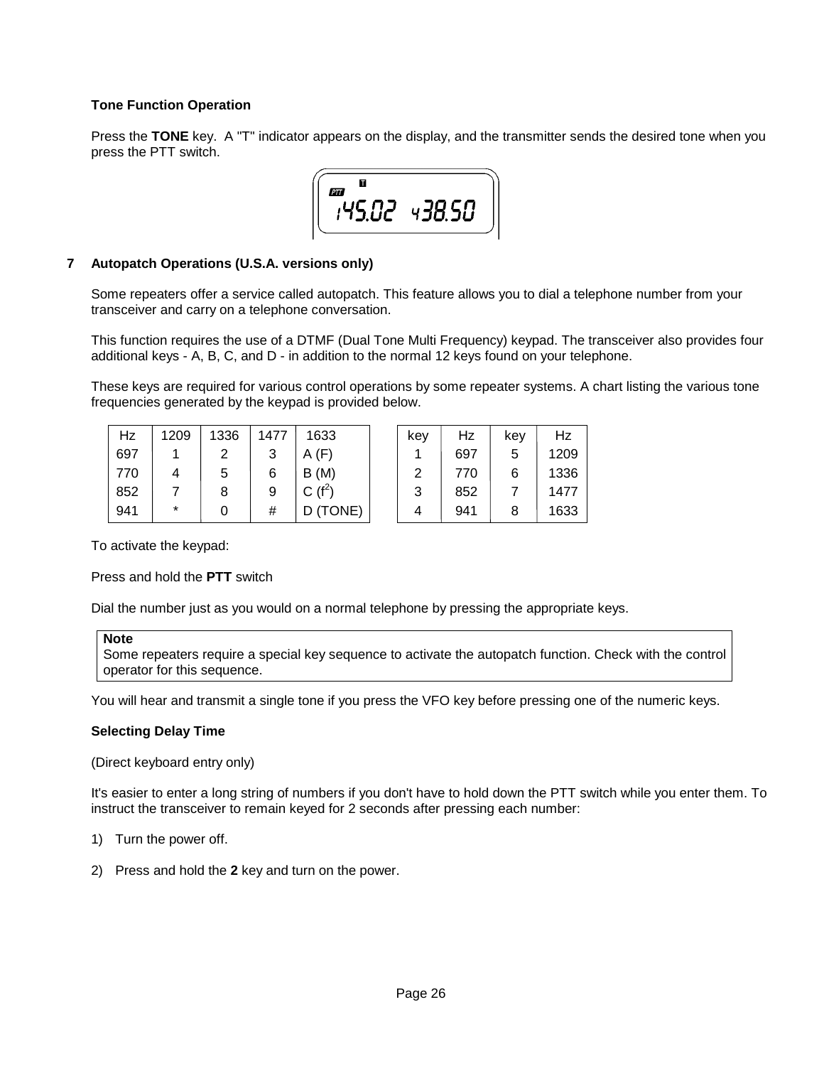### Tone Function Operation

Press the **TONE** key. A "T" indicator appears on the display, and the transmitter sends the desired tone when you press the PTT switch.

## 7 Autopatch Operations (U.S.A. versions only)

Some repeaters offer a service called autopatch. This feature allows you to dial a telephone number from your transceiver and carry on a telephone conversation.

This function requires the use of a DTMF (Dual Tone Multi Frequency) keypad. The transceiver also provides four additional keys - A, B, C, and D - in addition to the normal 12 keys found on your telephone.

These keys are required for various control operations by some repeater systems. A chart listing the various tone frequencies generated by the keypad is provided below.

| Hz | 1209 | 1336 | 1477 | 1633 |
|---|---|---|---|---|
| 697 | 1 | 2 | 3 | A (F) |
| 770 | 4 | 5 | 6 | B (M) |
| 852 | 7 | 8 | 9 | C ($f^2$) |
| 941 | * | 0 | # | D (TONE) |

| key | Hz | key | Hz |
|---|---|---|---|
| 1 | 697 | 5 | 1209 |
| 2 | 770 | 6 | 1336 |
| 3 | 852 | 7 | 1477 |
| 4 | 941 | 8 | 1633 |

To activate the keypad:

Press and hold the **PTT** switch

Dial the number just as you would on a normal telephone by pressing the appropriate keys.

> **Note**
> Some repeaters require a special key sequence to activate the autopatch function. Check with the control operator for this sequence.

You will hear and transmit a single tone if you press the VFO key before pressing one of the numeric keys.

### Selecting Delay Time

(Direct keyboard entry only)

It's easier to enter a long string of numbers if you don't have to hold down the PTT switch while you enter them. To instruct the transceiver to remain keyed for 2 seconds after pressing each number:

1) Turn the power off.
2) Press and hold the **2** key and turn on the power.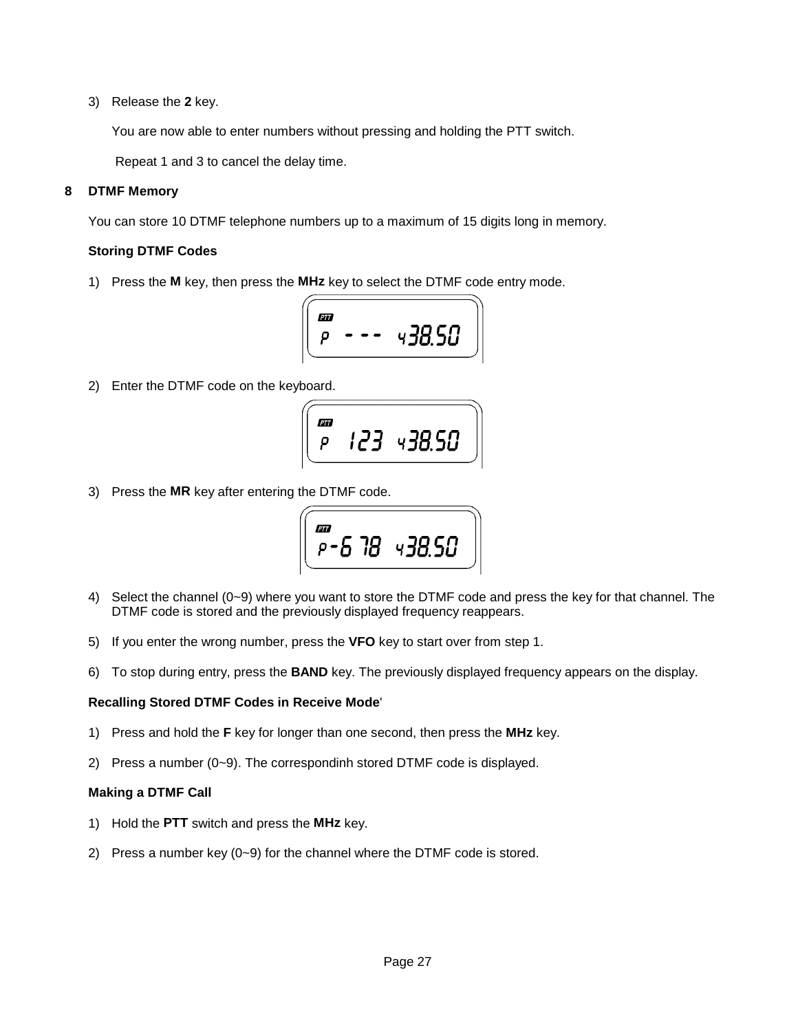3) Release the **2** key.

You are now able to enter numbers without pressing and holding the PTT switch.

Repeat 1 and 3 to cancel the delay time.

## 8 DTMF Memory

You can store 10 DTMF telephone numbers up to a maximum of 15 digits long in memory.

### Storing DTMF Codes

1) Press the **M** key, then press the **MHz** key to select the DTMF code entry mode.

2) Enter the DTMF code on the keyboard.

3) Press the **MR** key after entering the DTMF code.

4) Select the channel (0~9) where you want to store the DTMF code and press the key for that channel. The DTMF code is stored and the previously displayed frequency reappears.

5) If you enter the wrong number, press the **VFO** key to start over from step 1.

6) To stop during entry, press the **BAND** key. The previously displayed frequency appears on the display.

### Recalling Stored DTMF Codes in Receive Mode'

1) Press and hold the **F** key for longer than one second, then press the **MHz** key.

2) Press a number (0~9). The correspondinh stored DTMF code is displayed.

### Making a DTMF Call

1) Hold the **PTT** switch and press the **MHz** key.

2) Press a number key (0~9) for the channel where the DTMF code is stored.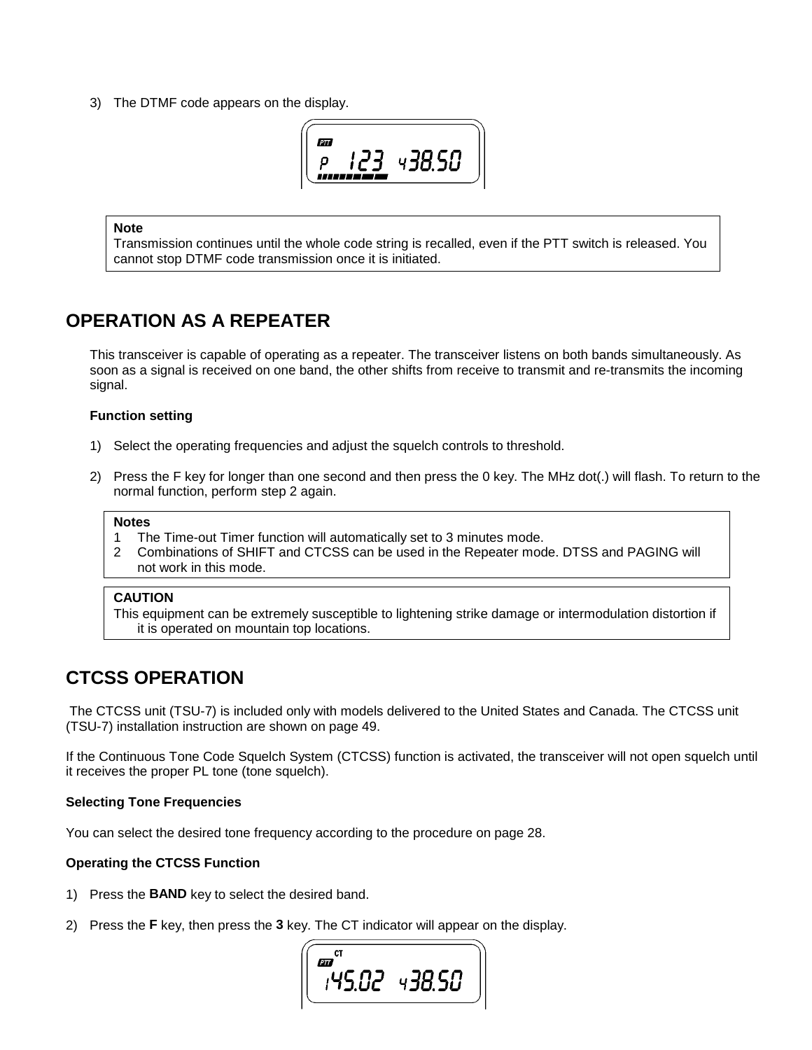3) The DTMF code appears on the display.

> **Note**
> Transmission continues until the whole code string is recalled, even if the PTT switch is released. You cannot stop DTMF code transmission once it is initiated.

## OPERATION AS A REPEATER

This transceiver is capable of operating as a repeater. The transceiver listens on both bands simultaneously. As soon as a signal is received on one band, the other shifts from receive to transmit and re-transmits the incoming signal.

**Function setting**

1) Select the operating frequencies and adjust the squelch controls to threshold.

2) Press the F key for longer than one second and then press the 0 key. The MHz dot(.) will flash. To return to the normal function, perform step 2 again.

> **Notes**
> 1 The Time-out Timer function will automatically set to 3 minutes mode.
> 2 Combinations of SHIFT and CTCSS can be used in the Repeater mode. DTSS and PAGING will not work in this mode.

> **CAUTION**
> This equipment can be extremely susceptible to lightening strike damage or intermodulation distortion if it is operated on mountain top locations.

## CTCSS OPERATION

The CTCSS unit (TSU-7) is included only with models delivered to the United States and Canada. The CTCSS unit (TSU-7) installation instruction are shown on page 49.

If the Continuous Tone Code Squelch System (CTCSS) function is activated, the transceiver will not open squelch until it receives the proper PL tone (tone squelch).

**Selecting Tone Frequencies**

You can select the desired tone frequency according to the procedure on page 28.

**Operating the CTCSS Function**

1) Press the **BAND** key to select the desired band.

2) Press the **F** key, then press the **3** key. The CT indicator will appear on the display.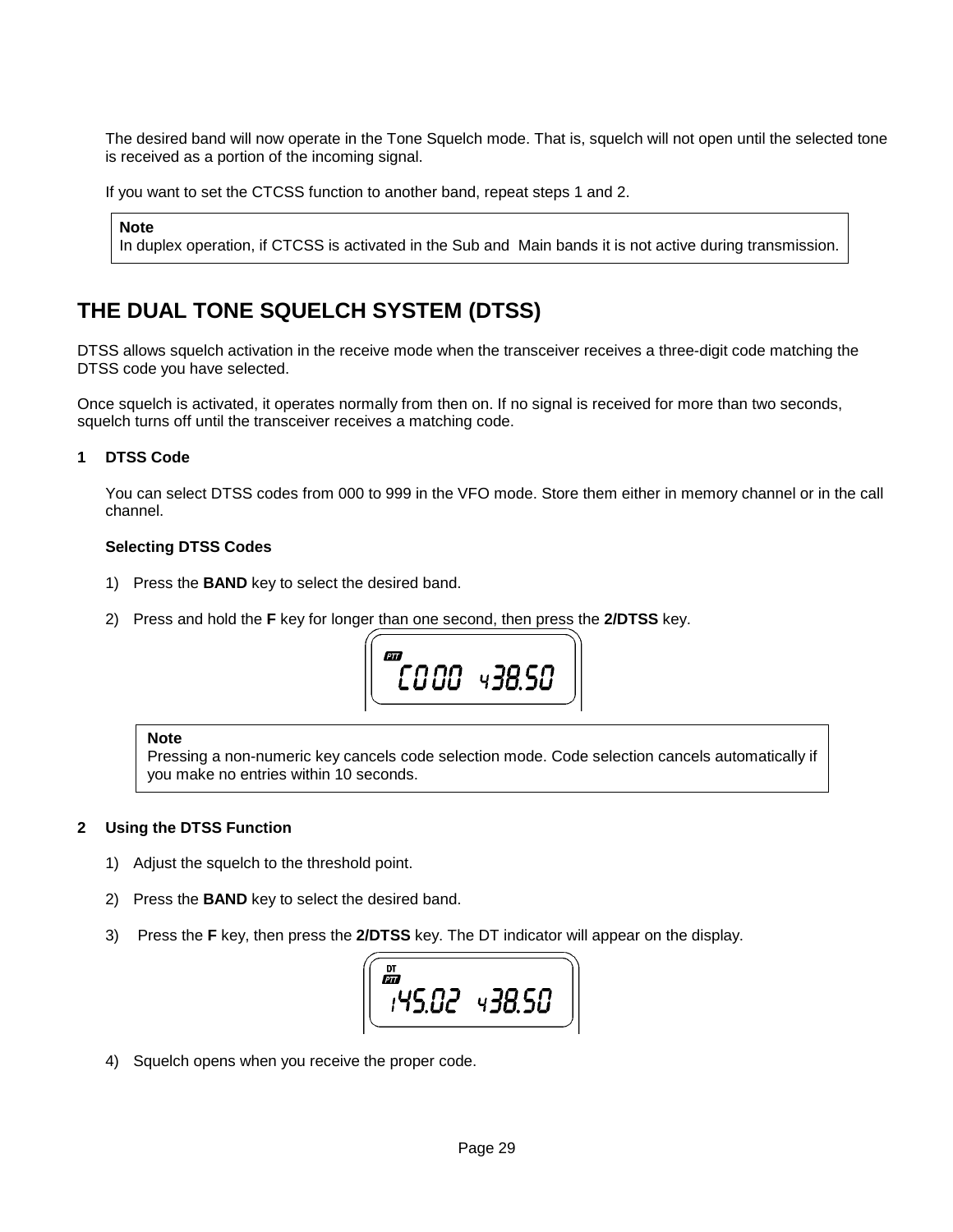The desired band will now operate in the Tone Squelch mode. That is, squelch will not open until the selected tone is received as a portion of the incoming signal.

If you want to set the CTCSS function to another band, repeat steps 1 and 2.

> **Note**
> In duplex operation, if CTCSS is activated in the Sub and Main bands it is not active during transmission.

## THE DUAL TONE SQUELCH SYSTEM (DTSS)

DTSS allows squelch activation in the receive mode when the transceiver receives a three-digit code matching the DTSS code you have selected.

Once squelch is activated, it operates normally from then on. If no signal is received for more than two seconds, squelch turns off until the transceiver receives a matching code.

### 1 DTSS Code

You can select DTSS codes from 000 to 999 in the VFO mode. Store them either in memory channel or in the call channel.

**Selecting DTSS Codes**

1) Press the **BAND** key to select the desired band.

2) Press and hold the **F** key for longer than one second, then press the **2/DTSS** key.

> **Note**
> Pressing a non-numeric key cancels code selection mode. Code selection cancels automatically if you make no entries within 10 seconds.

### 2 Using the DTSS Function

1) Adjust the squelch to the threshold point.

2) Press the **BAND** key to select the desired band.

3) Press the **F** key, then press the **2/DTSS** key. The DT indicator will appear on the display.

4) Squelch opens when you receive the proper code.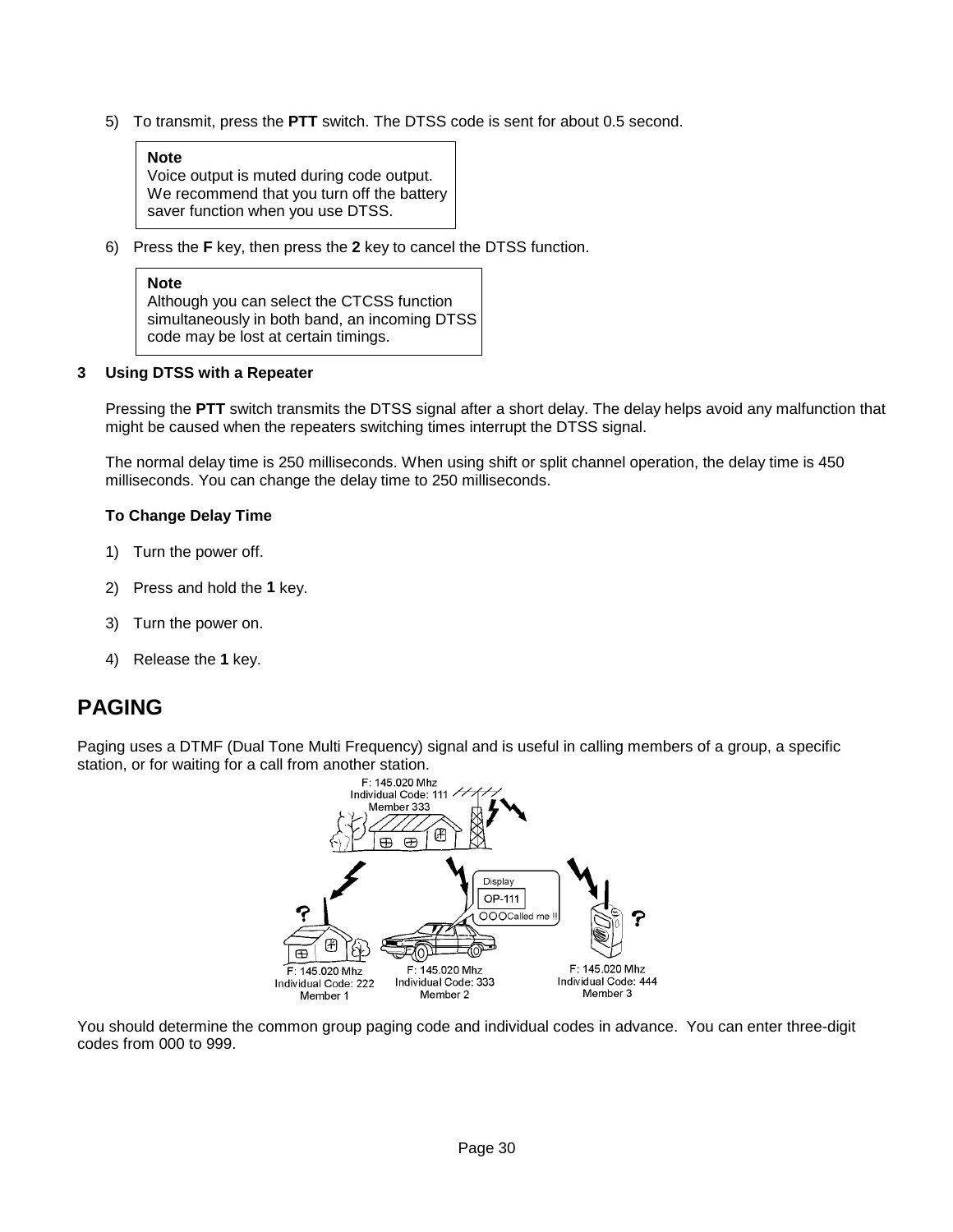5) To transmit, press the **PTT** switch. The DTSS code is sent for about 0.5 second.

> **Note**
> Voice output is muted during code output. We recommend that you turn off the battery saver function when you use DTSS.

6) Press the **F** key, then press the **2** key to cancel the DTSS function.

> **Note**
> Although you can select the CTCSS function simultaneously in both band, an incoming DTSS code may be lost at certain timings.

**3 Using DTSS with a Repeater**

Pressing the **PTT** switch transmits the DTSS signal after a short delay. The delay helps avoid any malfunction that might be caused when the repeaters switching times interrupt the DTSS signal.

The normal delay time is 250 milliseconds. When using shift or split channel operation, the delay time is 450 milliseconds. You can change the delay time to 250 milliseconds.

**To Change Delay Time**

1) Turn the power off.

2) Press and hold the **1** key.

3) Turn the power on.

4) Release the **1** key.

## PAGING

Paging uses a DTMF (Dual Tone Multi Frequency) signal and is useful in calling members of a group, a specific station, or for waiting for a call from another station.

You should determine the common group paging code and individual codes in advance. You can enter three-digit codes from 000 to 999.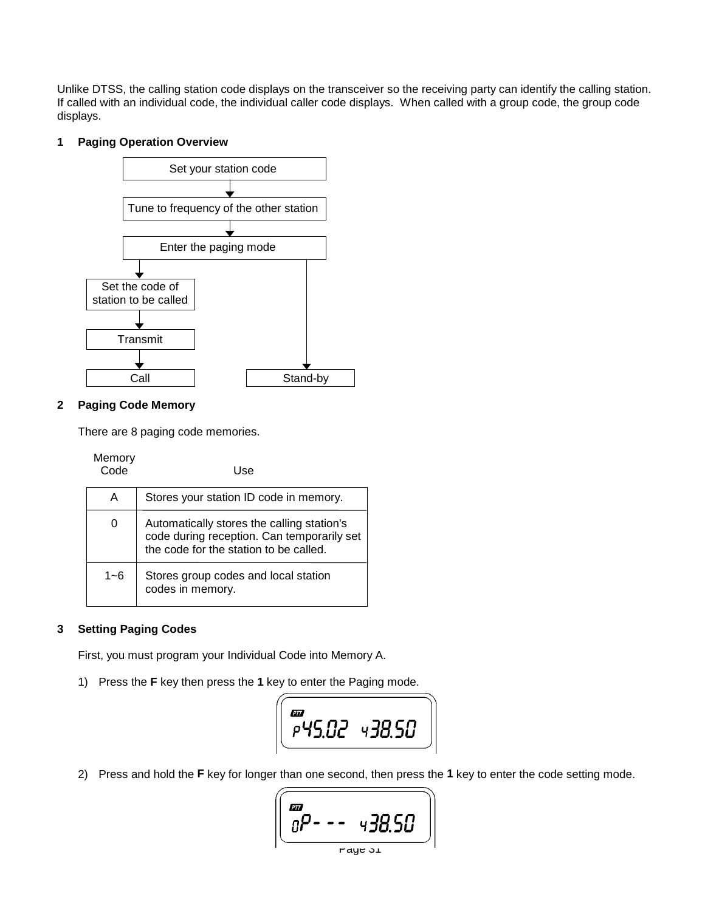Unlike DTSS, the calling station code displays on the transceiver so the receiving party can identify the calling station. If called with an individual code, the individual caller code displays. When called with a group code, the group code displays.

**1 Paging Operation Overview**

Set your station code → Tune to frequency of the other station → Enter the paging mode

- Enter the paging mode → Set the code of station to be called → Transmit → Call
- Enter the paging mode → Stand-by

**2 Paging Code Memory**

There are 8 paging code memories.

| Memory Code | Use |
|---|---|
| A | Stores your station ID code in memory. |
| 0 | Automatically stores the calling station's code during reception. Can temporarily set the code for the station to be called. |
| 1~6 | Stores group codes and local station codes in memory. |

**3 Setting Paging Codes**

First, you must program your Individual Code into Memory A.

1) Press the **F** key then press the **1** key to enter the Paging mode.

```
PTT
P45.02  438.50
```

2) Press and hold the **F** key for longer than one second, then press the **1** key to enter the code setting mode.

```
PTT
0P- - -  438.50
```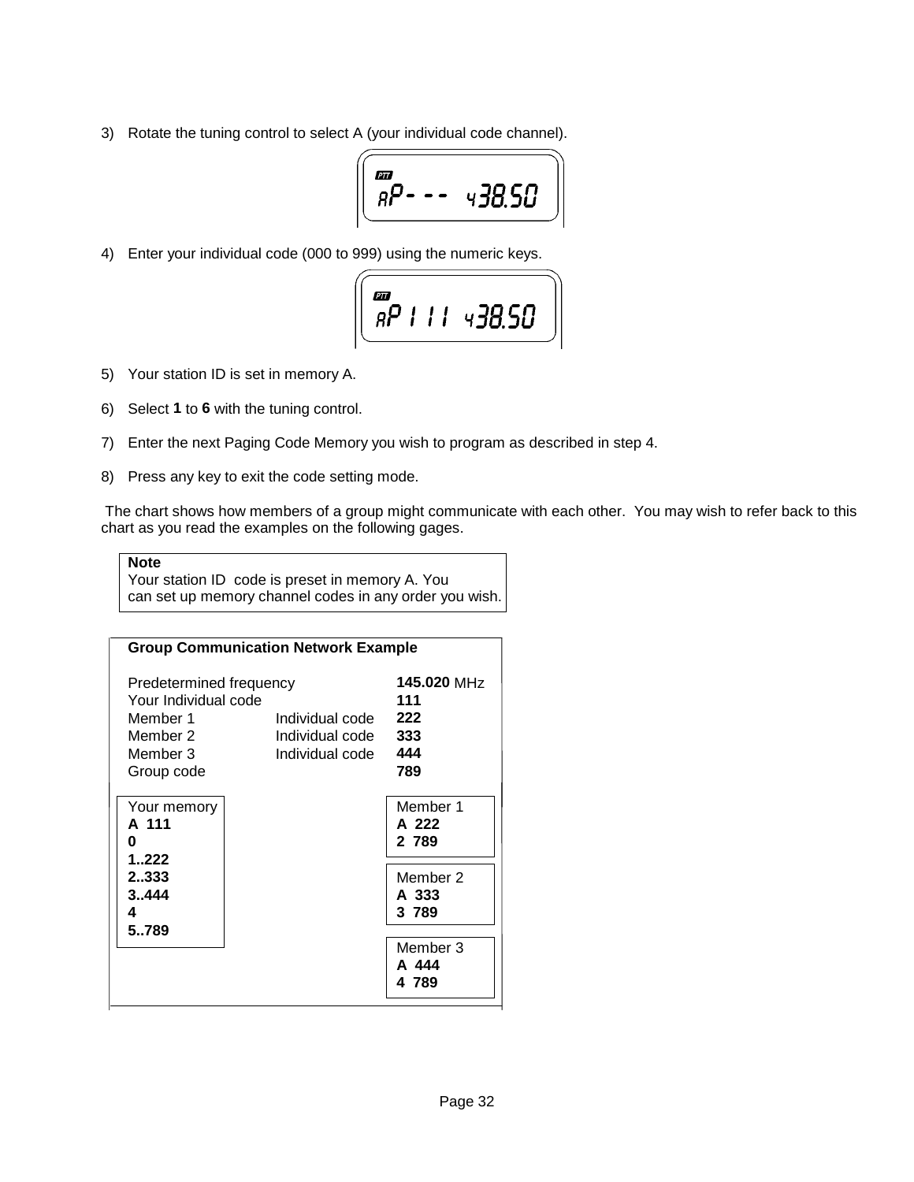3) Rotate the tuning control to select A (your individual code channel).

```
PTT
AP- - -  438.50
```

4) Enter your individual code (000 to 999) using the numeric keys.

```
PTT
AP 1 1 1  438.50
```

5) Your station ID is set in memory A.

6) Select **1** to **6** with the tuning control.

7) Enter the next Paging Code Memory you wish to program as described in step 4.

8) Press any key to exit the code setting mode.

The chart shows how members of a group might communicate with each other. You may wish to refer back to this chart as you read the examples on the following gages.

> **Note**
> Your station ID code is preset in memory A. You can set up memory channel codes in any order you wish.

**Group Communication Network Example**

| | | |
|---|---|---|
| Predetermined frequency | | **145.020** MHz |
| Your Individual code | | **111** |
| Member 1 | Individual code | **222** |
| Member 2 | Individual code | **333** |
| Member 3 | Individual code | **444** |
| Group code | | **789** |

| Your memory | Member 1 | Member 2 | Member 3 |
|---|---|---|---|
| **A 111** | **A 222** | **A 333** | **A 444** |
| **0** | **2 789** | **3 789** | **4 789** |
| **1..222** | | | |
| **2..333** | | | |
| **3..444** | | | |
| **4** | | | |
| **5..789** | | | |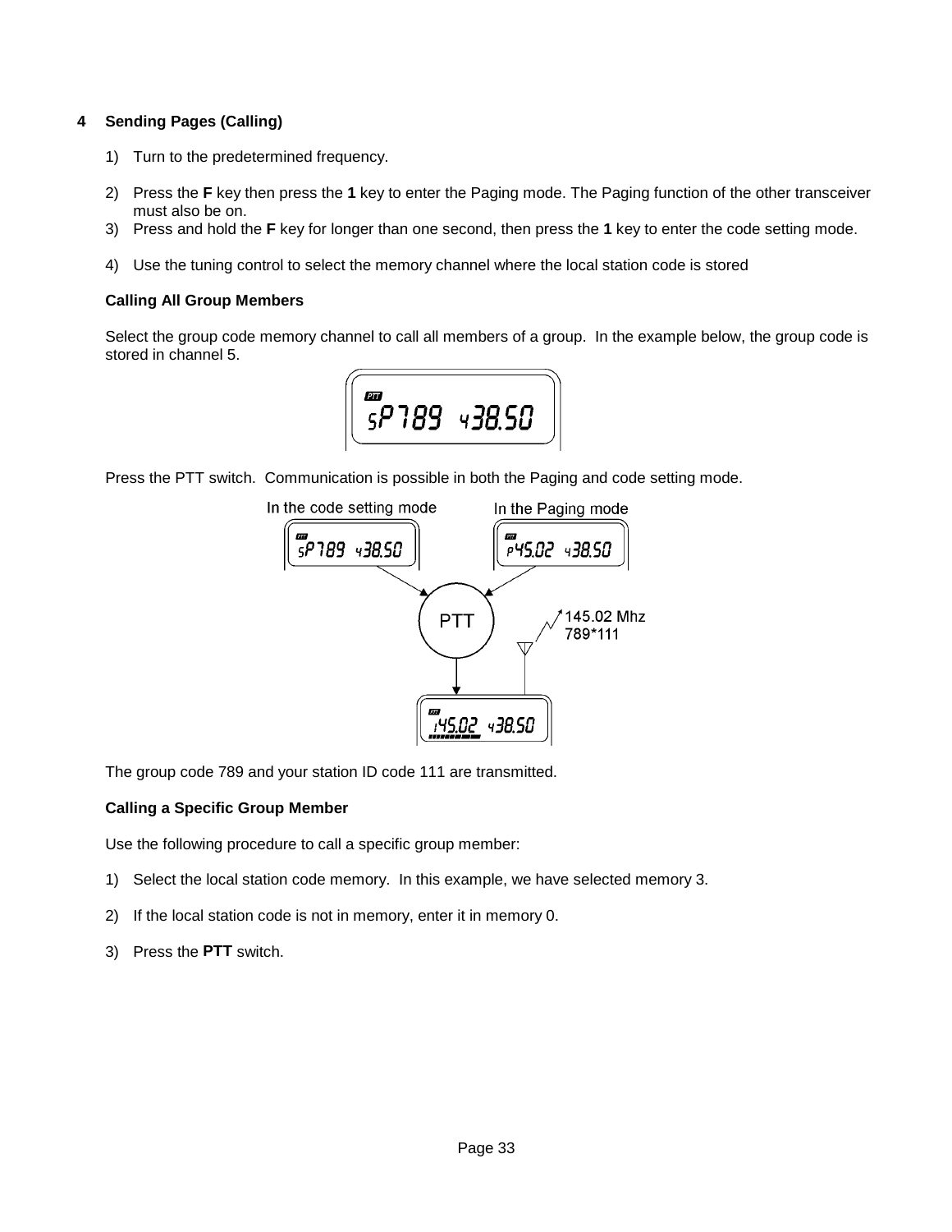## 4 Sending Pages (Calling)

1) Turn to the predetermined frequency.

2) Press the **F** key then press the **1** key to enter the Paging mode. The Paging function of the other transceiver must also be on.
3) Press and hold the **F** key for longer than one second, then press the **1** key to enter the code setting mode.

4) Use the tuning control to select the memory channel where the local station code is stored

**Calling All Group Members**

Select the group code memory channel to call all members of a group. In the example below, the group code is stored in channel 5.

Press the PTT switch. Communication is possible in both the Paging and code setting mode.

The group code 789 and your station ID code 111 are transmitted.

**Calling a Specific Group Member**

Use the following procedure to call a specific group member:

1) Select the local station code memory. In this example, we have selected memory 3.

2) If the local station code is not in memory, enter it in memory 0.

3) Press the **PTT** switch.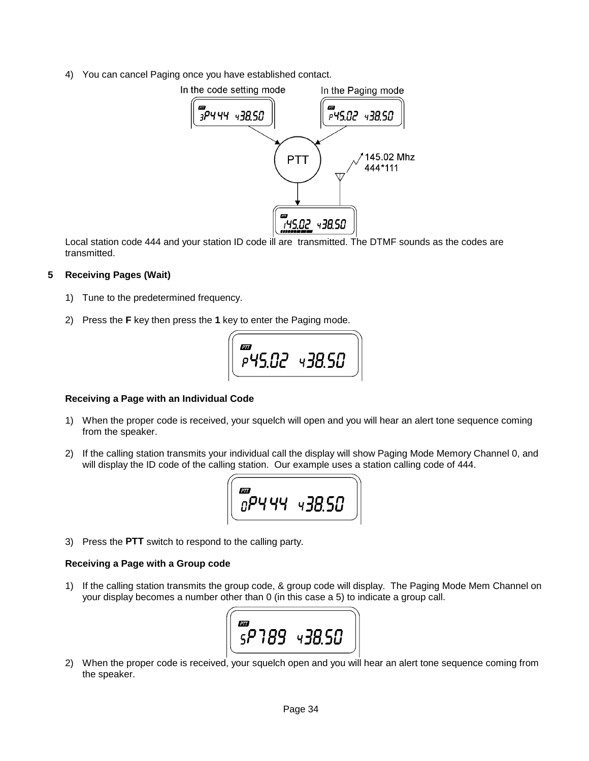4) You can cancel Paging once you have established contact.

Local station code 444 and your station ID code ill are  transmitted. The DTMF sounds as the codes are transmitted.

## 5 Receiving Pages (Wait)

1) Tune to the predetermined frequency.

2) Press the **F** key then press the **1** key to enter the Paging mode.

### Receiving a Page with an Individual Code

1) When the proper code is received, your squelch will open and you will hear an alert tone sequence coming from the speaker.

2) If the calling station transmits your individual call the display will show Paging Mode Memory Channel 0, and will display the ID code of the calling station.  Our example uses a station calling code of 444.

3) Press the **PTT** switch to respond to the calling party.

### Receiving a Page with a Group code

1) If the calling station transmits the group code, & group code will display.  The Paging Mode Mem Channel on your display becomes a number other than 0 (in this case a 5) to indicate a group call.

2) When the proper code is received, your squelch open and you will hear an alert tone sequence coming from the speaker.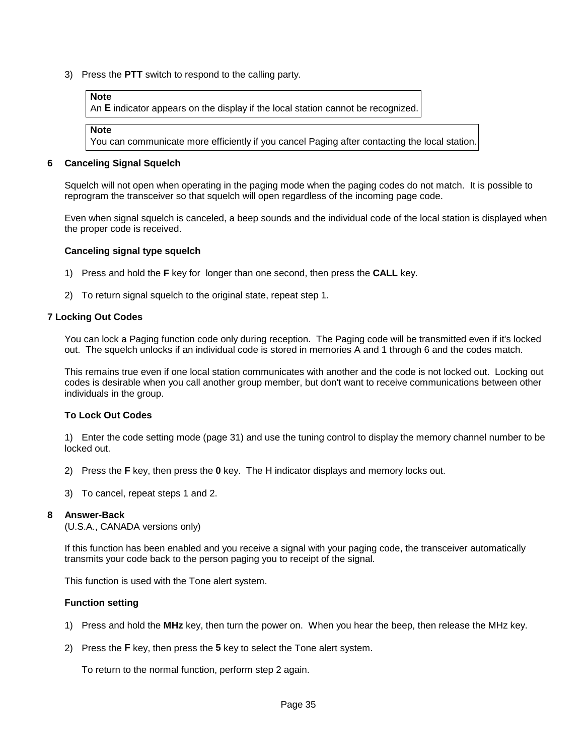3) Press the **PTT** switch to respond to the calling party.

> **Note**
> An **E** indicator appears on the display if the local station cannot be recognized.

> **Note**
> You can communicate more efficiently if you cancel Paging after contacting the local station.

## 6 Canceling Signal Squelch

Squelch will not open when operating in the paging mode when the paging codes do not match. It is possible to reprogram the transceiver so that squelch will open regardless of the incoming page code.

Even when signal squelch is canceled, a beep sounds and the individual code of the local station is displayed when the proper code is received.

### Canceling signal type squelch

1) Press and hold the **F** key for longer than one second, then press the **CALL** key.

2) To return signal squelch to the original state, repeat step 1.

## 7 Locking Out Codes

You can lock a Paging function code only during reception. The Paging code will be transmitted even if it's locked out. The squelch unlocks if an individual code is stored in memories A and 1 through 6 and the codes match.

This remains true even if one local station communicates with another and the code is not locked out. Locking out codes is desirable when you call another group member, but don't want to receive communications between other individuals in the group.

### To Lock Out Codes

1) Enter the code setting mode (page 31) and use the tuning control to display the memory channel number to be locked out.

2) Press the **F** key, then press the **0** key. The H indicator displays and memory locks out.

3) To cancel, repeat steps 1 and 2.

## 8 Answer-Back

(U.S.A., CANADA versions only)

If this function has been enabled and you receive a signal with your paging code, the transceiver automatically transmits your code back to the person paging you to receipt of the signal.

This function is used with the Tone alert system.

### Function setting

1) Press and hold the **MHz** key, then turn the power on. When you hear the beep, then release the MHz key.

2) Press the **F** key, then press the **5** key to select the Tone alert system.

To return to the normal function, perform step 2 again.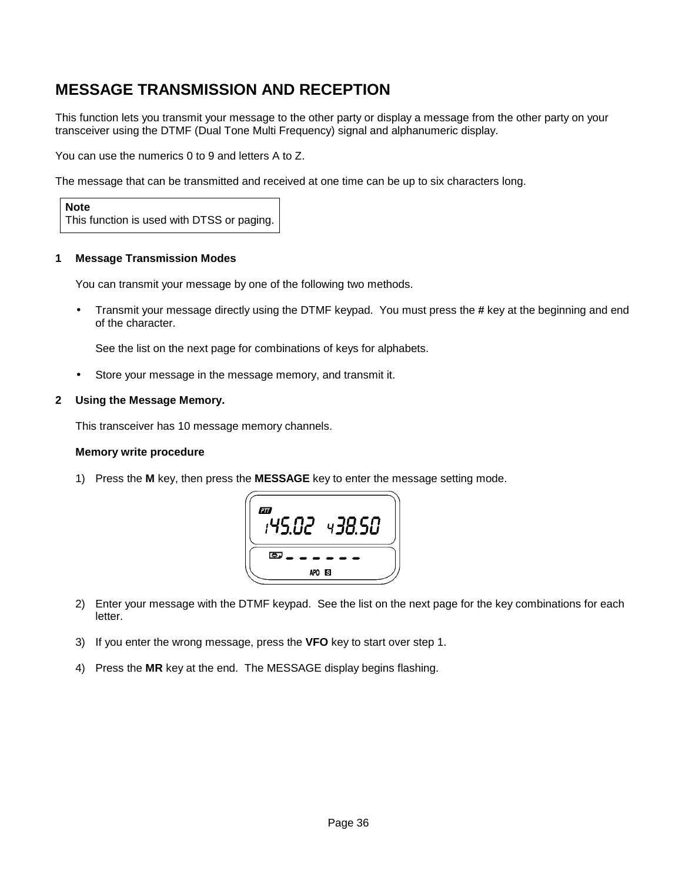# MESSAGE TRANSMISSION AND RECEPTION

This function lets you transmit your message to the other party or display a message from the other party on your transceiver using the DTMF (Dual Tone Multi Frequency) signal and alphanumeric display.

You can use the numerics 0 to 9 and letters A to Z.

The message that can be transmitted and received at one time can be up to six characters long.

> **Note**
> This function is used with DTSS or paging.

**1 Message Transmission Modes**

You can transmit your message by one of the following two methods.

- Transmit your message directly using the DTMF keypad. You must press the **#** key at the beginning and end of the character.

  See the list on the next page for combinations of keys for alphabets.

- Store your message in the message memory, and transmit it.

**2 Using the Message Memory.**

This transceiver has 10 message memory channels.

**Memory write procedure**

1) Press the **M** key, then press the **MESSAGE** key to enter the message setting mode.

2) Enter your message with the DTMF keypad. See the list on the next page for the key combinations for each letter.

3) If you enter the wrong message, press the **VFO** key to start over step 1.

4) Press the **MR** key at the end. The MESSAGE display begins flashing.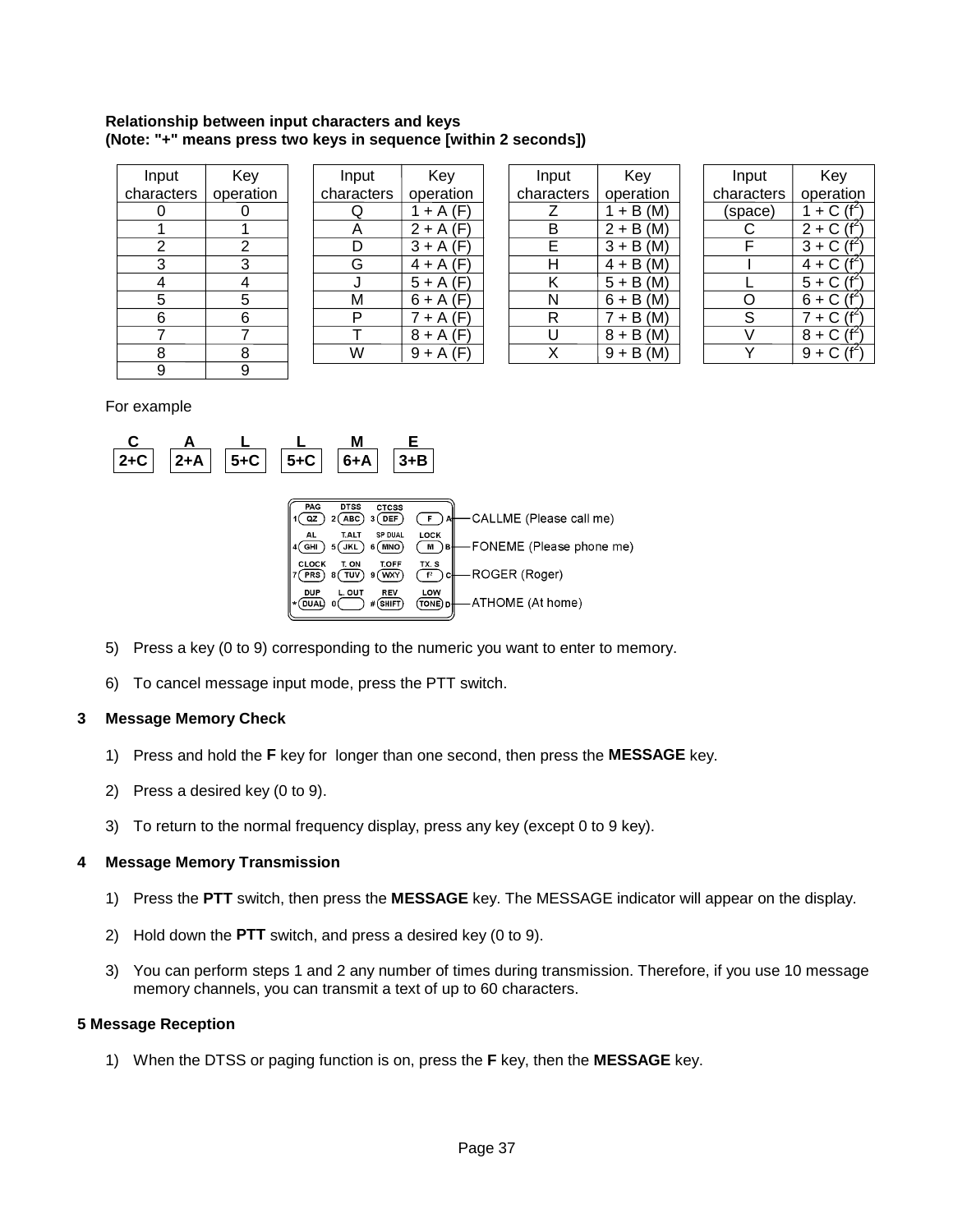**Relationship between input characters and keys**
**(Note: "+" means press two keys in sequence [within 2 seconds])**

| Input characters | Key operation |
|---|---|
| 0 | 0 |
| 1 | 1 |
| 2 | 2 |
| 3 | 3 |
| 4 | 4 |
| 5 | 5 |
| 6 | 6 |
| 7 | 7 |
| 8 | 8 |
| 9 | 9 |

| Input characters | Key operation |
|---|---|
| Q | 1 + A (F) |
| A | 2 + A (F) |
| D | 3 + A (F) |
| G | 4 + A (F) |
| J | 5 + A (F) |
| M | 6 + A (F) |
| P | 7 + A (F) |
| T | 8 + A (F) |
| W | 9 + A (F) |

| Input characters | Key operation |
|---|---|
| Z | 1 + B (M) |
| B | 2 + B (M) |
| E | 3 + B (M) |
| H | 4 + B (M) |
| K | 5 + B (M) |
| N | 6 + B (M) |
| R | 7 + B (M) |
| U | 8 + B (M) |
| X | 9 + B (M) |

| Input characters | Key operation |
|---|---|
| (space) | 1 + C ($f^2$) |
| C | 2 + C ($f^2$) |
| F | 3 + C ($f^2$) |
| I | 4 + C ($f^2$) |
| L | 5 + C ($f^2$) |
| O | 6 + C ($f^2$) |
| S | 7 + C ($f^2$) |
| V | 8 + C ($f^2$) |
| Y | 9 + C ($f^2$) |

For example

| C | A | L | L | M | E |
|---|---|---|---|---|---|
| 2+C | 2+A | 5+C | 5+C | 6+A | 3+B |

| | | | | |
|---|---|---|---|---|
| PAG 1 (QZ) | DTSS 2 (ABC) | CTCSS 3 (DEF) | (F) A | CALLME (Please call me) |
| AL 4 (GHI) | T.ALT 5 (JKL) | SP DUAL 6 (MNO) | LOCK (M) B | FONEME (Please phone me) |
| CLOCK 7 (PRS) | T. ON 8 (TUV) | T.OFF 9 (WXY) | TX. S ($f^2$) C | ROGER (Roger) |
| DUP * (DUAL) | L. OUT 0 ( ) | REV # (SHIFT) | LOW (TONE) D | ATHOME (At home) |

5) Press a key (0 to 9) corresponding to the numeric you want to enter to memory.

6) To cancel message input mode, press the PTT switch.

### 3 Message Memory Check

1) Press and hold the **F** key for longer than one second, then press the **MESSAGE** key.

2) Press a desired key (0 to 9).

3) To return to the normal frequency display, press any key (except 0 to 9 key).

### 4 Message Memory Transmission

1) Press the **PTT** switch, then press the **MESSAGE** key. The MESSAGE indicator will appear on the display.

2) Hold down the **PTT** switch, and press a desired key (0 to 9).

3) You can perform steps 1 and 2 any number of times during transmission. Therefore, if you use 10 message memory channels, you can transmit a text of up to 60 characters.

### 5 Message Reception

1) When the DTSS or paging function is on, press the **F** key, then the **MESSAGE** key.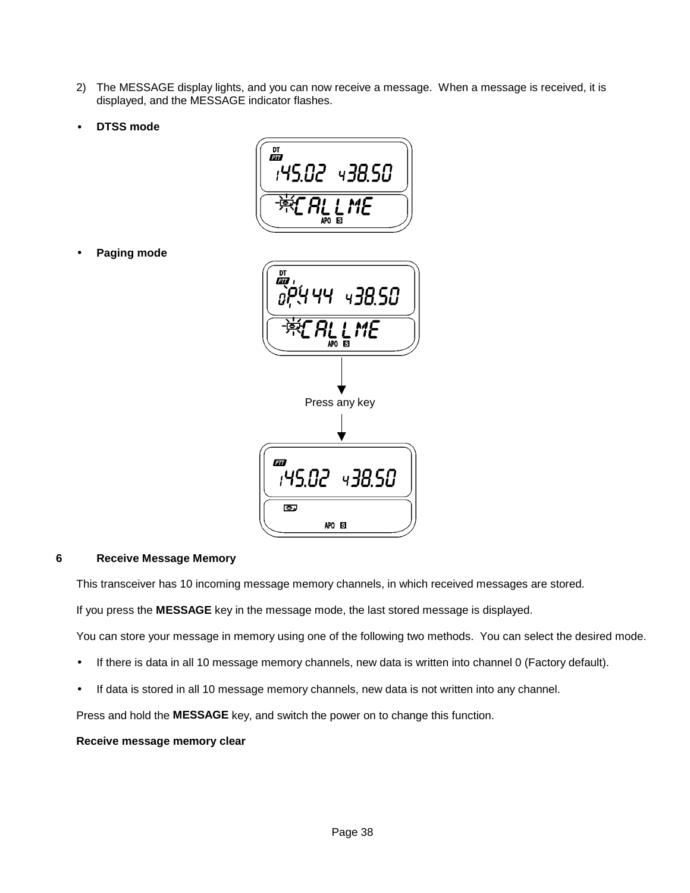2) The MESSAGE display lights, and you can now receive a message. When a message is received, it is displayed, and the MESSAGE indicator flashes.

- **DTSS mode**

- **Paging mode**

Press any key

### 6 Receive Message Memory

This transceiver has 10 incoming message memory channels, in which received messages are stored.

If you press the **MESSAGE** key in the message mode, the last stored message is displayed.

You can store your message in memory using one of the following two methods. You can select the desired mode.

- If there is data in all 10 message memory channels, new data is written into channel 0 (Factory default).
- If data is stored in all 10 message memory channels, new data is not written into any channel.

Press and hold the **MESSAGE** key, and switch the power on to change this function.

**Receive message memory clear**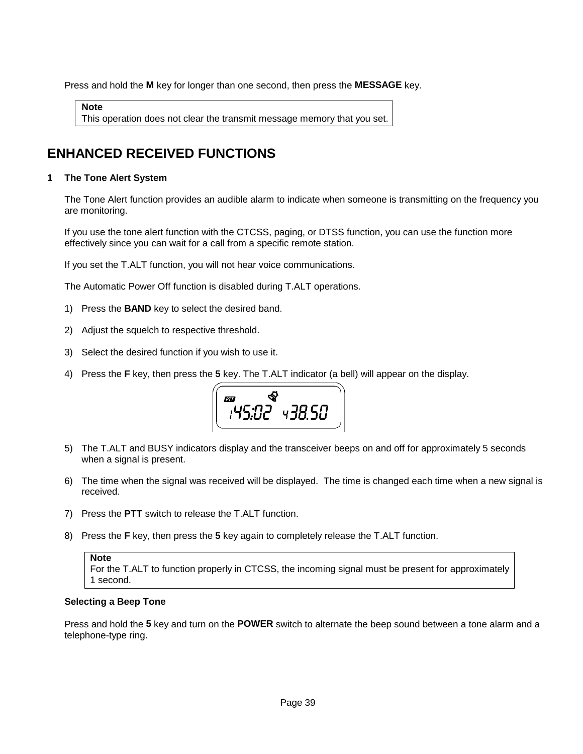Press and hold the **M** key for longer than one second, then press the **MESSAGE** key.

> **Note**
> This operation does not clear the transmit message memory that you set.

## ENHANCED RECEIVED FUNCTIONS

### 1 The Tone Alert System

The Tone Alert function provides an audible alarm to indicate when someone is transmitting on the frequency you are monitoring.

If you use the tone alert function with the CTCSS, paging, or DTSS function, you can use the function more effectively since you can wait for a call from a specific remote station.

If you set the T.ALT function, you will not hear voice communications.

The Automatic Power Off function is disabled during T.ALT operations.

1) Press the **BAND** key to select the desired band.
2) Adjust the squelch to respective threshold.
3) Select the desired function if you wish to use it.
4) Press the **F** key, then press the **5** key. The T.ALT indicator (a bell) will appear on the display.
5) The T.ALT and BUSY indicators display and the transceiver beeps on and off for approximately 5 seconds when a signal is present.
6) The time when the signal was received will be displayed. The time is changed each time when a new signal is received.
7) Press the **PTT** switch to release the T.ALT function.
8) Press the **F** key, then press the **5** key again to completely release the T.ALT function.

> **Note**
> For the T.ALT to function properly in CTCSS, the incoming signal must be present for approximately 1 second.

**Selecting a Beep Tone**

Press and hold the **5** key and turn on the **POWER** switch to alternate the beep sound between a tone alarm and a telephone-type ring.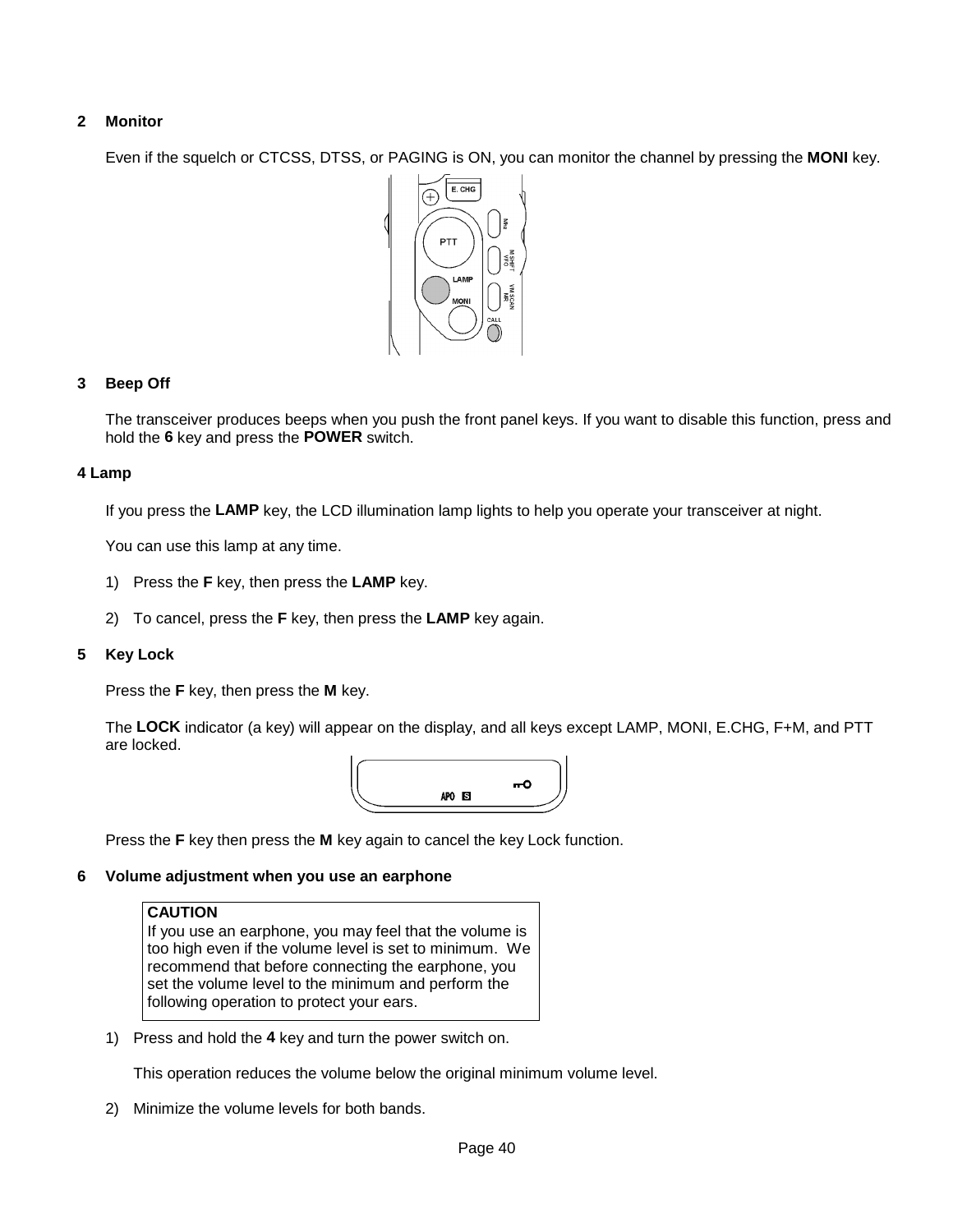## 2 Monitor

Even if the squelch or CTCSS, DTSS, or PAGING is ON, you can monitor the channel by pressing the **MONI** key.

## 3 Beep Off

The transceiver produces beeps when you push the front panel keys. If you want to disable this function, press and hold the **6** key and press the **POWER** switch.

## 4 Lamp

If you press the **LAMP** key, the LCD illumination lamp lights to help you operate your transceiver at night.

You can use this lamp at any time.

1) Press the **F** key, then press the **LAMP** key.

2) To cancel, press the **F** key, then press the **LAMP** key again.

## 5 Key Lock

Press the **F** key, then press the **M** key.

The **LOCK** indicator (a key) will appear on the display, and all keys except LAMP, MONI, E.CHG, F+M, and PTT are locked.

Press the **F** key then press the **M** key again to cancel the key Lock function.

## 6 Volume adjustment when you use an earphone

**CAUTION**
If you use an earphone, you may feel that the volume is too high even if the volume level is set to minimum. We recommend that before connecting the earphone, you set the volume level to the minimum and perform the following operation to protect your ears.

1) Press and hold the **4** key and turn the power switch on.

   This operation reduces the volume below the original minimum volume level.

2) Minimize the volume levels for both bands.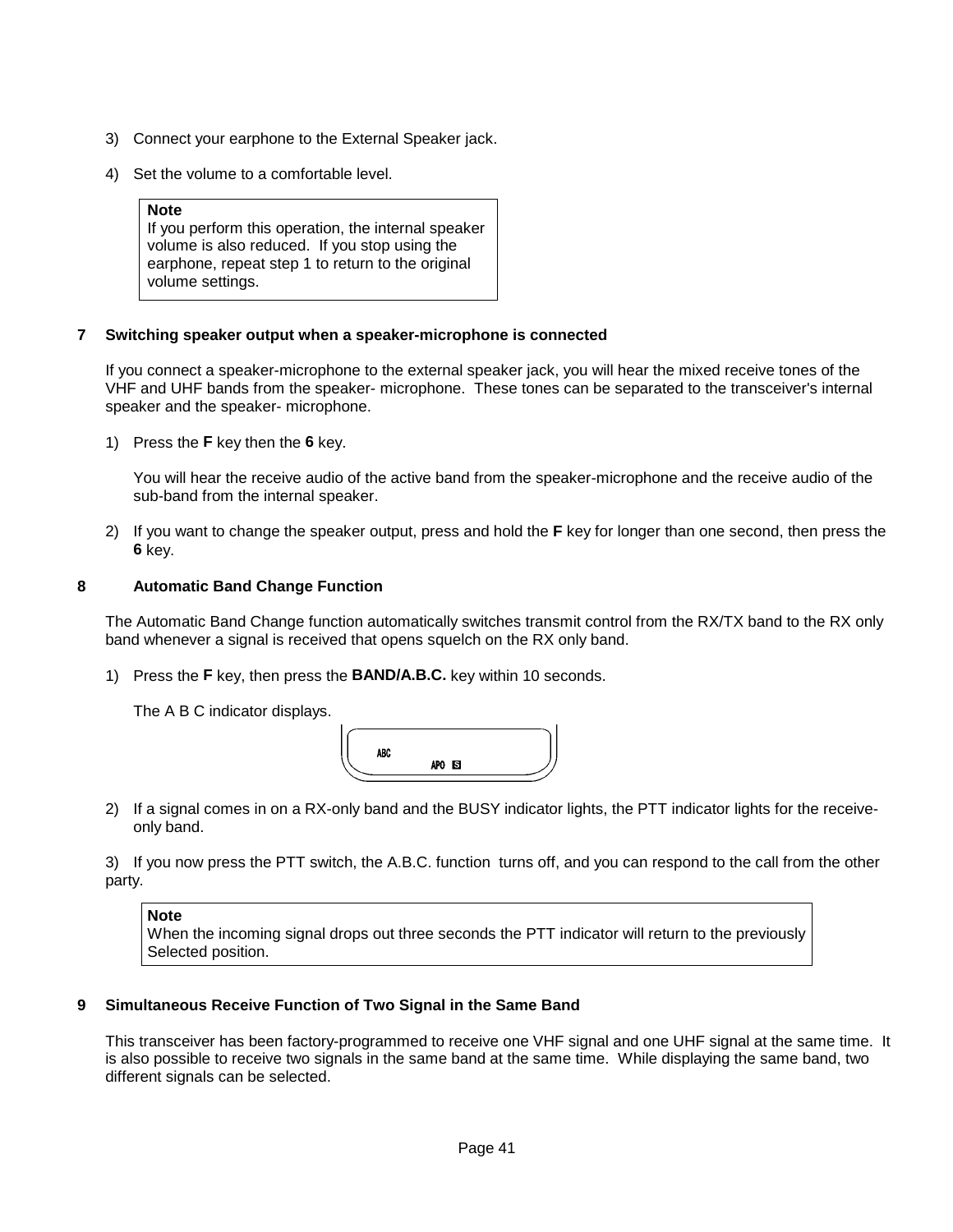3) Connect your earphone to the External Speaker jack.

4) Set the volume to a comfortable level.

> **Note**
> If you perform this operation, the internal speaker volume is also reduced. If you stop using the earphone, repeat step 1 to return to the original volume settings.

### 7 Switching speaker output when a speaker-microphone is connected

If you connect a speaker-microphone to the external speaker jack, you will hear the mixed receive tones of the VHF and UHF bands from the speaker- microphone. These tones can be separated to the transceiver's internal speaker and the speaker- microphone.

1) Press the **F** key then the **6** key.

   You will hear the receive audio of the active band from the speaker-microphone and the receive audio of the sub-band from the internal speaker.

2) If you want to change the speaker output, press and hold the **F** key for longer than one second, then press the **6** key.

### 8 Automatic Band Change Function

The Automatic Band Change function automatically switches transmit control from the RX/TX band to the RX only band whenever a signal is received that opens squelch on the RX only band.

1) Press the **F** key, then press the **BAND/A.B.C.** key within 10 seconds.

   The A B C indicator displays.

   ABC APO S

2) If a signal comes in on a RX-only band and the BUSY indicator lights, the PTT indicator lights for the receive-only band.

3) If you now press the PTT switch, the A.B.C. function turns off, and you can respond to the call from the other party.

> **Note**
> When the incoming signal drops out three seconds the PTT indicator will return to the previously Selected position.

### 9 Simultaneous Receive Function of Two Signal in the Same Band

This transceiver has been factory-programmed to receive one VHF signal and one UHF signal at the same time. It is also possible to receive two signals in the same band at the same time. While displaying the same band, two different signals can be selected.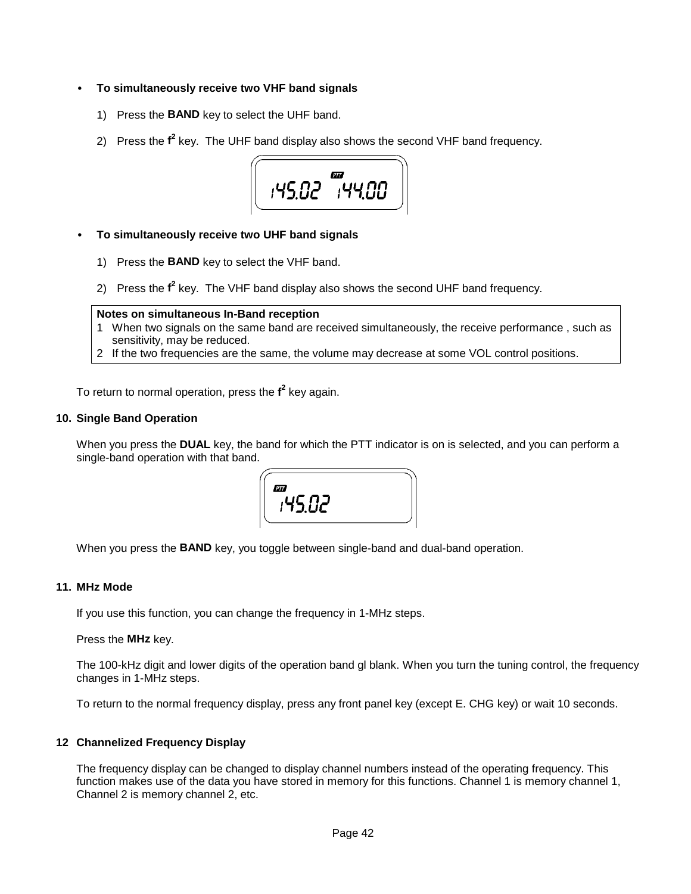- **To simultaneously receive two VHF band signals**

  1) Press the **BAND** key to select the UHF band.

  2) Press the **f²** key. The UHF band display also shows the second VHF band frequency.

- **To simultaneously receive two UHF band signals**

  1) Press the **BAND** key to select the VHF band.

  2) Press the **f²** key. The VHF band display also shows the second UHF band frequency.

**Notes on simultaneous In-Band reception**

1. When two signals on the same band are received simultaneously, the receive performance , such as sensitivity, may be reduced.
2. If the two frequencies are the same, the volume may decrease at some VOL control positions.

To return to normal operation, press the **f²** key again.

**10. Single Band Operation**

When you press the **DUAL** key, the band for which the PTT indicator is on is selected, and you can perform a single-band operation with that band.

When you press the **BAND** key, you toggle between single-band and dual-band operation.

**11. MHz Mode**

If you use this function, you can change the frequency in 1-MHz steps.

Press the **MHz** key.

The 100-kHz digit and lower digits of the operation band gl blank. When you turn the tuning control, the frequency changes in 1-MHz steps.

To return to the normal frequency display, press any front panel key (except E. CHG key) or wait 10 seconds.

**12 Channelized Frequency Display**

The frequency display can be changed to display channel numbers instead of the operating frequency. This function makes use of the data you have stored in memory for this functions. Channel 1 is memory channel 1, Channel 2 is memory channel 2, etc.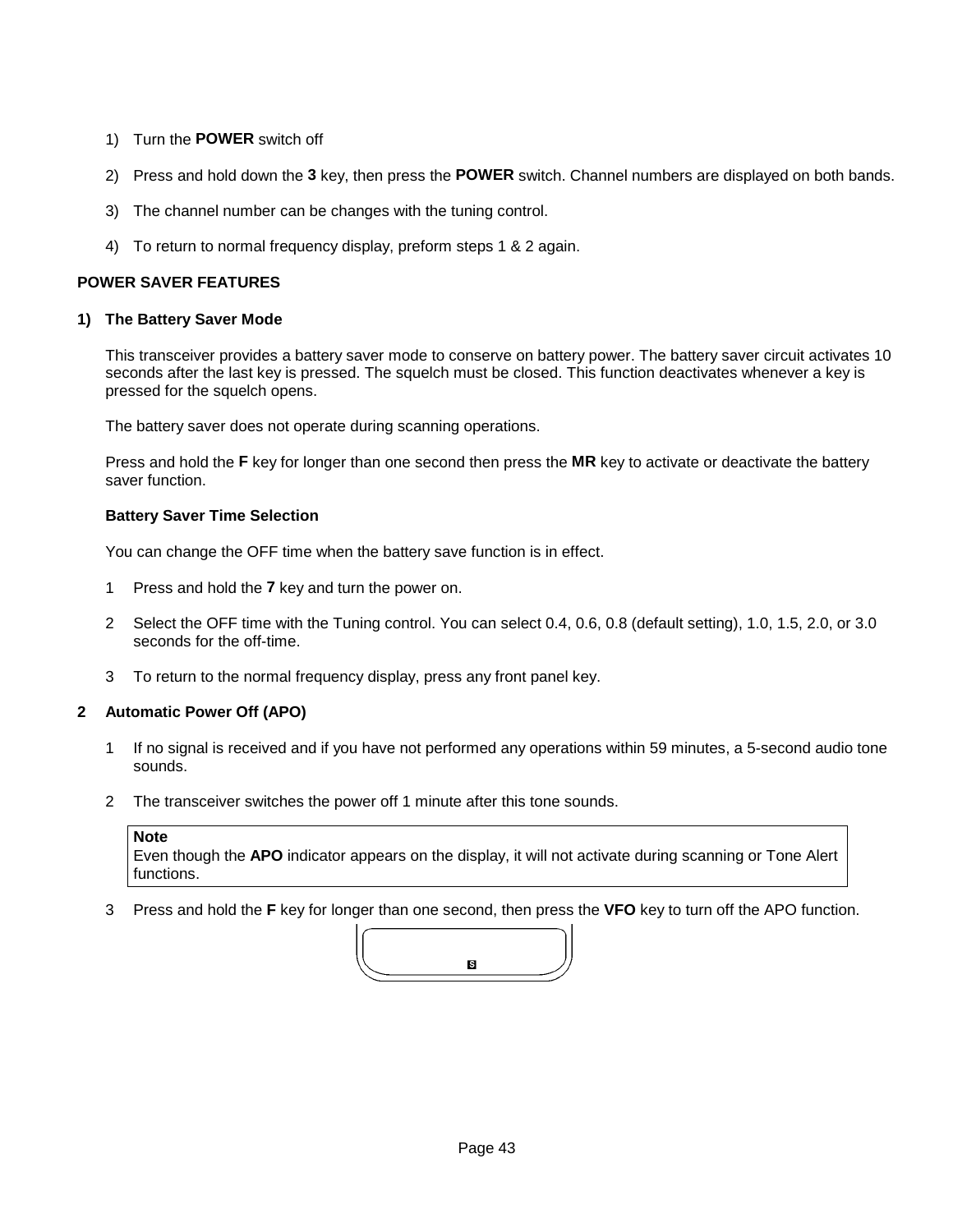1) Turn the **POWER** switch off

2) Press and hold down the **3** key, then press the **POWER** switch. Channel numbers are displayed on both bands.

3) The channel number can be changes with the tuning control.

4) To return to normal frequency display, preform steps 1 & 2 again.

**POWER SAVER FEATURES**

**1) The Battery Saver Mode**

This transceiver provides a battery saver mode to conserve on battery power. The battery saver circuit activates 10 seconds after the last key is pressed. The squelch must be closed. This function deactivates whenever a key is pressed for the squelch opens.

The battery saver does not operate during scanning operations.

Press and hold the **F** key for longer than one second then press the **MR** key to activate or deactivate the battery saver function.

**Battery Saver Time Selection**

You can change the OFF time when the battery save function is in effect.

1 Press and hold the **7** key and turn the power on.

2 Select the OFF time with the Tuning control. You can select 0.4, 0.6, 0.8 (default setting), 1.0, 1.5, 2.0, or 3.0 seconds for the off-time.

3 To return to the normal frequency display, press any front panel key.

**2 Automatic Power Off (APO)**

1 If no signal is received and if you have not performed any operations within 59 minutes, a 5-second audio tone sounds.

2 The transceiver switches the power off 1 minute after this tone sounds.

> **Note**
> Even though the **APO** indicator appears on the display, it will not activate during scanning or Tone Alert functions.

3 Press and hold the **F** key for longer than one second, then press the **VFO** key to turn off the APO function.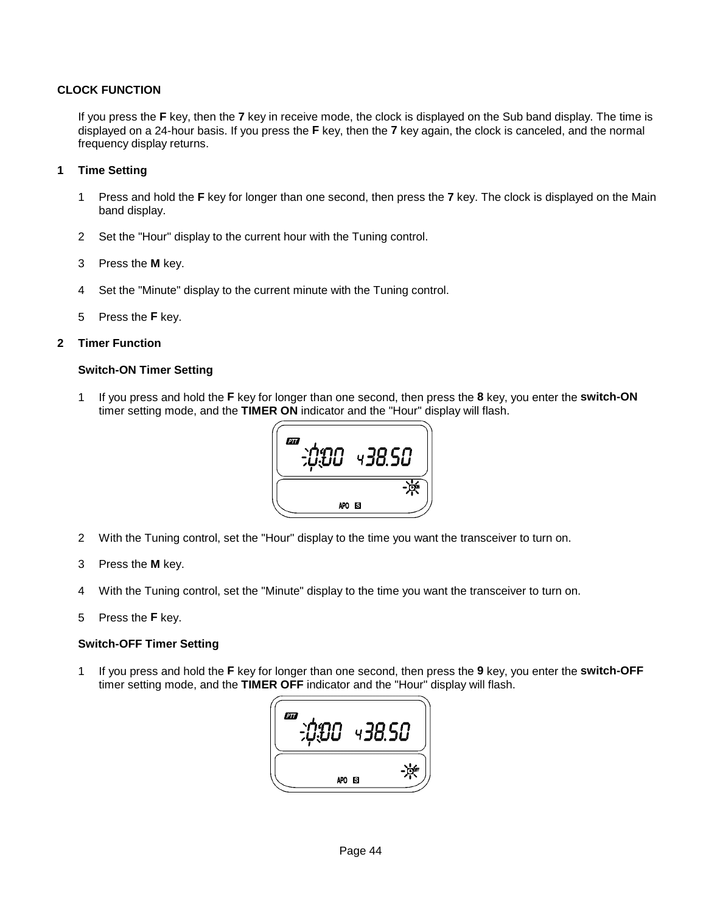## CLOCK FUNCTION

If you press the **F** key, then the **7** key in receive mode, the clock is displayed on the Sub band display. The time is displayed on a 24-hour basis. If you press the **F** key, then the **7** key again, the clock is canceled, and the normal frequency display returns.

### 1 Time Setting

1. Press and hold the **F** key for longer than one second, then press the **7** key. The clock is displayed on the Main band display.
2. Set the "Hour" display to the current hour with the Tuning control.
3. Press the **M** key.
4. Set the "Minute" display to the current minute with the Tuning control.
5. Press the **F** key.

### 2 Timer Function

**Switch-ON Timer Setting**

1. If you press and hold the **F** key for longer than one second, then press the **8** key, you enter the **switch-ON** timer setting mode, and the **TIMER ON** indicator and the "Hour" display will flash.
2. With the Tuning control, set the "Hour" display to the time you want the transceiver to turn on.
3. Press the **M** key.
4. With the Tuning control, set the "Minute" display to the time you want the transceiver to turn on.
5. Press the **F** key.

**Switch-OFF Timer Setting**

1. If you press and hold the **F** key for longer than one second, then press the **9** key, you enter the **switch-OFF** timer setting mode, and the **TIMER OFF** indicator and the "Hour" display will flash.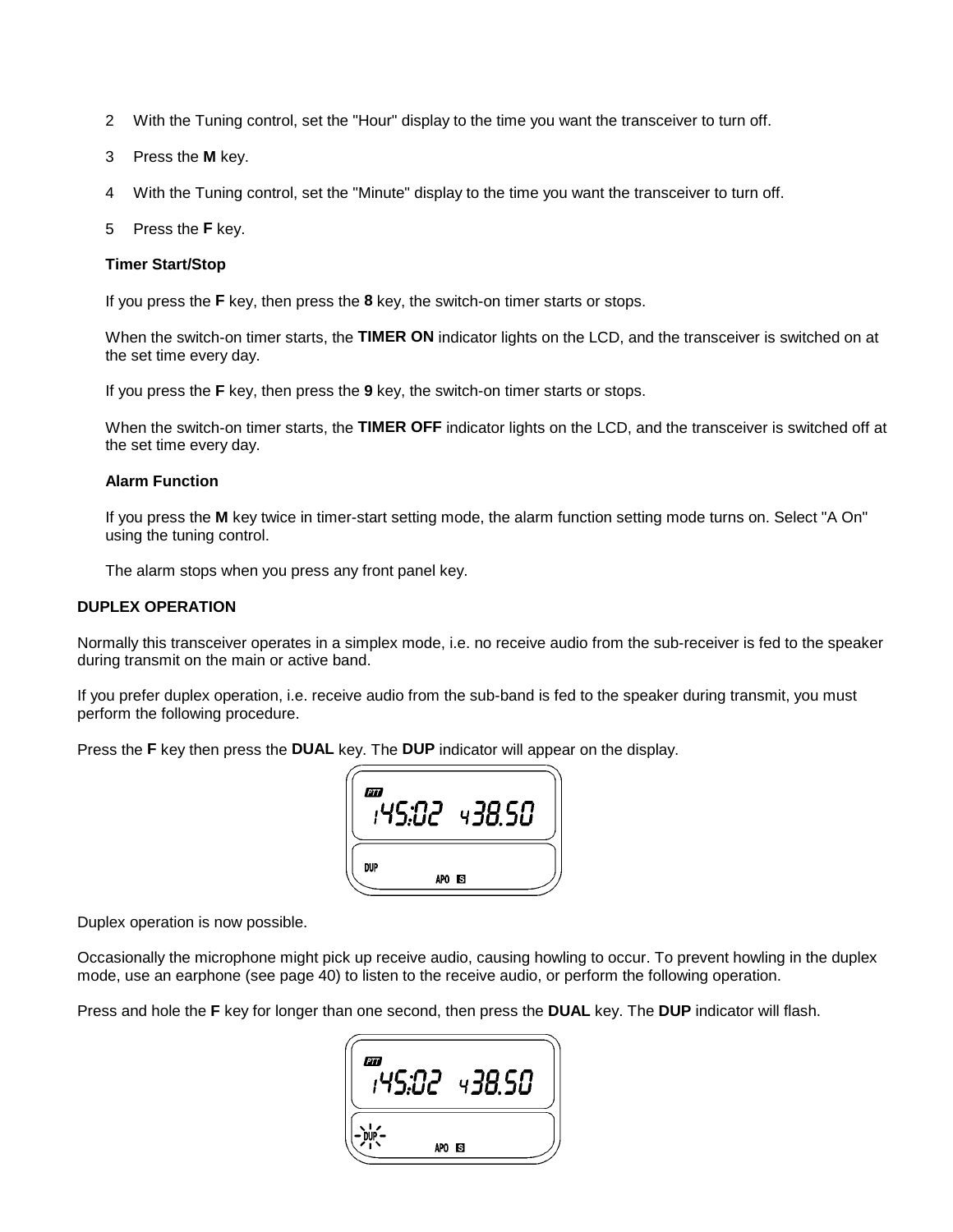2 With the Tuning control, set the "Hour" display to the time you want the transceiver to turn off.

3 Press the **M** key.

4 With the Tuning control, set the "Minute" display to the time you want the transceiver to turn off.

5 Press the **F** key.

**Timer Start/Stop**

If you press the **F** key, then press the **8** key, the switch-on timer starts or stops.

When the switch-on timer starts, the **TIMER ON** indicator lights on the LCD, and the transceiver is switched on at the set time every day.

If you press the **F** key, then press the **9** key, the switch-on timer starts or stops.

When the switch-on timer starts, the **TIMER OFF** indicator lights on the LCD, and the transceiver is switched off at the set time every day.

**Alarm Function**

If you press the **M** key twice in timer-start setting mode, the alarm function setting mode turns on. Select "A On" using the tuning control.

The alarm stops when you press any front panel key.

**DUPLEX OPERATION**

Normally this transceiver operates in a simplex mode, i.e. no receive audio from the sub-receiver is fed to the speaker during transmit on the main or active band.

If you prefer duplex operation, i.e. receive audio from the sub-band is fed to the speaker during transmit, you must perform the following procedure.

Press the **F** key then press the **DUAL** key. The **DUP** indicator will appear on the display.

Duplex operation is now possible.

Occasionally the microphone might pick up receive audio, causing howling to occur. To prevent howling in the duplex mode, use an earphone (see page 40) to listen to the receive audio, or perform the following operation.

Press and hole the **F** key for longer than one second, then press the **DUAL** key. The **DUP** indicator will flash.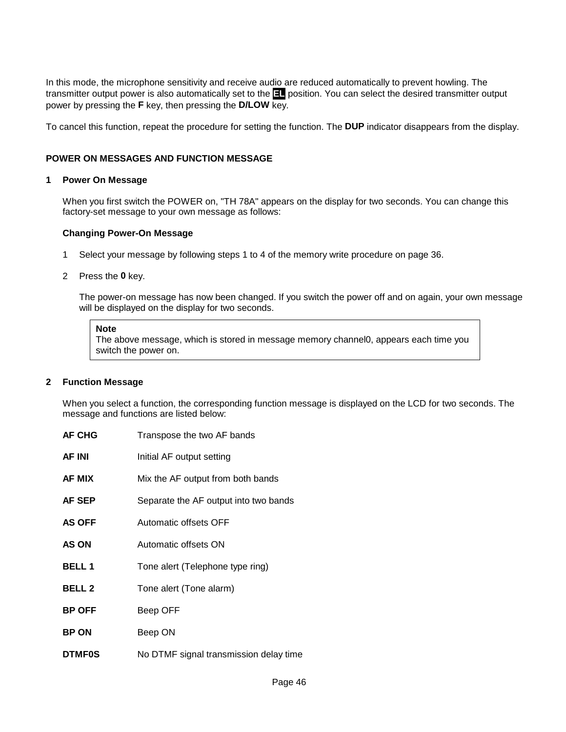In this mode, the microphone sensitivity and receive audio are reduced automatically to prevent howling. The transmitter output power is also automatically set to the **EL** position. You can select the desired transmitter output power by pressing the **F** key, then pressing the **D/LOW** key.

To cancel this function, repeat the procedure for setting the function. The **DUP** indicator disappears from the display.

## POWER ON MESSAGES AND FUNCTION MESSAGE

### 1 Power On Message

When you first switch the POWER on, "TH 78A" appears on the display for two seconds. You can change this factory-set message to your own message as follows:

#### Changing Power-On Message

1. Select your message by following steps 1 to 4 of the memory write procedure on page 36.
2. Press the **0** key.

   The power-on message has now been changed. If you switch the power off and on again, your own message will be displayed on the display for two seconds.

> **Note**
> The above message, which is stored in message memory channel0, appears each time you switch the power on.

### 2 Function Message

When you select a function, the corresponding function message is displayed on the LCD for two seconds. The message and functions are listed below:

| | |
|---|---|
| **AF CHG** | Transpose the two AF bands |
| **AF INI** | Initial AF output setting |
| **AF MIX** | Mix the AF output from both bands |
| **AF SEP** | Separate the AF output into two bands |
| **AS OFF** | Automatic offsets OFF |
| **AS ON** | Automatic offsets ON |
| **BELL 1** | Tone alert (Telephone type ring) |
| **BELL 2** | Tone alert (Tone alarm) |
| **BP OFF** | Beep OFF |
| **BP ON** | Beep ON |
| **DTMF0S** | No DTMF signal transmission delay time |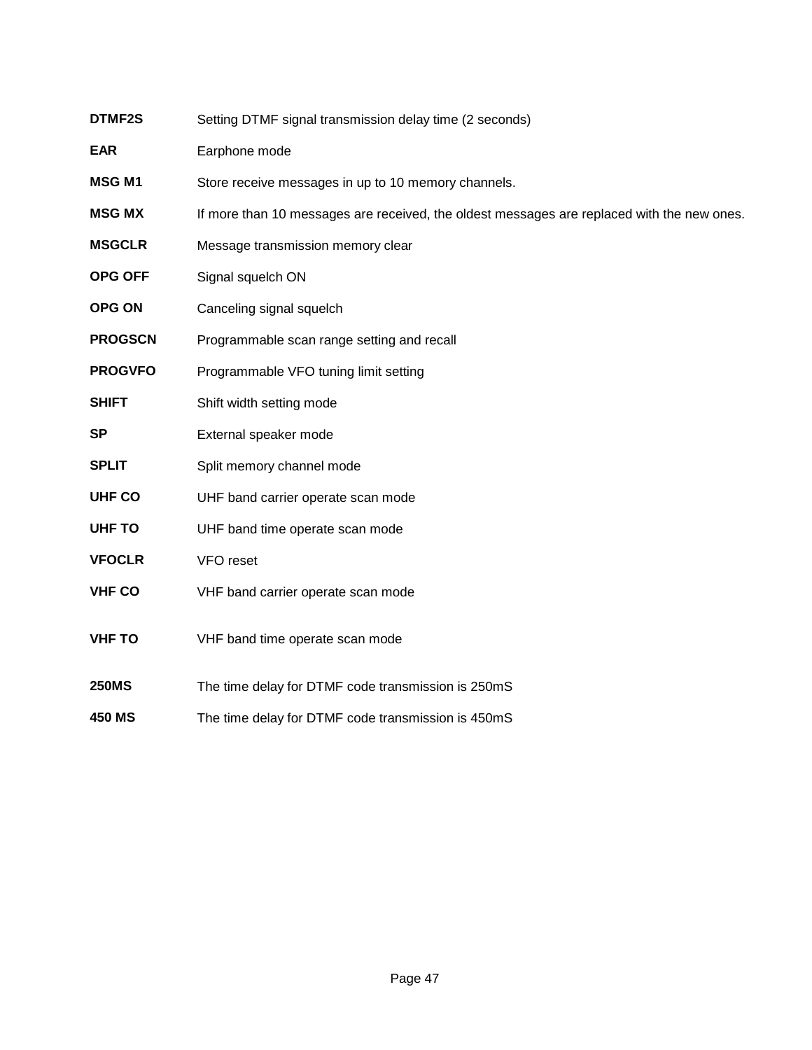**DTMF2S** Setting DTMF signal transmission delay time (2 seconds)

**EAR** Earphone mode

**MSG M1** Store receive messages in up to 10 memory channels.

**MSG MX** If more than 10 messages are received, the oldest messages are replaced with the new ones.

**MSGCLR** Message transmission memory clear

**OPG OFF** Signal squelch ON

**OPG ON** Canceling signal squelch

**PROGSCN** Programmable scan range setting and recall

**PROGVFO** Programmable VFO tuning limit setting

**SHIFT** Shift width setting mode

**SP** External speaker mode

**SPLIT** Split memory channel mode

**UHF CO** UHF band carrier operate scan mode

**UHF TO** UHF band time operate scan mode

**VFOCLR** VFO reset

**VHF CO** VHF band carrier operate scan mode

**VHF TO** VHF band time operate scan mode

**250MS** The time delay for DTMF code transmission is 250mS

**450 MS** The time delay for DTMF code transmission is 450mS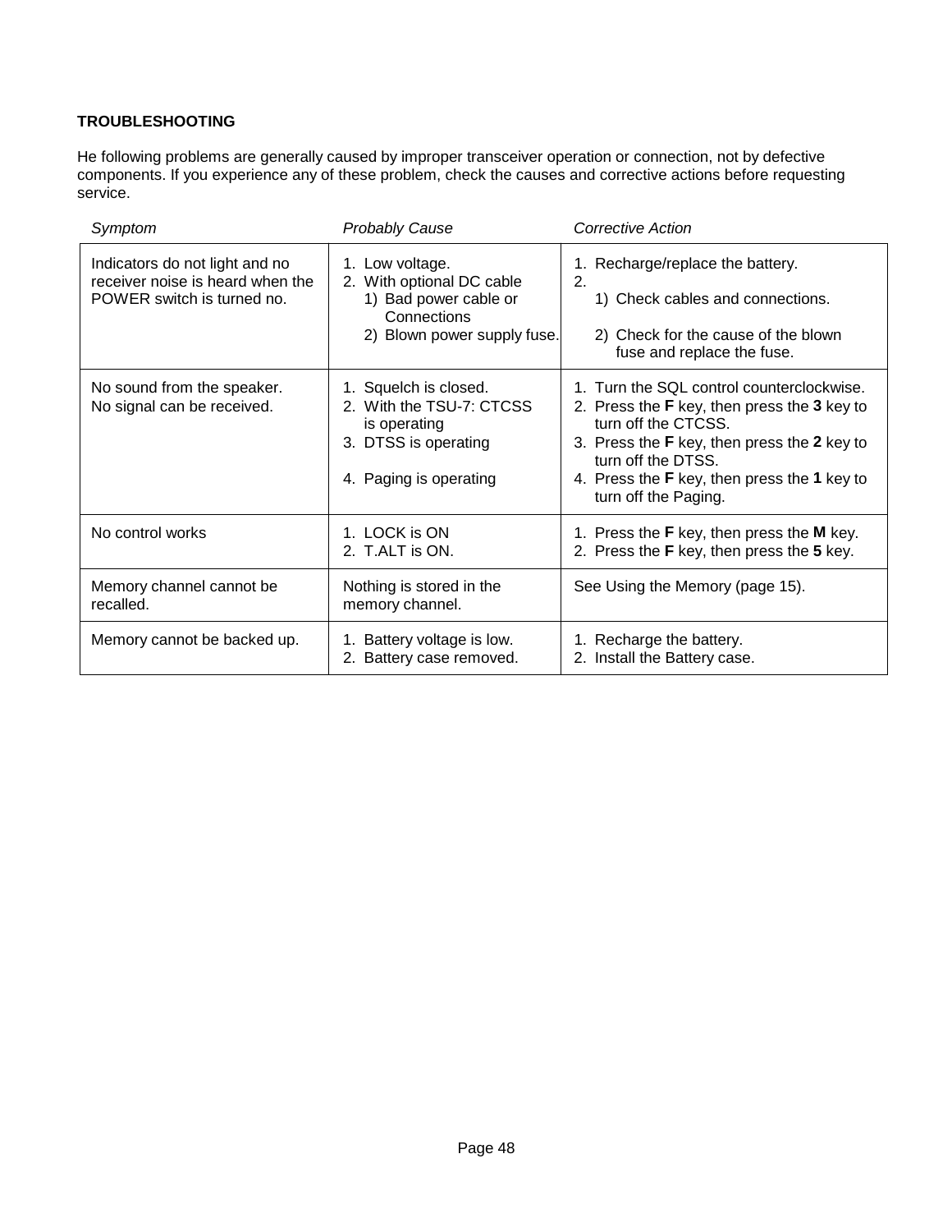## TROUBLESHOOTING

He following problems are generally caused by improper transceiver operation or connection, not by defective components. If you experience any of these problem, check the causes and corrective actions before requesting service.

| *Symptom* | *Probably Cause* | *Corrective Action* |
|---|---|---|
| Indicators do not light and no receiver noise is heard when the POWER switch is turned no. | 1. Low voltage.<br>2. With optional DC cable<br>1) Bad power cable or Connections<br>2) Blown power supply fuse. | 1. Recharge/replace the battery.<br>2.<br>1) Check cables and connections.<br>2) Check for the cause of the blown fuse and replace the fuse. |
| No sound from the speaker.<br>No signal can be received. | 1. Squelch is closed.<br>2. With the TSU-7: CTCSS is operating<br>3. DTSS is operating<br>4. Paging is operating | 1. Turn the SQL control counterclockwise.<br>2. Press the **F** key, then press the **3** key to turn off the CTCSS.<br>3. Press the **F** key, then press the **2** key to turn off the DTSS.<br>4. Press the **F** key, then press the **1** key to turn off the Paging. |
| No control works | 1. LOCK is ON<br>2. T.ALT is ON. | 1. Press the **F** key, then press the **M** key.<br>2. Press the **F** key, then press the **5** key. |
| Memory channel cannot be recalled. | Nothing is stored in the memory channel. | See Using the Memory (page 15). |
| Memory cannot be backed up. | 1. Battery voltage is low.<br>2. Battery case removed. | 1. Recharge the battery.<br>2. Install the Battery case. |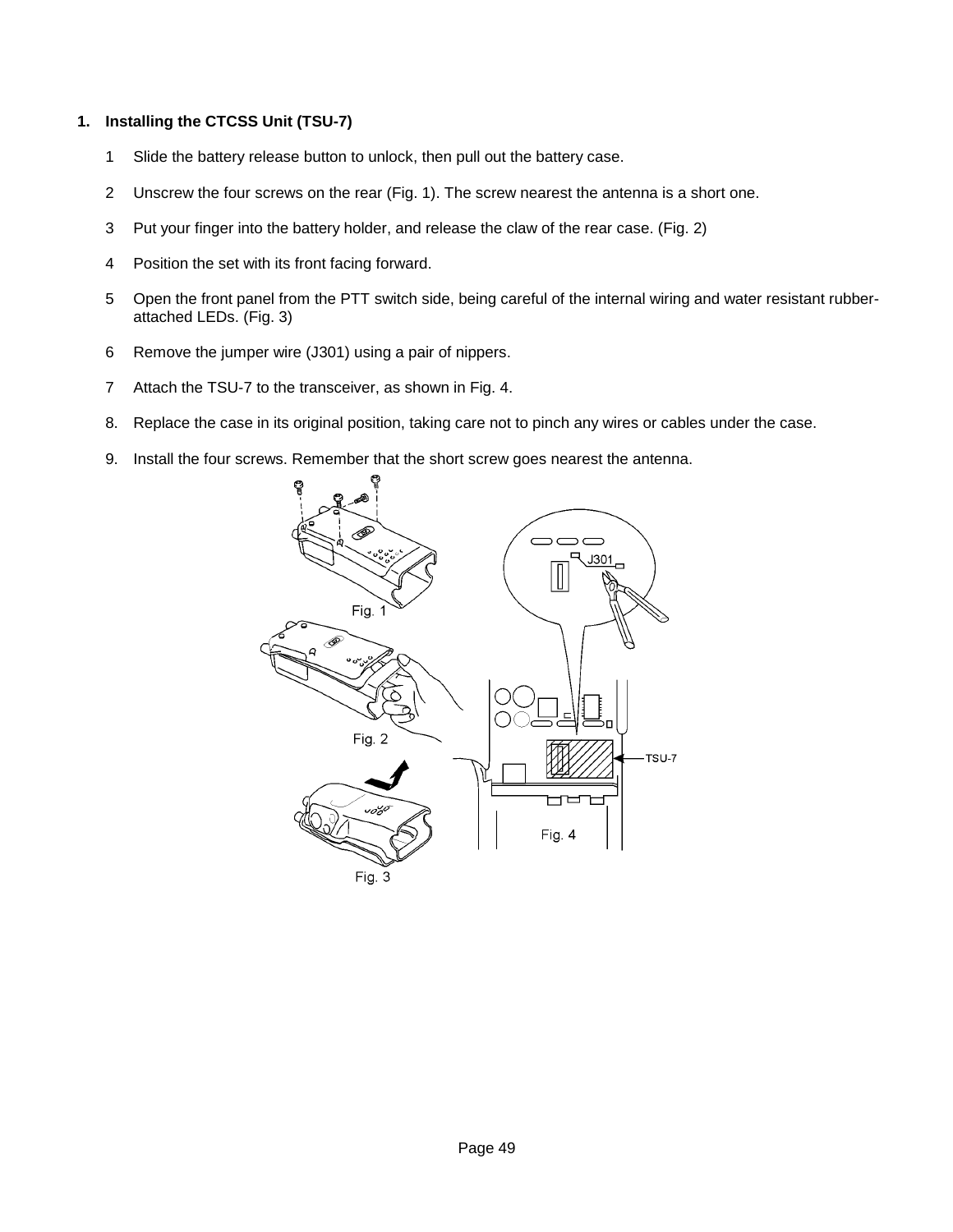## 1. Installing the CTCSS Unit (TSU-7)

1 Slide the battery release button to unlock, then pull out the battery case.

2 Unscrew the four screws on the rear (Fig. 1). The screw nearest the antenna is a short one.

3 Put your finger into the battery holder, and release the claw of the rear case. (Fig. 2)

4 Position the set with its front facing forward.

5 Open the front panel from the PTT switch side, being careful of the internal wiring and water resistant rubber-attached LEDs. (Fig. 3)

6 Remove the jumper wire (J301) using a pair of nippers.

7 Attach the TSU-7 to the transceiver, as shown in Fig. 4.

8. Replace the case in its original position, taking care not to pinch any wires or cables under the case.

9. Install the four screws. Remember that the short screw goes nearest the antenna.

Fig. 1

Fig. 2

Fig. 3

Fig. 4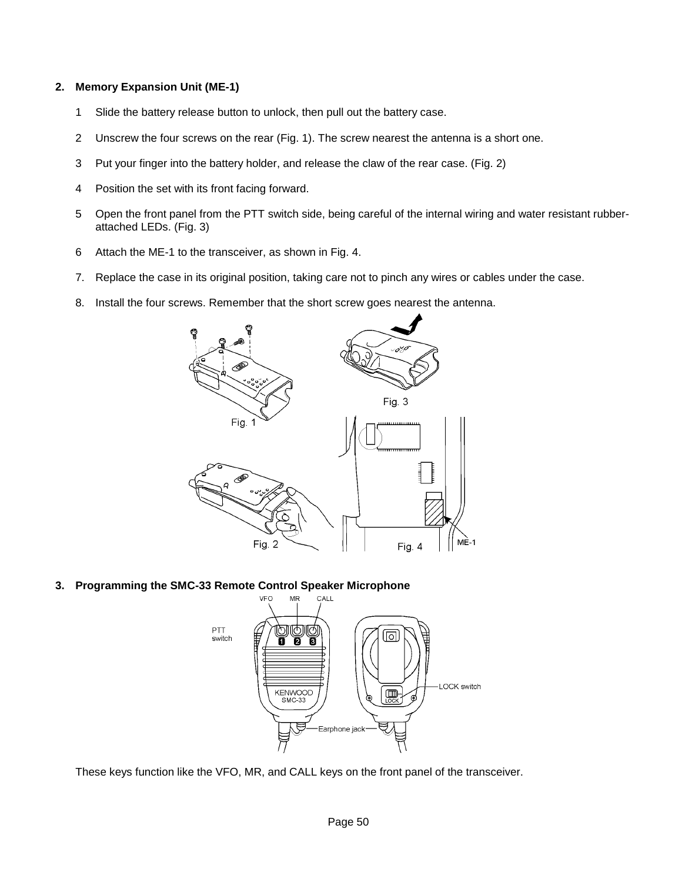## 2. Memory Expansion Unit (ME-1)

1 Slide the battery release button to unlock, then pull out the battery case.

2 Unscrew the four screws on the rear (Fig. 1). The screw nearest the antenna is a short one.

3 Put your finger into the battery holder, and release the claw of the rear case. (Fig. 2)

4 Position the set with its front facing forward.

5 Open the front panel from the PTT switch side, being careful of the internal wiring and water resistant rubber-attached LEDs. (Fig. 3)

6 Attach the ME-1 to the transceiver, as shown in Fig. 4.

7. Replace the case in its original position, taking care not to pinch any wires or cables under the case.

8. Install the four screws. Remember that the short screw goes nearest the antenna.

Fig. 1

Fig. 2

Fig. 3

Fig. 4

## 3. Programming the SMC-33 Remote Control Speaker Microphone

These keys function like the VFO, MR, and CALL keys on the front panel of the transceiver.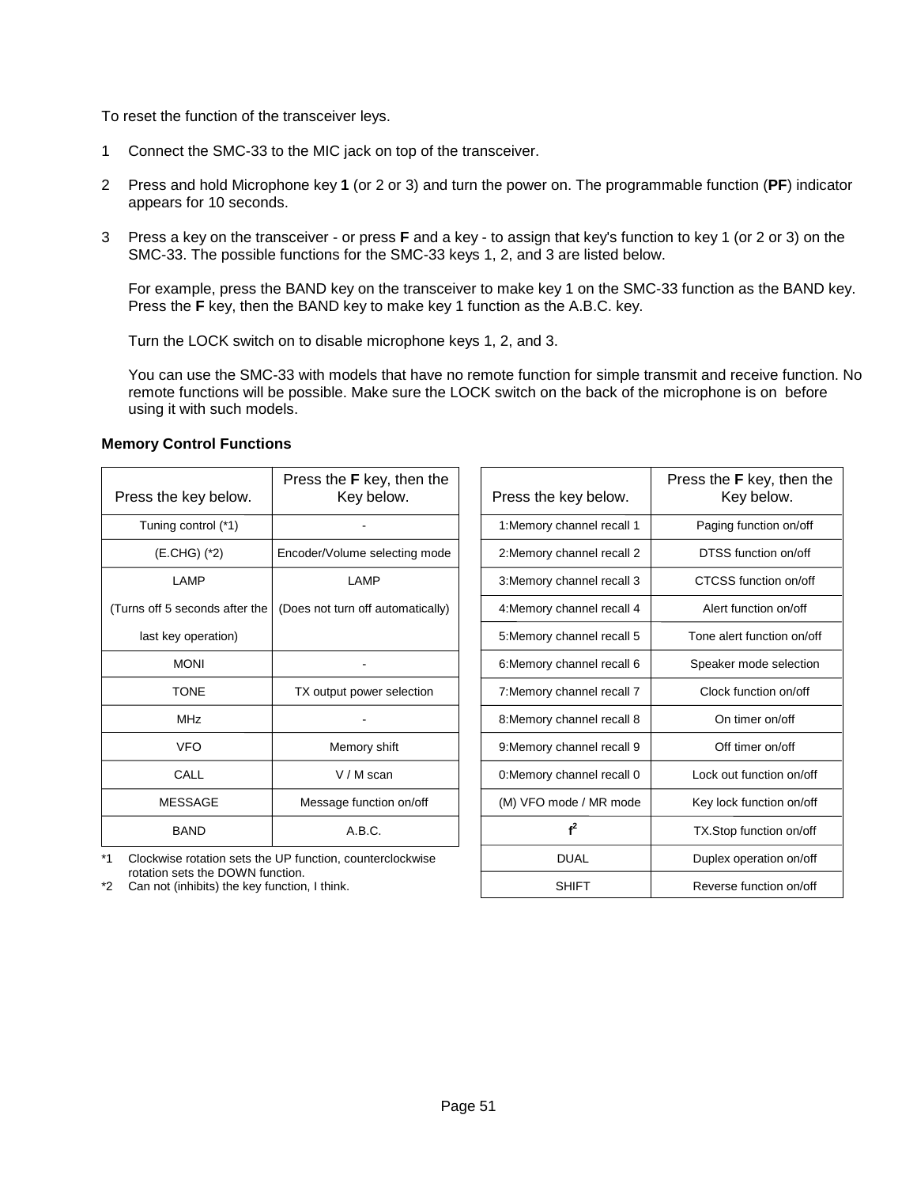To reset the function of the transceiver leys.

1. Connect the SMC-33 to the MIC jack on top of the transceiver.

2. Press and hold Microphone key **1** (or 2 or 3) and turn the power on. The programmable function (**PF**) indicator appears for 10 seconds.

3. Press a key on the transceiver - or press **F** and a key - to assign that key's function to key 1 (or 2 or 3) on the SMC-33. The possible functions for the SMC-33 keys 1, 2, and 3 are listed below.

   For example, press the BAND key on the transceiver to make key 1 on the SMC-33 function as the BAND key. Press the **F** key, then the BAND key to make key 1 function as the A.B.C. key.

   Turn the LOCK switch on to disable microphone keys 1, 2, and 3.

   You can use the SMC-33 with models that have no remote function for simple transmit and receive function. No remote functions will be possible. Make sure the LOCK switch on the back of the microphone is on before using it with such models.

**Memory Control Functions**

| Press the key below. | Press the **F** key, then the Key below. |
|---|---|
| Tuning control (*1) | - |
| (E.CHG) (*2) | Encoder/Volume selecting mode |
| LAMP (Turns off 5 seconds after the last key operation) | LAMP (Does not turn off automatically) |
| MONI | - |
| TONE | TX output power selection |
| MHz | - |
| VFO | Memory shift |
| CALL | V / M scan |
| MESSAGE | Message function on/off |
| BAND | A.B.C. |

*1 Clockwise rotation sets the UP function, counterclockwise rotation sets the DOWN function.

*2 Can not (inhibits) the key function, I think.

| Press the key below. | Press the **F** key, then the Key below. |
|---|---|
| 1:Memory channel recall 1 | Paging function on/off |
| 2:Memory channel recall 2 | DTSS function on/off |
| 3:Memory channel recall 3 | CTCSS function on/off |
| 4:Memory channel recall 4 | Alert function on/off |
| 5:Memory channel recall 5 | Tone alert function on/off |
| 6:Memory channel recall 6 | Speaker mode selection |
| 7:Memory channel recall 7 | Clock function on/off |
| 8:Memory channel recall 8 | On timer on/off |
| 9:Memory channel recall 9 | Off timer on/off |
| 0:Memory channel recall 0 | Lock out function on/off |
| (M) VFO mode / MR mode | Key lock function on/off |
| **f²** | TX.Stop function on/off |
| DUAL | Duplex operation on/off |
| SHIFT | Reverse function on/off |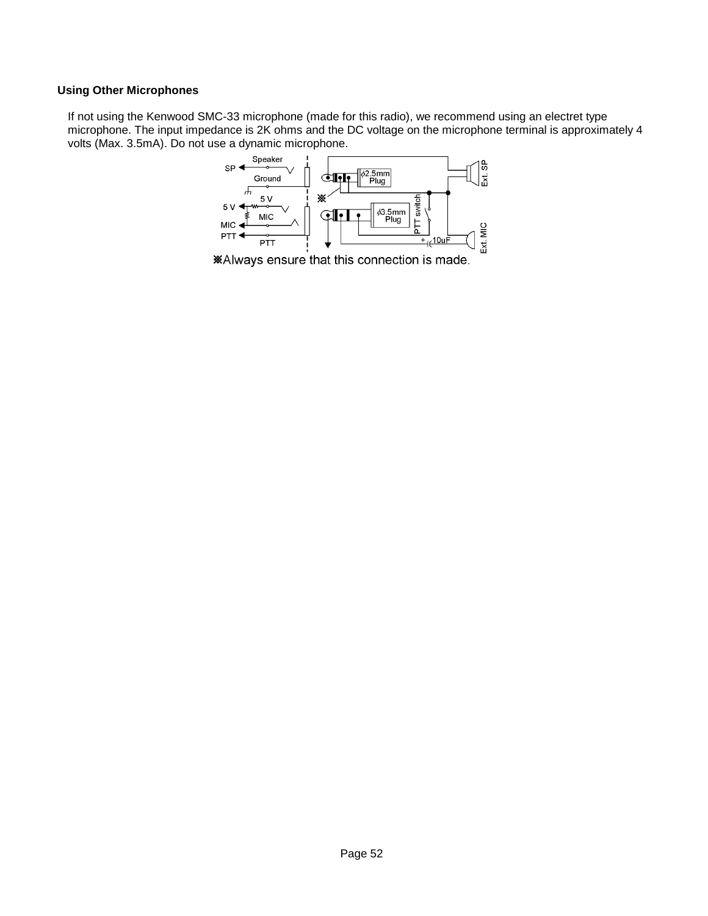### Using Other Microphones

If not using the Kenwood SMC-33 microphone (made for this radio), we recommend using an electret type microphone. The input impedance is 2K ohms and the DC voltage on the microphone terminal is approximately 4 volts (Max. 3.5mA). Do not use a dynamic microphone.

SP
Speaker
Ground
5 V
5 V
MIC
MIC
PTT
PTT
※
$\phi$2.5mm Plug
$\phi$3.5mm Plug
PTT switch
+
10uF
Ext. SP
Ext. MIC

※Always ensure that this connection is made.